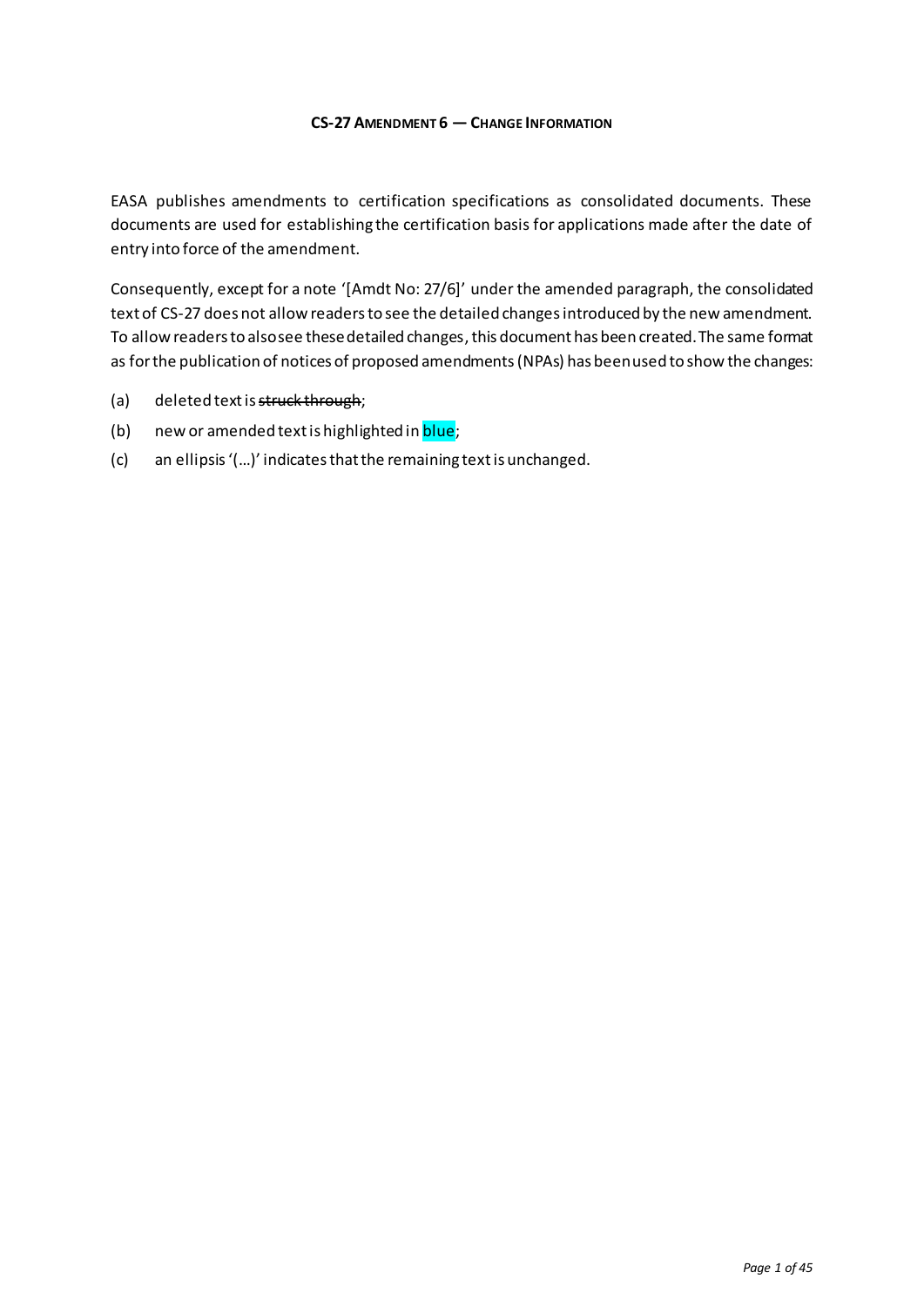# CS-27 AMENDMENT 6 — CHANGE INFORMATION

EASA publishes amendments to certification specifications as consolidated documents. These documents are used for establishing the certification basis for applications made after the date of entry into force of the amendment.

Consequently, except for a note '[Amdt No: 27/6]' under the amended paragraph, the consolidated text of CS-27 does not allow readers to see the detailed changes introduced by the new amendment. To allow readers to also see these detailed changes, this document has been created. The same format as for the publication of notices of proposed amendments (NPAs) has been used to show the changes:

(a) deleted text is ~~struck through~~;

(b) new or amended text is highlighted in blue;

(c) an ellipsis '(…)' indicates that the remaining text is unchanged.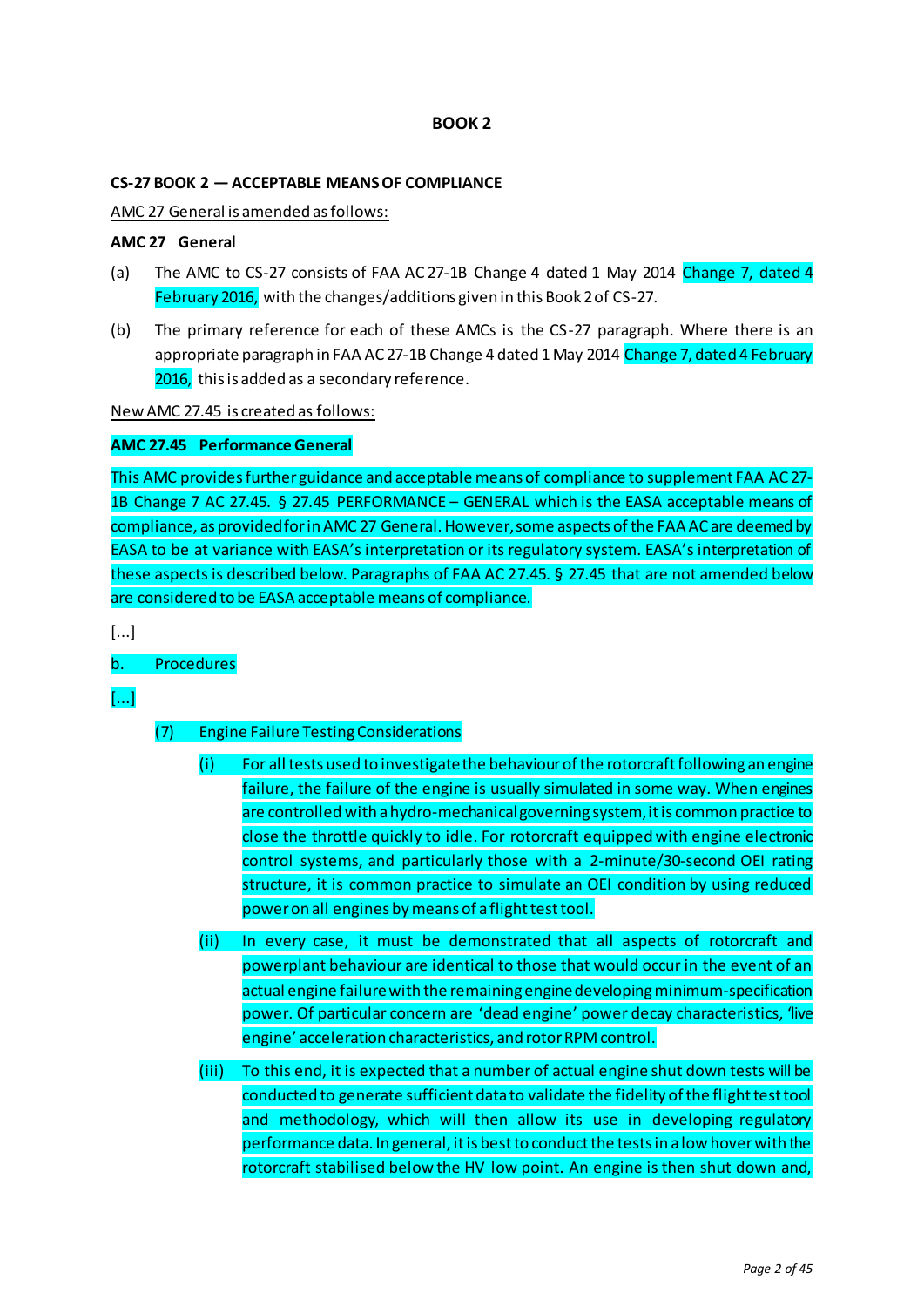**BOOK 2**

**CS-27 BOOK 2 — ACCEPTABLE MEANS OF COMPLIANCE**

AMC 27 General is amended as follows:

**AMC 27 General**

(a) The AMC to CS-27 consists of FAA AC 27-1B ~~Change 4 dated 1 May 2014~~ Change 7, dated 4 February 2016, with the changes/additions given in this Book 2 of CS-27.

(b) The primary reference for each of these AMCs is the CS-27 paragraph. Where there is an appropriate paragraph in FAA AC 27-1B ~~Change 4 dated 1 May 2014~~ Change 7, dated 4 February 2016, this is added as a secondary reference.

New AMC 27.45 is created as follows:

**AMC 27.45 Performance General**

This AMC provides further guidance and acceptable means of compliance to supplement FAA AC 27-1B Change 7 AC 27.45. § 27.45 PERFORMANCE – GENERAL which is the EASA acceptable means of compliance, as provided for in AMC 27 General. However, some aspects of the FAA AC are deemed by EASA to be at variance with EASA's interpretation or its regulatory system. EASA's interpretation of these aspects is described below. Paragraphs of FAA AC 27.45. § 27.45 that are not amended below are considered to be EASA acceptable means of compliance.

[...]

b. Procedures

[...]

(7) Engine Failure Testing Considerations

(i) For all tests used to investigate the behaviour of the rotorcraft following an engine failure, the failure of the engine is usually simulated in some way. When engines are controlled with a hydro-mechanical governing system, it is common practice to close the throttle quickly to idle. For rotorcraft equipped with engine electronic control systems, and particularly those with a 2-minute/30-second OEI rating structure, it is common practice to simulate an OEI condition by using reduced power on all engines by means of a flight test tool.

(ii) In every case, it must be demonstrated that all aspects of rotorcraft and powerplant behaviour are identical to those that would occur in the event of an actual engine failure with the remaining engine developing minimum-specification power. Of particular concern are 'dead engine' power decay characteristics, 'live engine' acceleration characteristics, and rotor RPM control.

(iii) To this end, it is expected that a number of actual engine shut down tests will be conducted to generate sufficient data to validate the fidelity of the flight test tool and methodology, which will then allow its use in developing regulatory performance data. In general, it is best to conduct the tests in a low hover with the rotorcraft stabilised below the HV low point. An engine is then shut down and,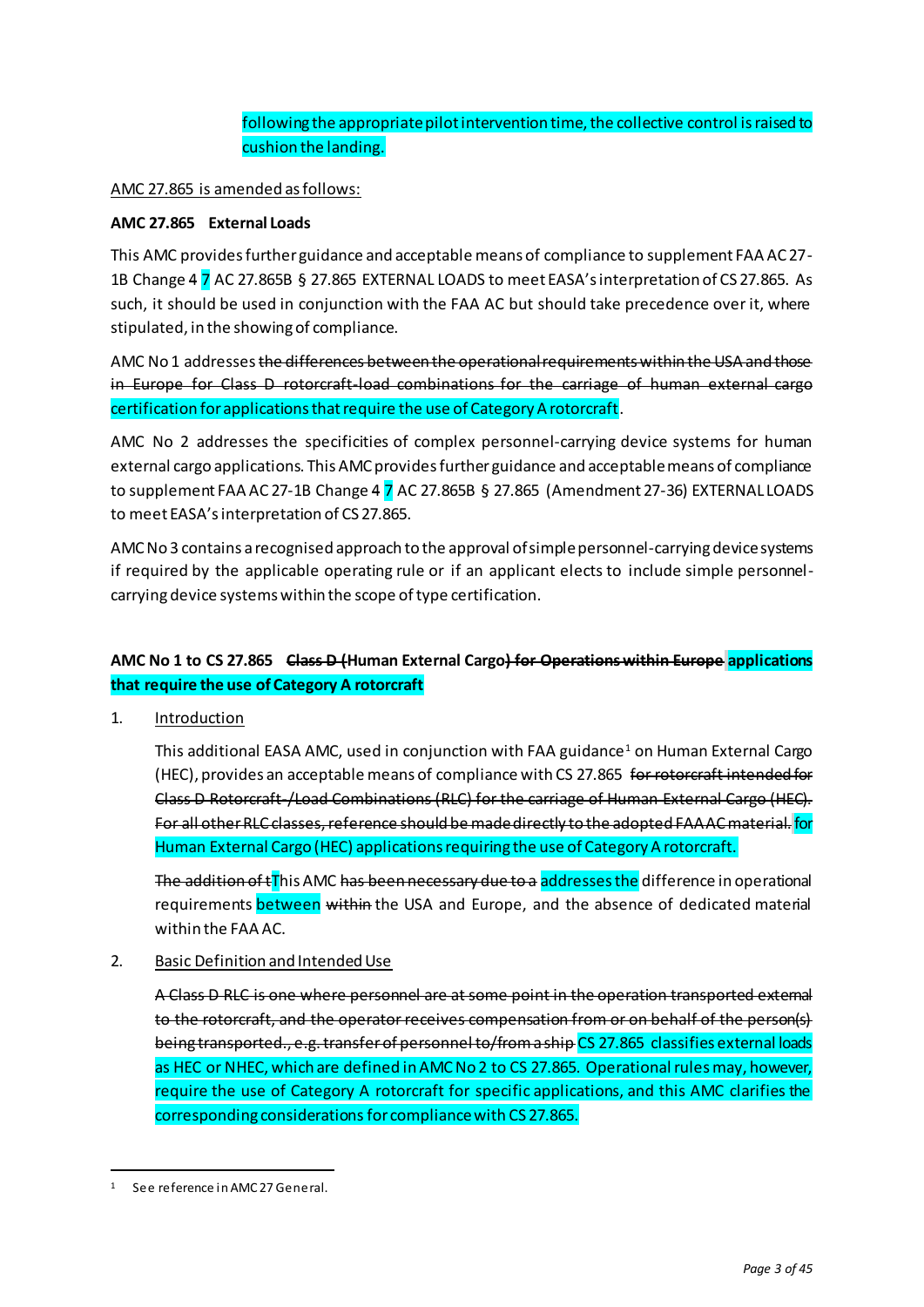following the appropriate pilot intervention time, the collective control is raised to cushion the landing.

AMC 27.865 is amended as follows:

**AMC 27.865 External Loads**

This AMC provides further guidance and acceptable means of compliance to supplement FAA AC 27-1B Change ~~4~~ 7 AC 27.865B § 27.865 EXTERNAL LOADS to meet EASA's interpretation of CS 27.865. As such, it should be used in conjunction with the FAA AC but should take precedence over it, where stipulated, in the showing of compliance.

AMC No 1 addresses ~~the differences between the operational requirements within the USA and those in Europe for Class D rotorcraft-load combinations for the carriage of human external cargo~~ certification for applications that require the use of Category A rotorcraft.

AMC No 2 addresses the specificities of complex personnel-carrying device systems for human external cargo applications. This AMC provides further guidance and acceptable means of compliance to supplement FAA AC 27-1B Change ~~4~~ 7 AC 27.865B § 27.865 (Amendment 27-36) EXTERNAL LOADS to meet EASA's interpretation of CS 27.865.

AMC No 3 contains a recognised approach to the approval of simple personnel-carrying device systems if required by the applicable operating rule or if an applicant elects to include simple personnel-carrying device systems within the scope of type certification.

**AMC No 1 to CS 27.865 ~~Class D (~~Human External Cargo~~) for Operations within Europe~~ applications that require the use of Category A rotorcraft**

1. Introduction

   This additional EASA AMC, used in conjunction with FAA guidance[1] on Human External Cargo (HEC), provides an acceptable means of compliance with CS 27.865 ~~for rotorcraft intended for Class D Rotorcraft-/Load Combinations (RLC) for the carriage of Human External Cargo (HEC). For all other RLC classes, reference should be made directly to the adopted FAA AC material.~~ for Human External Cargo (HEC) applications requiring the use of Category A rotorcraft.

   ~~The addition of t~~This AMC ~~has been necessary due to a~~ addresses the difference in operational requirements between ~~within~~ the USA and Europe, and the absence of dedicated material within the FAA AC.

2. Basic Definition and Intended Use

   ~~A Class D RLC is one where personnel are at some point in the operation transported external to the rotorcraft, and the operator receives compensation from or on behalf of the person(s) being transported., e.g. transfer of personnel to/from a ship~~ CS 27.865 classifies external loads as HEC or NHEC, which are defined in AMC No 2 to CS 27.865. Operational rules may, however, require the use of Category A rotorcraft for specific applications, and this AMC clarifies the corresponding considerations for compliance with CS 27.865.

[1] See reference in AMC 27 General.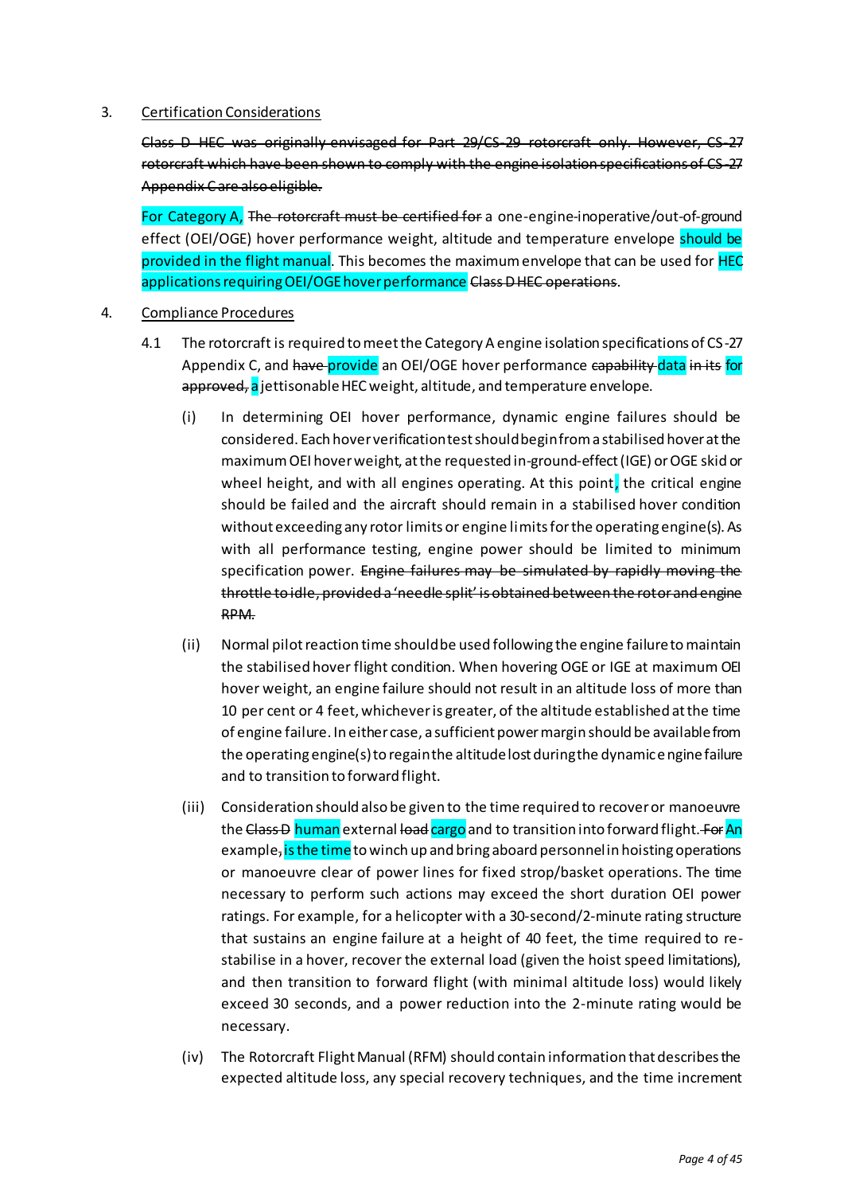3. <u>Certification Considerations</u>

~~Class D HEC was originally envisaged for Part 29/CS-29 rotorcraft only. However, CS-27 rotorcraft which have been shown to comply with the engine isolation specifications of CS-27 Appendix C are also eligible.~~

For Category A, ~~The rotorcraft must be certified for~~ a one-engine-inoperative/out-of-ground effect (OEI/OGE) hover performance weight, altitude and temperature envelope should be provided in the flight manual. This becomes the maximum envelope that can be used for HEC applications requiring OEI/OGE hover performance ~~Class D HEC operations~~.

4. <u>Compliance Procedures</u>

4.1 The rotorcraft is required to meet the Category A engine isolation specifications of CS-27 Appendix C, and ~~have~~ provide an OEI/OGE hover performance ~~capability~~ data ~~in its~~ for ~~approved,~~ a jettisonable HEC weight, altitude, and temperature envelope.

(i) In determining OEI hover performance, dynamic engine failures should be considered. Each hover verification test should begin from a stabilised hover at the maximum OEI hover weight, at the requested in-ground-effect (IGE) or OGE skid or wheel height, and with all engines operating. At this point, the critical engine should be failed and the aircraft should remain in a stabilised hover condition without exceeding any rotor limits or engine limits for the operating engine(s). As with all performance testing, engine power should be limited to minimum specification power. ~~Engine failures may be simulated by rapidly moving the throttle to idle, provided a 'needle split' is obtained between the rotor and engine RPM.~~

(ii) Normal pilot reaction time should be used following the engine failure to maintain the stabilised hover flight condition. When hovering OGE or IGE at maximum OEI hover weight, an engine failure should not result in an altitude loss of more than 10 per cent or 4 feet, whichever is greater, of the altitude established at the time of engine failure. In either case, a sufficient power margin should be available from the operating engine(s) to regain the altitude lost during the dynamic engine failure and to transition to forward flight.

(iii) Consideration should also be given to the time required to recover or manoeuvre the ~~Class D~~ human external ~~load~~ cargo and to transition into forward flight. ~~For~~ An example~~,~~ is the time to winch up and bring aboard personnel in hoisting operations or manoeuvre clear of power lines for fixed strop/basket operations. The time necessary to perform such actions may exceed the short duration OEI power ratings. For example, for a helicopter with a 30-second/2-minute rating structure that sustains an engine failure at a height of 40 feet, the time required to re-stabilise in a hover, recover the external load (given the hoist speed limitations), and then transition to forward flight (with minimal altitude loss) would likely exceed 30 seconds, and a power reduction into the 2-minute rating would be necessary.

(iv) The Rotorcraft Flight Manual (RFM) should contain information that describes the expected altitude loss, any special recovery techniques, and the time increment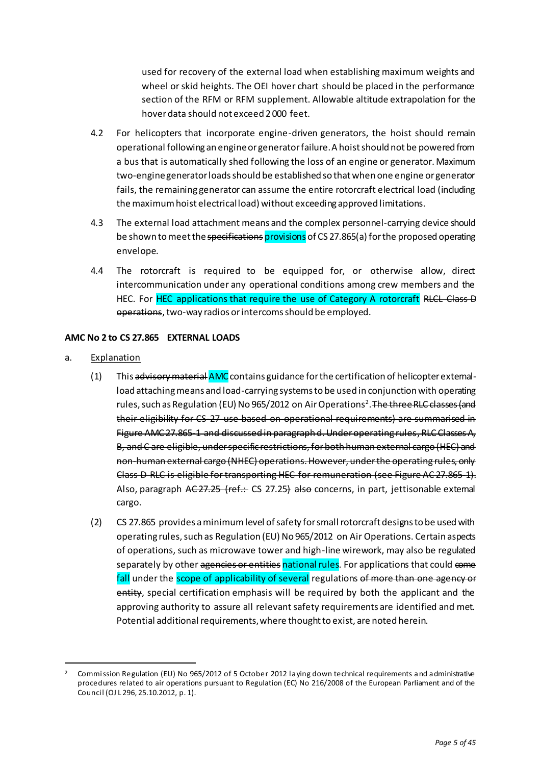used for recovery of the external load when establishing maximum weights and wheel or skid heights. The OEI hover chart should be placed in the performance section of the RFM or RFM supplement. Allowable altitude extrapolation for the hover data should not exceed 2 000 feet.

4.2 For helicopters that incorporate engine-driven generators, the hoist should remain operational following an engine or generator failure. A hoist should not be powered from a bus that is automatically shed following the loss of an engine or generator. Maximum two-engine generator loads should be established so that when one engine or generator fails, the remaining generator can assume the entire rotorcraft electrical load (including the maximum hoist electrical load) without exceeding approved limitations.

4.3 The external load attachment means and the complex personnel-carrying device should be shown to meet the ~~specifications~~ provisions of CS 27.865(a) for the proposed operating envelope.

4.4 The rotorcraft is required to be equipped for, or otherwise allow, direct intercommunication under any operational conditions among crew members and the HEC. For HEC applications that require the use of Category A rotorcraft ~~RLCL Class D operations~~, two-way radios or intercoms should be employed.

**AMC No 2 to CS 27.865 EXTERNAL LOADS**

a. Explanation

(1) This ~~advisory material~~ AMC contains guidance for the certification of helicopter external-load attaching means and load-carrying systems to be used in conjunction with operating rules, such as Regulation (EU) No 965/2012 on Air Operations[2]. ~~The three RLC classes (and their eligibility for CS-27 use based on operational requirements) are summarised in Figure AMC 27.865-1 and discussed in paragraph d. Under operating rules, RLC Classes A, B, and C are eligible, under specific restrictions, for both human external cargo (HEC) and non-human external cargo (NHEC) operations. However, under the operating rules, only Class D RLC is eligible for transporting HEC for remuneration (see Figure AC 27.865-1).~~ Also, paragraph ~~AC 27.25 (ref.:~~ CS 27.25~~)~~ ~~also~~ concerns, in part, jettisonable external cargo.

(2) CS 27.865 provides a minimum level of safety for small rotorcraft designs to be used with operating rules, such as Regulation (EU) No 965/2012 on Air Operations. Certain aspects of operations, such as microwave tower and high-line wirework, may also be regulated separately by other ~~agencies or entities~~ national rules. For applications that could ~~come~~ fall under the scope of applicability of several regulations ~~of more than one agency or entity~~, special certification emphasis will be required by both the applicant and the approving authority to assure all relevant safety requirements are identified and met. Potential additional requirements, where thought to exist, are noted herein.

---

[2] Commission Regulation (EU) No 965/2012 of 5 October 2012 laying down technical requirements and administrative procedures related to air operations pursuant to Regulation (EC) No 216/2008 of the European Parliament and of the Council (OJ L 296, 25.10.2012, p. 1).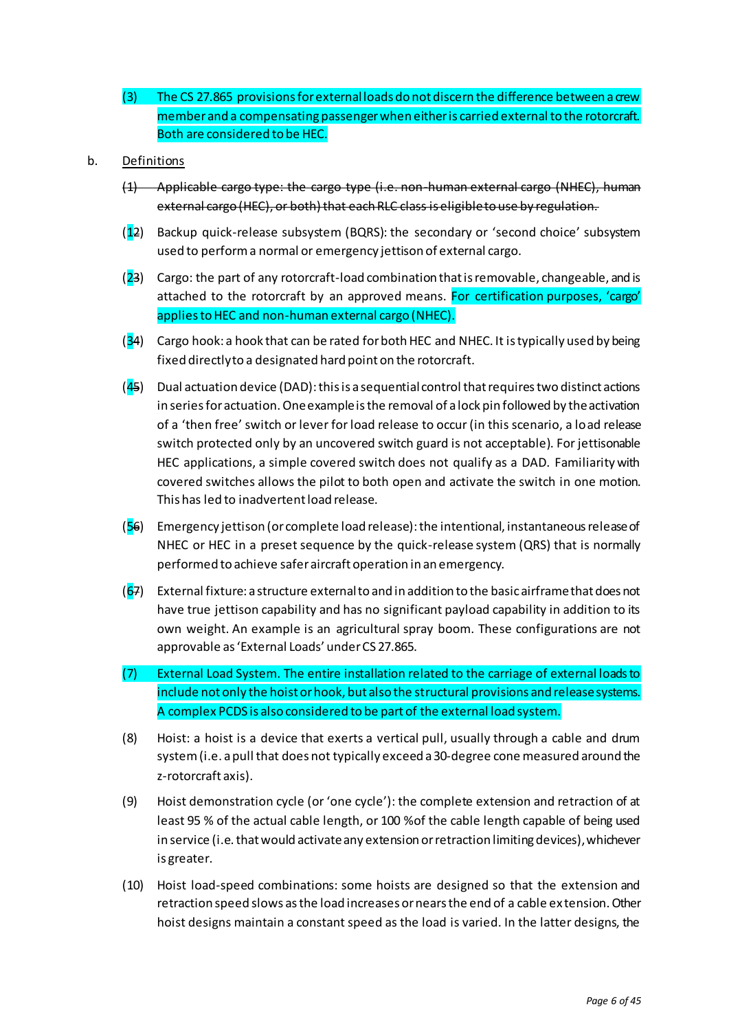(3) The CS 27.865 provisions for external loads do not discern the difference between a crew member and a compensating passenger when either is carried external to the rotorcraft. Both are considered to be HEC.

b. Definitions

~~(1) Applicable cargo type: the cargo type (i.e. non-human external cargo (NHEC), human external cargo (HEC), or both) that each RLC class is eligible to use by regulation.~~

(1~~2~~) Backup quick-release subsystem (BQRS): the secondary or 'second choice' subsystem used to perform a normal or emergency jettison of external cargo.

(2~~3~~) Cargo: the part of any rotorcraft-load combination that is removable, changeable, and is attached to the rotorcraft by an approved means. For certification purposes, 'cargo' applies to HEC and non-human external cargo (NHEC).

(3~~4~~) Cargo hook: a hook that can be rated for both HEC and NHEC. It is typically used by being fixed directly to a designated hard point on the rotorcraft.

(4~~5~~) Dual actuation device (DAD): this is a sequential control that requires two distinct actions in series for actuation. One example is the removal of a lock pin followed by the activation of a 'then free' switch or lever for load release to occur (in this scenario, a load release switch protected only by an uncovered switch guard is not acceptable). For jettisonable HEC applications, a simple covered switch does not qualify as a DAD. Familiarity with covered switches allows the pilot to both open and activate the switch in one motion. This has led to inadvertent load release.

(5~~6~~) Emergency jettison (or complete load release): the intentional, instantaneous release of NHEC or HEC in a preset sequence by the quick-release system (QRS) that is normally performed to achieve safer aircraft operation in an emergency.

(6~~7~~) External fixture: a structure external to and in addition to the basic airframe that does not have true jettison capability and has no significant payload capability in addition to its own weight. An example is an agricultural spray boom. These configurations are not approvable as 'External Loads' under CS 27.865.

(7) External Load System. The entire installation related to the carriage of external loads to include not only the hoist or hook, but also the structural provisions and release systems. A complex PCDS is also considered to be part of the external load system.

(8) Hoist: a hoist is a device that exerts a vertical pull, usually through a cable and drum system (i.e. a pull that does not typically exceed a 30-degree cone measured around the z-rotorcraft axis).

(9) Hoist demonstration cycle (or 'one cycle'): the complete extension and retraction of at least 95 % of the actual cable length, or 100 % of the cable length capable of being used in service (i.e. that would activate any extension or retraction limiting devices), whichever is greater.

(10) Hoist load-speed combinations: some hoists are designed so that the extension and retraction speed slows as the load increases or nears the end of a cable extension. Other hoist designs maintain a constant speed as the load is varied. In the latter designs, the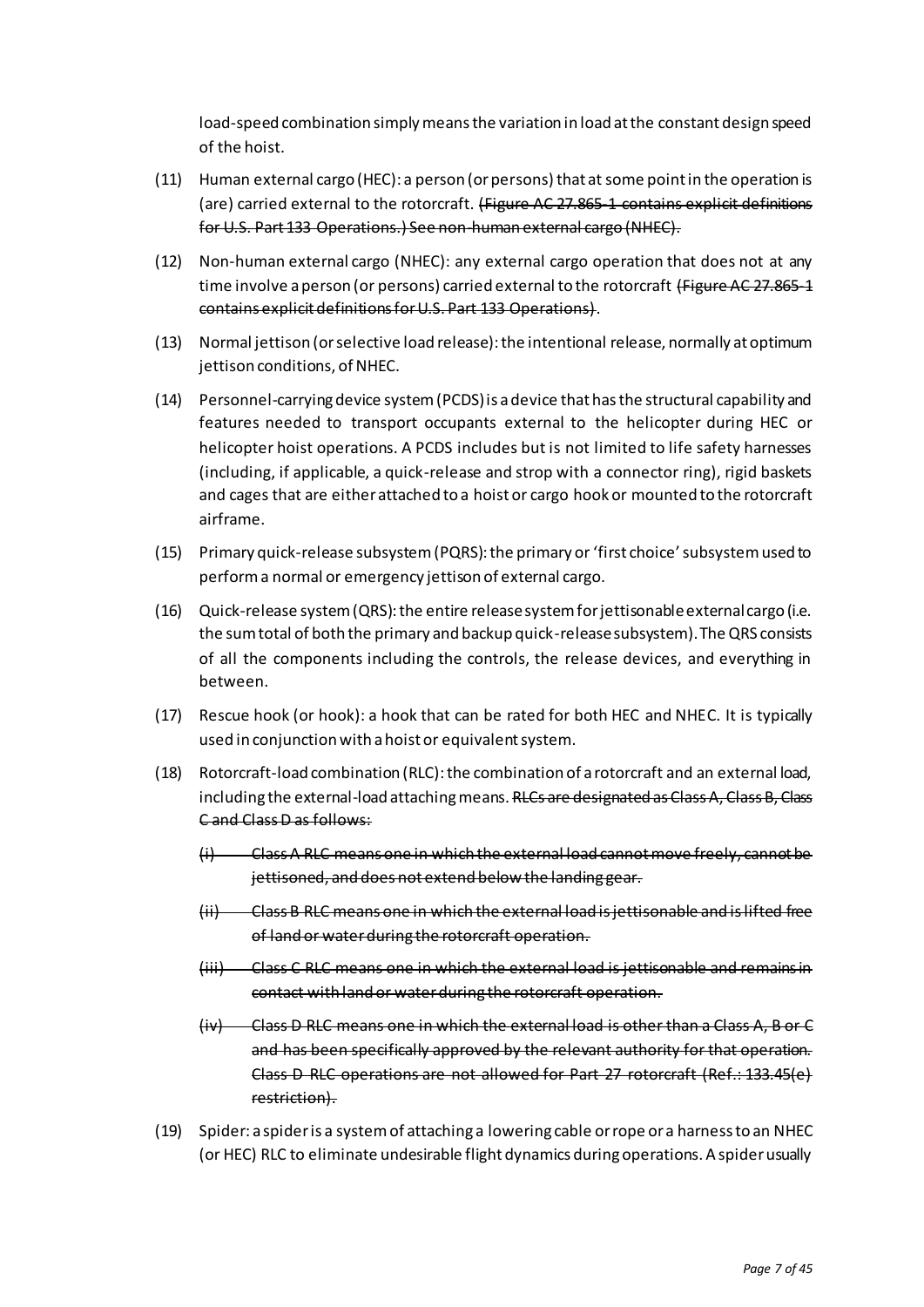load-speed combination simply means the variation in load at the constant design speed of the hoist.

(11) Human external cargo (HEC): a person (or persons) that at some point in the operation is (are) carried external to the rotorcraft. ~~(Figure AC 27.865-1 contains explicit definitions for U.S. Part 133 Operations.) See non-human external cargo (NHEC).~~

(12) Non-human external cargo (NHEC): any external cargo operation that does not at any time involve a person (or persons) carried external to the rotorcraft ~~(Figure AC 27.865-1 contains explicit definitions for U.S. Part 133 Operations)~~.

(13) Normal jettison (or selective load release): the intentional release, normally at optimum jettison conditions, of NHEC.

(14) Personnel-carrying device system (PCDS) is a device that has the structural capability and features needed to transport occupants external to the helicopter during HEC or helicopter hoist operations. A PCDS includes but is not limited to life safety harnesses (including, if applicable, a quick-release and strop with a connector ring), rigid baskets and cages that are either attached to a hoist or cargo hook or mounted to the rotorcraft airframe.

(15) Primary quick-release subsystem (PQRS): the primary or 'first choice' subsystem used to perform a normal or emergency jettison of external cargo.

(16) Quick-release system (QRS): the entire release system for jettisonable external cargo (i.e. the sum total of both the primary and backup quick-release subsystem). The QRS consists of all the components including the controls, the release devices, and everything in between.

(17) Rescue hook (or hook): a hook that can be rated for both HEC and NHEC. It is typically used in conjunction with a hoist or equivalent system.

(18) Rotorcraft-load combination (RLC): the combination of a rotorcraft and an external load, including the external-load attaching means. ~~RLCs are designated as Class A, Class B, Class C and Class D as follows:~~

   ~~(i) Class A RLC means one in which the external load cannot move freely, cannot be jettisoned, and does not extend below the landing gear.~~

   ~~(ii) Class B RLC means one in which the external load is jettisonable and is lifted free of land or water during the rotorcraft operation.~~

   ~~(iii) Class C RLC means one in which the external load is jettisonable and remains in contact with land or water during the rotorcraft operation.~~

   ~~(iv) Class D RLC means one in which the external load is other than a Class A, B or C and has been specifically approved by the relevant authority for that operation. Class D RLC operations are not allowed for Part 27 rotorcraft (Ref.: 133.45(e) restriction).~~

(19) Spider: a spider is a system of attaching a lowering cable or rope or a harness to an NHEC (or HEC) RLC to eliminate undesirable flight dynamics during operations. A spider usually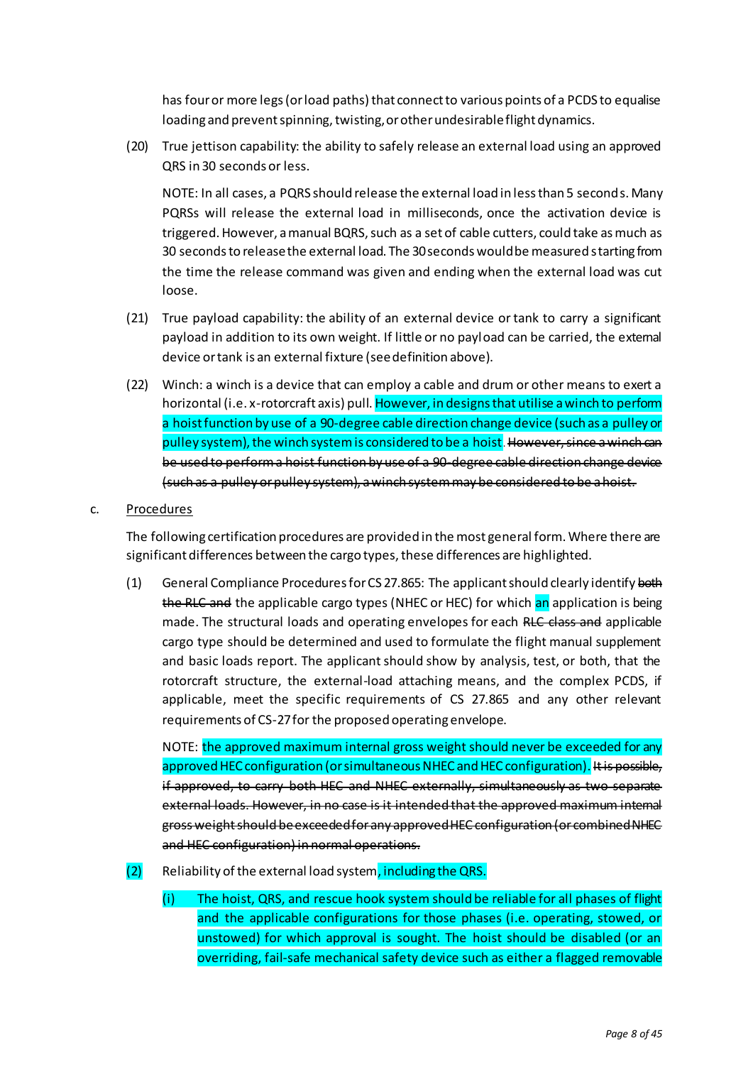has four or more legs (or load paths) that connect to various points of a PCDS to equalise loading and prevent spinning, twisting, or other undesirable flight dynamics.

(20) True jettison capability: the ability to safely release an external load using an approved QRS in 30 seconds or less.

NOTE: In all cases, a PQRS should release the external load in less than 5 seconds. Many PQRSs will release the external load in milliseconds, once the activation device is triggered. However, a manual BQRS, such as a set of cable cutters, could take as much as 30 seconds to release the external load. The 30 seconds would be measured starting from the time the release command was given and ending when the external load was cut loose.

(21) True payload capability: the ability of an external device or tank to carry a significant payload in addition to its own weight. If little or no payload can be carried, the external device or tank is an external fixture (see definition above).

(22) Winch: a winch is a device that can employ a cable and drum or other means to exert a horizontal (i.e. x-rotorcraft axis) pull. However, in designs that utilise a winch to perform a hoist function by use of a 90-degree cable direction change device (such as a pulley or pulley system), the winch system is considered to be a hoist. ~~However, since a winch can be used to perform a hoist function by use of a 90-degree cable direction change device (such as a pulley or pulley system), a winch system may be considered to be a hoist.~~

c. <u>Procedures</u>

The following certification procedures are provided in the most general form. Where there are significant differences between the cargo types, these differences are highlighted.

(1) General Compliance Procedures for CS 27.865: The applicant should clearly identify ~~both the RLC and~~ the applicable cargo types (NHEC or HEC) for which an application is being made. The structural loads and operating envelopes for each ~~RLC class and~~ applicable cargo type should be determined and used to formulate the flight manual supplement and basic loads report. The applicant should show by analysis, test, or both, that the rotorcraft structure, the external-load attaching means, and the complex PCDS, if applicable, meet the specific requirements of CS 27.865 and any other relevant requirements of CS-27 for the proposed operating envelope.

NOTE: the approved maximum internal gross weight should never be exceeded for any approved HEC configuration (or simultaneous NHEC and HEC configuration). ~~It is possible, if approved, to carry both HEC and NHEC externally, simultaneously as two separate external loads. However, in no case is it intended that the approved maximum internal gross weight should be exceeded for any approved HEC configuration (or combined NHEC and HEC configuration) in normal operations.~~

(2) Reliability of the external load system, including the QRS.

(i) The hoist, QRS, and rescue hook system should be reliable for all phases of flight and the applicable configurations for those phases (i.e. operating, stowed, or unstowed) for which approval is sought. The hoist should be disabled (or an overriding, fail-safe mechanical safety device such as either a flagged removable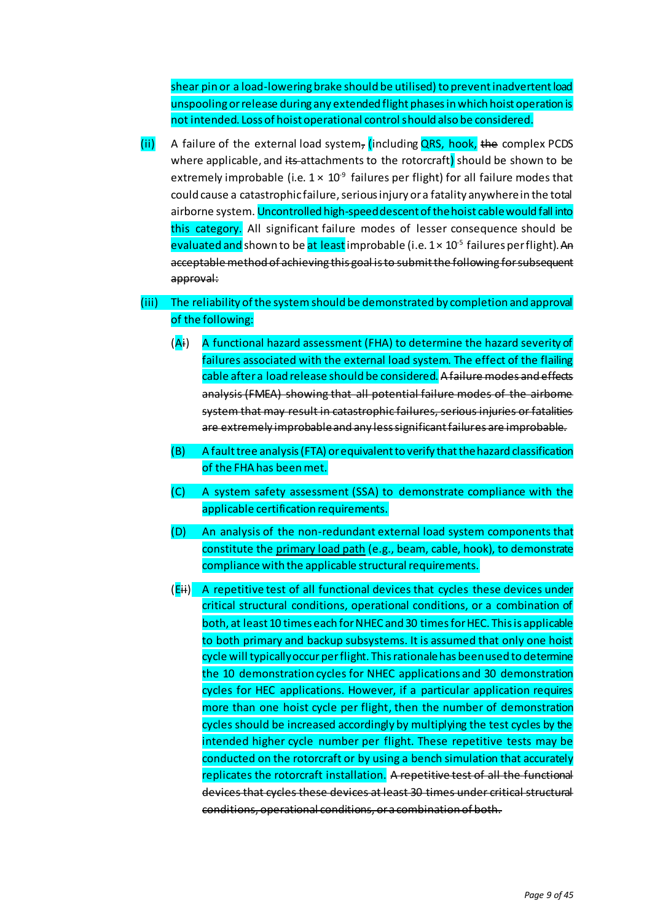shear pin or a load-lowering brake should be utilised) to prevent inadvertent load unspooling or release during any extended flight phases in which hoist operation is not intended. Loss of hoist operational control should also be considered.

(ii) A failure of the external load system~~,~~ (including QRS, hook, ~~the~~ complex PCDS where applicable, and ~~its~~ attachments to the rotorcraft) should be shown to be extremely improbable (i.e. $1 \times 10^{-9}$ failures per flight) for all failure modes that could cause a catastrophic failure, serious injury or a fatality anywhere in the total airborne system. Uncontrolled high-speed descent of the hoist cable would fall into this category. All significant failure modes of lesser consequence should be evaluated and shown to be at least improbable (i.e. $1 \times 10^{-5}$ failures per flight). ~~An acceptable method of achieving this goal is to submit the following for subsequent approval:~~

(iii) The reliability of the system should be demonstrated by completion and approval of the following:

(A~~i~~) A functional hazard assessment (FHA) to determine the hazard severity of failures associated with the external load system. The effect of the flailing cable after a load release should be considered. ~~A failure modes and effects analysis (FMEA) showing that all potential failure modes of the airborne system that may result in catastrophic failures, serious injuries or fatalities are extremely improbable and any less significant failures are improbable.~~

(B) A fault tree analysis (FTA) or equivalent to verify that the hazard classification of the FHA has been met.

(C) A system safety assessment (SSA) to demonstrate compliance with the applicable certification requirements.

(D) An analysis of the non-redundant external load system components that constitute the primary load path (e.g., beam, cable, hook), to demonstrate compliance with the applicable structural requirements.

(E~~ii~~) A repetitive test of all functional devices that cycles these devices under critical structural conditions, operational conditions, or a combination of both, at least 10 times each for NHEC and 30 times for HEC. This is applicable to both primary and backup subsystems. It is assumed that only one hoist cycle will typically occur per flight. This rationale has been used to determine the 10 demonstration cycles for NHEC applications and 30 demonstration cycles for HEC applications. However, if a particular application requires more than one hoist cycle per flight, then the number of demonstration cycles should be increased accordingly by multiplying the test cycles by the intended higher cycle number per flight. These repetitive tests may be conducted on the rotorcraft or by using a bench simulation that accurately replicates the rotorcraft installation. ~~A repetitive test of all the functional devices that cycles these devices at least 30 times under critical structural conditions, operational conditions, or a combination of both.~~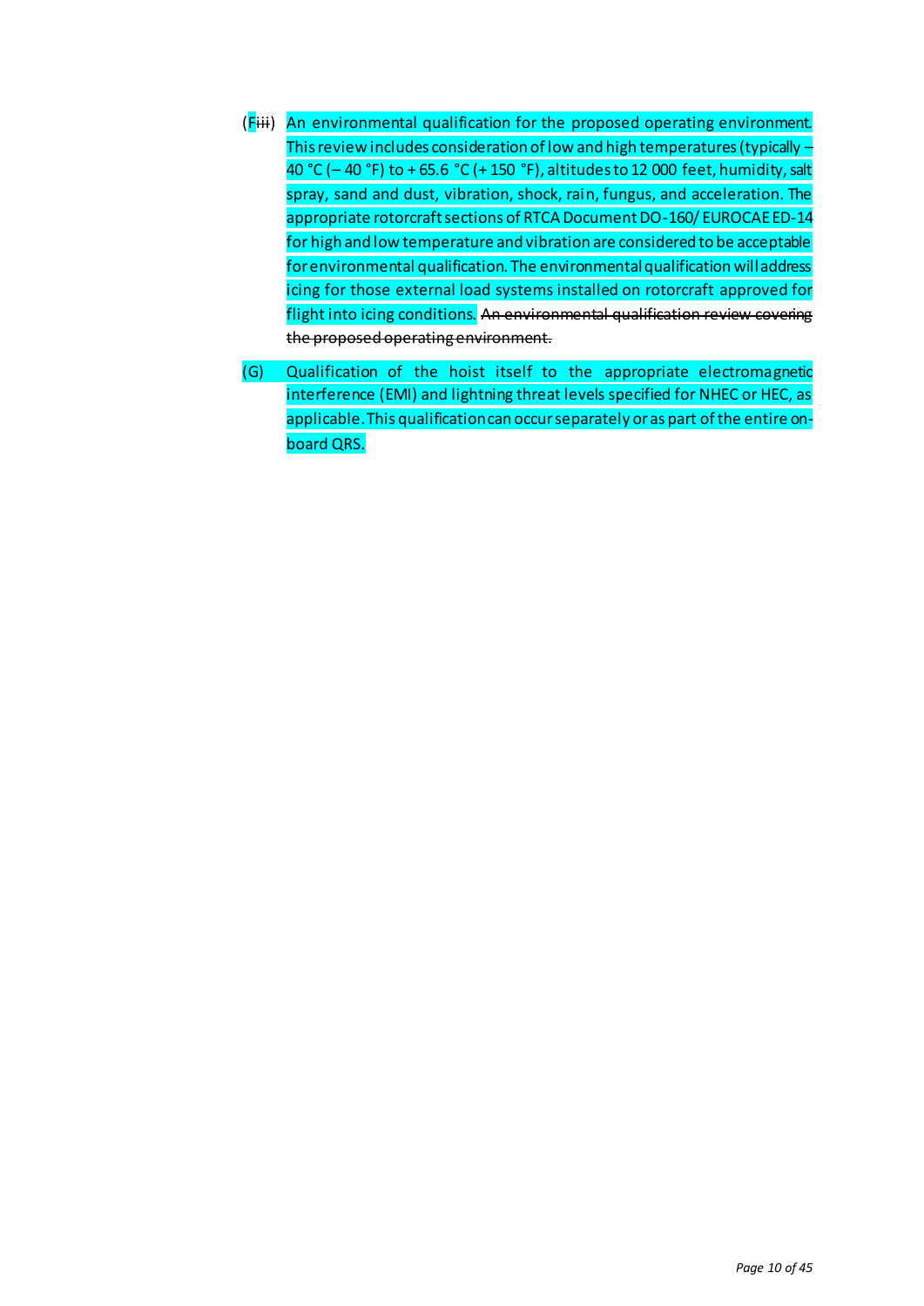(F~~iii~~) An environmental qualification for the proposed operating environment. This review includes consideration of low and high temperatures (typically – 40 °C (– 40 °F) to + 65.6 °C (+ 150 °F), altitudes to 12 000 feet, humidity, salt spray, sand and dust, vibration, shock, rain, fungus, and acceleration. The appropriate rotorcraft sections of RTCA Document DO-160/ EUROCAE ED-14 for high and low temperature and vibration are considered to be acceptable for environmental qualification. The environmental qualification will address icing for those external load systems installed on rotorcraft approved for flight into icing conditions. ~~An environmental qualification review covering the proposed operating environment.~~

(G) Qualification of the hoist itself to the appropriate electromagnetic interference (EMI) and lightning threat levels specified for NHEC or HEC, as applicable. This qualification can occur separately or as part of the entire on-board QRS.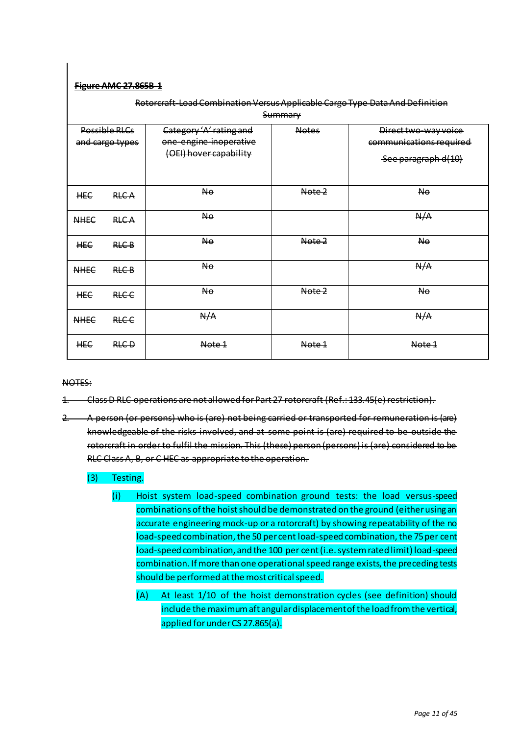**~~Figure AMC 27.865B-1~~**

~~Rotorcraft-Load Combination Versus Applicable Cargo Type Data And Definition Summary~~

| ~~Possible RLCs and cargo types~~ | | ~~Category 'A' rating and one-engine-inoperative (OEI) hover capability~~ | ~~Notes~~ | ~~Direct two-way voice communications required~~ ~~See paragraph d(10)~~ |
|---|---|---|---|---|
| ~~HEC~~ | ~~RLC A~~ | ~~No~~ | ~~Note 2~~ | ~~No~~ |
| ~~NHEC~~ | ~~RLC A~~ | ~~No~~ | | ~~N/A~~ |
| ~~HEC~~ | ~~RLC B~~ | ~~No~~ | ~~Note 2~~ | ~~No~~ |
| ~~NHEC~~ | ~~RLC B~~ | ~~No~~ | | ~~N/A~~ |
| ~~HEC~~ | ~~RLC C~~ | ~~No~~ | ~~Note 2~~ | ~~No~~ |
| ~~NHEC~~ | ~~RLC C~~ | ~~N/A~~ | | ~~N/A~~ |
| ~~HEC~~ | ~~RLC D~~ | ~~Note 1~~ | ~~Note 1~~ | ~~Note 1~~ |

~~NOTES:~~

1. ~~Class D RLC operations are not allowed for Part 27 rotorcraft (Ref.: 133.45(e) restriction).~~
2. ~~A person (or persons) who is (are) not being carried or transported for remuneration is (are) knowledgeable of the risks involved, and at some point is (are) required to be outside the rotorcraft in order to fulfil the mission. This (these) person (persons) is (are) considered to be RLC Class A, B, or C HEC as appropriate to the operation.~~

(3) Testing.

(i) Hoist system load-speed combination ground tests: the load versus-speed combinations of the hoist should be demonstrated on the ground (either using an accurate engineering mock-up or a rotorcraft) by showing repeatability of the no load-speed combination, the 50 per cent load-speed combination, the 75 per cent load-speed combination, and the 100 per cent (i.e. system rated limit) load-speed combination. If more than one operational speed range exists, the preceding tests should be performed at the most critical speed.

(A) At least 1/10 of the hoist demonstration cycles (see definition) should include the maximum aft angular displacement of the load from the vertical, applied for under CS 27.865(a).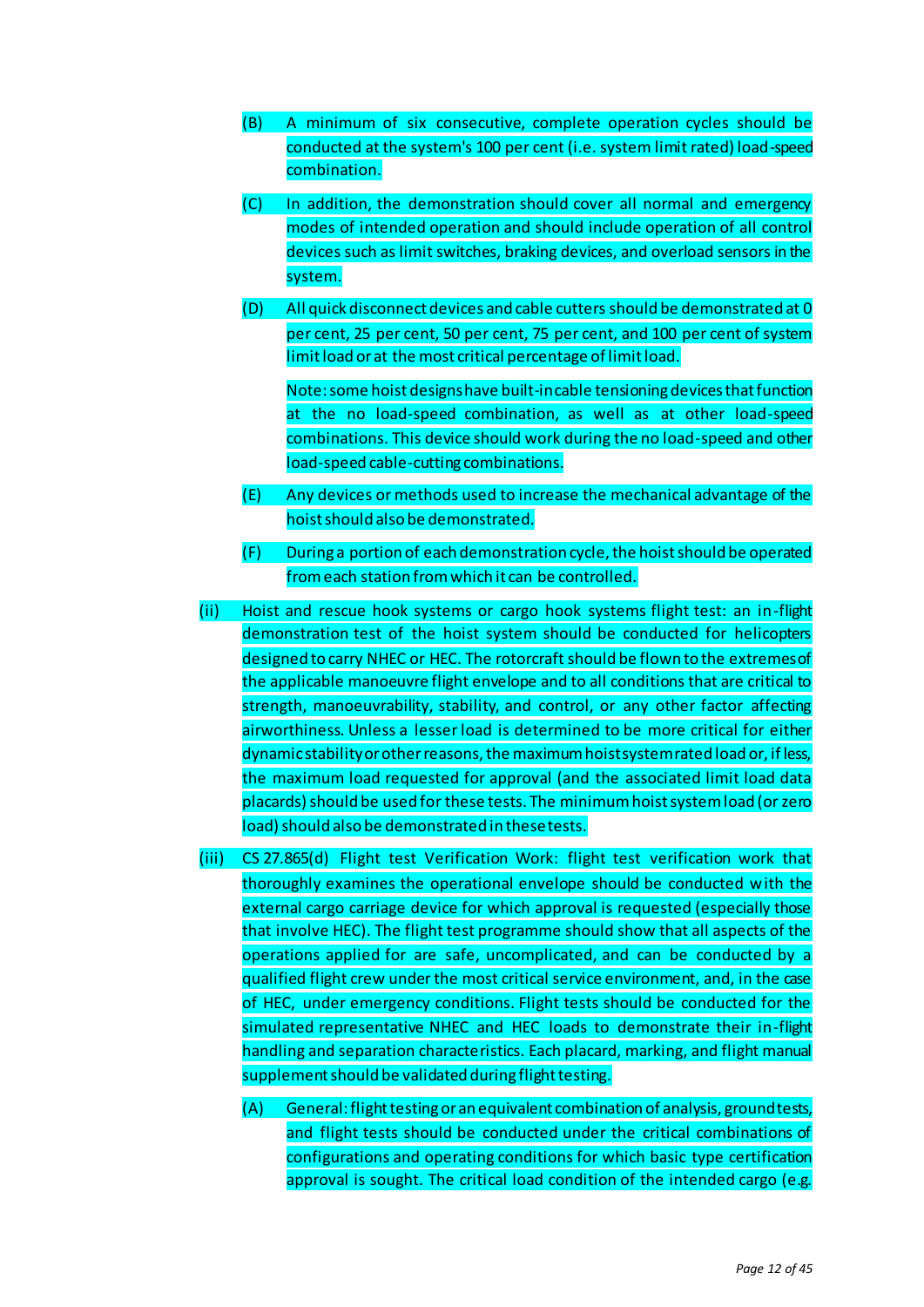(B) A minimum of six consecutive, complete operation cycles should be conducted at the system's 100 per cent (i.e. system limit rated) load-speed combination.

(C) In addition, the demonstration should cover all normal and emergency modes of intended operation and should include operation of all control devices such as limit switches, braking devices, and overload sensors in the system.

(D) All quick disconnect devices and cable cutters should be demonstrated at 0 per cent, 25 per cent, 50 per cent, 75 per cent, and 100 per cent of system limit load or at the most critical percentage of limit load.

Note: some hoist designs have built-in cable tensioning devices that function at the no load-speed combination, as well as at other load-speed combinations. This device should work during the no load-speed and other load-speed cable-cutting combinations.

(E) Any devices or methods used to increase the mechanical advantage of the hoist should also be demonstrated.

(F) During a portion of each demonstration cycle, the hoist should be operated from each station from which it can be controlled.

(ii) Hoist and rescue hook systems or cargo hook systems flight test: an in-flight demonstration test of the hoist system should be conducted for helicopters designed to carry NHEC or HEC. The rotorcraft should be flown to the extremes of the applicable manoeuvre flight envelope and to all conditions that are critical to strength, manoeuvrability, stability, and control, or any other factor affecting airworthiness. Unless a lesser load is determined to be more critical for either dynamic stability or other reasons, the maximum hoist system rated load or, if less, the maximum load requested for approval (and the associated limit load data placards) should be used for these tests. The minimum hoist system load (or zero load) should also be demonstrated in these tests.

(iii) CS 27.865(d) Flight test Verification Work: flight test verification work that thoroughly examines the operational envelope should be conducted with the external cargo carriage device for which approval is requested (especially those that involve HEC). The flight test programme should show that all aspects of the operations applied for are safe, uncomplicated, and can be conducted by a qualified flight crew under the most critical service environment, and, in the case of HEC, under emergency conditions. Flight tests should be conducted for the simulated representative NHEC and HEC loads to demonstrate their in-flight handling and separation characteristics. Each placard, marking, and flight manual supplement should be validated during flight testing.

(A) General: flight testing or an equivalent combination of analysis, ground tests, and flight tests should be conducted under the critical combinations of configurations and operating conditions for which basic type certification approval is sought. The critical load condition of the intended cargo (e.g.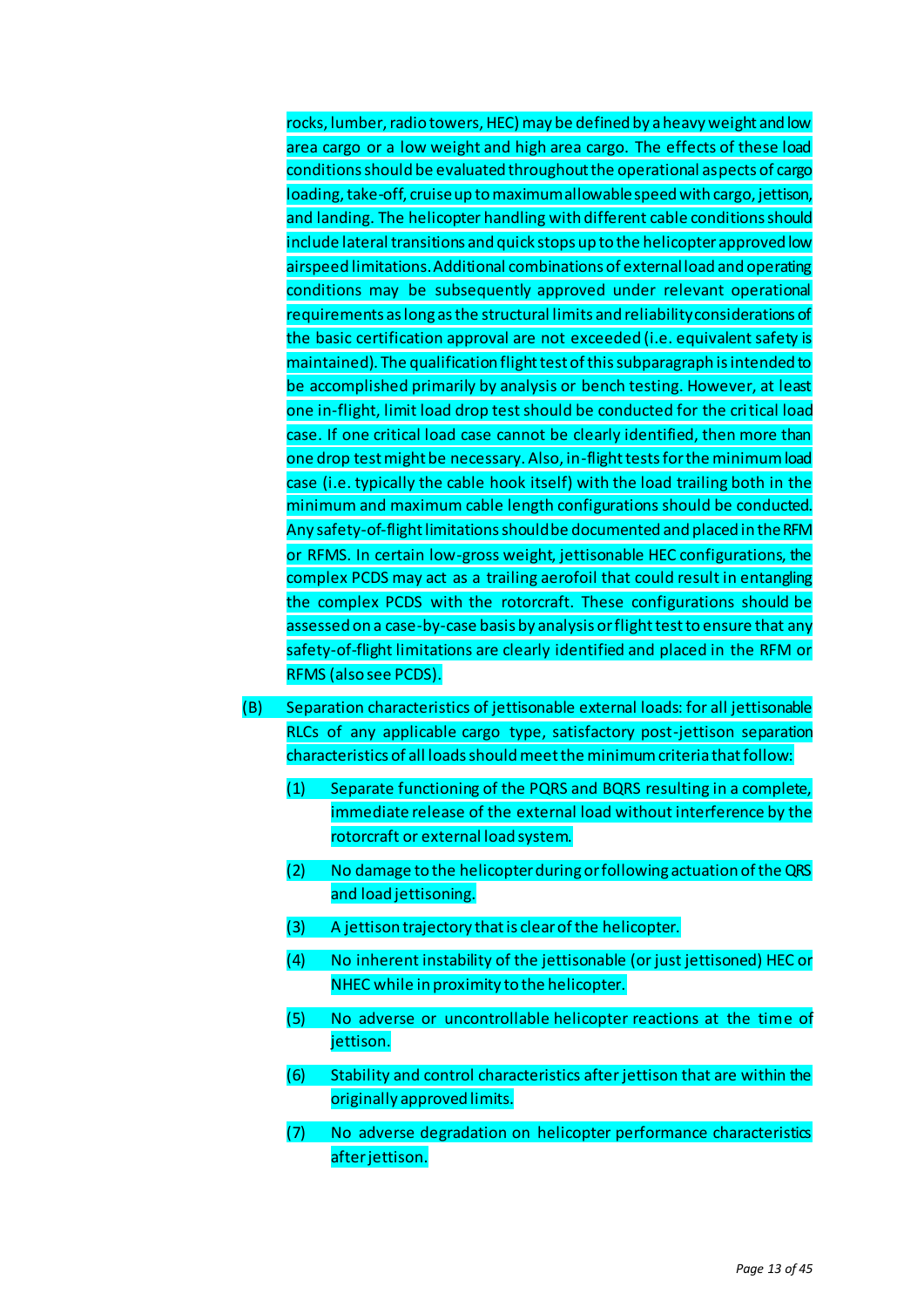rocks, lumber, radio towers, HEC) may be defined by a heavy weight and low area cargo or a low weight and high area cargo. The effects of these load conditions should be evaluated throughout the operational aspects of cargo loading, take-off, cruise up to maximum allowable speed with cargo, jettison, and landing. The helicopter handling with different cable conditions should include lateral transitions and quick stops up to the helicopter approved low airspeed limitations. Additional combinations of external load and operating conditions may be subsequently approved under relevant operational requirements as long as the structural limits and reliability considerations of the basic certification approval are not exceeded (i.e. equivalent safety is maintained). The qualification flight test of this subparagraph is intended to be accomplished primarily by analysis or bench testing. However, at least one in-flight, limit load drop test should be conducted for the critical load case. If one critical load case cannot be clearly identified, then more than one drop test might be necessary. Also, in-flight tests for the minimum load case (i.e. typically the cable hook itself) with the load trailing both in the minimum and maximum cable length configurations should be conducted. Any safety-of-flight limitations should be documented and placed in the RFM or RFMS. In certain low-gross weight, jettisonable HEC configurations, the complex PCDS may act as a trailing aerofoil that could result in entangling the complex PCDS with the rotorcraft. These configurations should be assessed on a case-by-case basis by analysis or flight test to ensure that any safety-of-flight limitations are clearly identified and placed in the RFM or RFMS (also see PCDS).

(B) Separation characteristics of jettisonable external loads: for all jettisonable RLCs of any applicable cargo type, satisfactory post-jettison separation characteristics of all loads should meet the minimum criteria that follow:

(1) Separate functioning of the PQRS and BQRS resulting in a complete, immediate release of the external load without interference by the rotorcraft or external load system.

(2) No damage to the helicopter during or following actuation of the QRS and load jettisoning.

(3) A jettison trajectory that is clear of the helicopter.

(4) No inherent instability of the jettisonable (or just jettisoned) HEC or NHEC while in proximity to the helicopter.

(5) No adverse or uncontrollable helicopter reactions at the time of jettison.

(6) Stability and control characteristics after jettison that are within the originally approved limits.

(7) No adverse degradation on helicopter performance characteristics after jettison.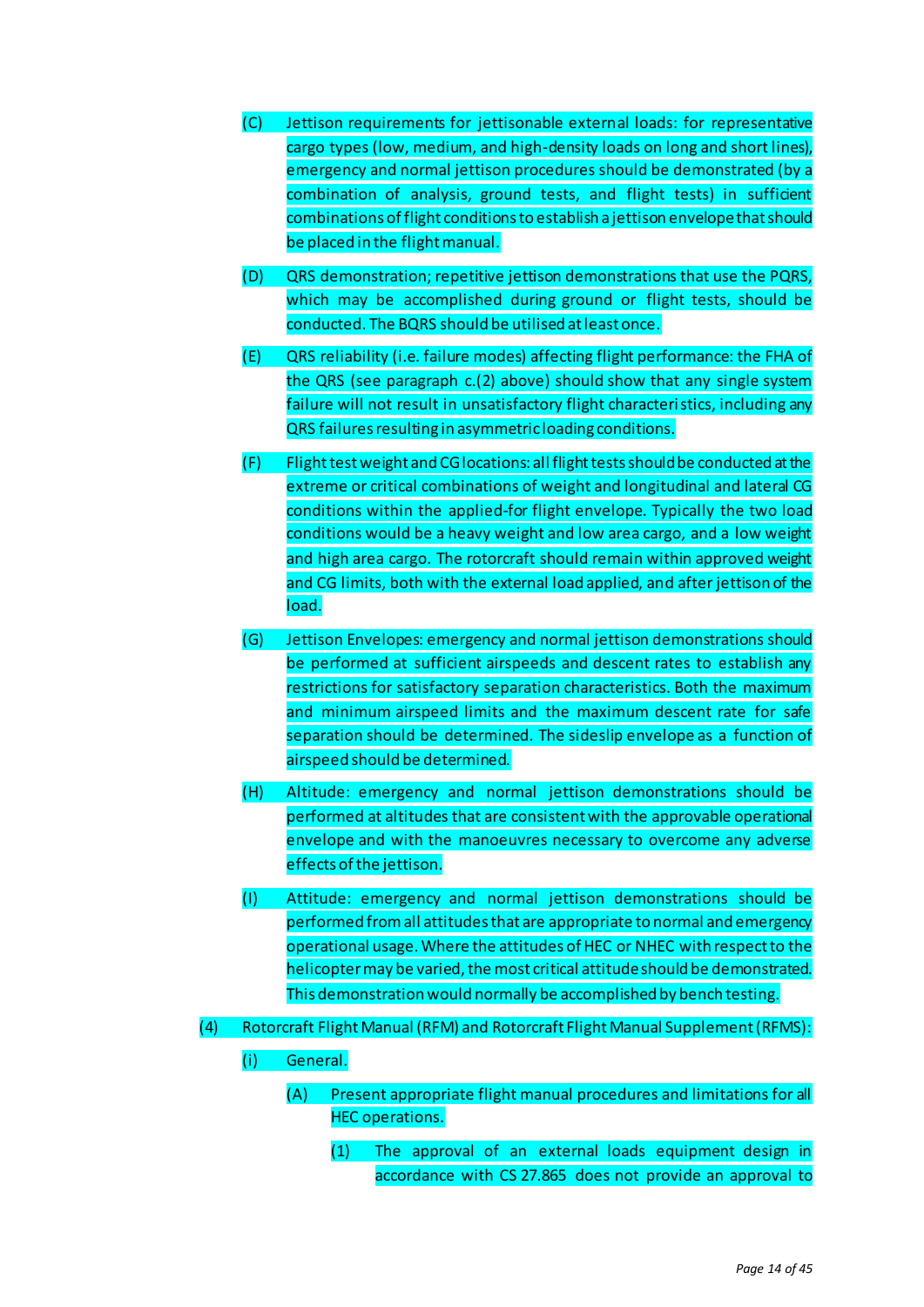(C) Jettison requirements for jettisonable external loads: for representative cargo types (low, medium, and high-density loads on long and short lines), emergency and normal jettison procedures should be demonstrated (by a combination of analysis, ground tests, and flight tests) in sufficient combinations of flight conditions to establish a jettison envelope that should be placed in the flight manual.

(D) QRS demonstration; repetitive jettison demonstrations that use the PQRS, which may be accomplished during ground or flight tests, should be conducted. The BQRS should be utilised at least once.

(E) QRS reliability (i.e. failure modes) affecting flight performance: the FHA of the QRS (see paragraph c.(2) above) should show that any single system failure will not result in unsatisfactory flight characteristics, including any QRS failures resulting in asymmetric loading conditions.

(F) Flight test weight and CG locations: all flight tests should be conducted at the extreme or critical combinations of weight and longitudinal and lateral CG conditions within the applied-for flight envelope. Typically the two load conditions would be a heavy weight and low area cargo, and a low weight and high area cargo. The rotorcraft should remain within approved weight and CG limits, both with the external load applied, and after jettison of the load.

(G) Jettison Envelopes: emergency and normal jettison demonstrations should be performed at sufficient airspeeds and descent rates to establish any restrictions for satisfactory separation characteristics. Both the maximum and minimum airspeed limits and the maximum descent rate for safe separation should be determined. The sideslip envelope as a function of airspeed should be determined.

(H) Altitude: emergency and normal jettison demonstrations should be performed at altitudes that are consistent with the approvable operational envelope and with the manoeuvres necessary to overcome any adverse effects of the jettison.

(I) Attitude: emergency and normal jettison demonstrations should be performed from all attitudes that are appropriate to normal and emergency operational usage. Where the attitudes of HEC or NHEC with respect to the helicopter may be varied, the most critical attitude should be demonstrated. This demonstration would normally be accomplished by bench testing.

(4) Rotorcraft Flight Manual (RFM) and Rotorcraft Flight Manual Supplement (RFMS):

(i) General.

(A) Present appropriate flight manual procedures and limitations for all HEC operations.

(1) The approval of an external loads equipment design in accordance with CS 27.865 does not provide an approval to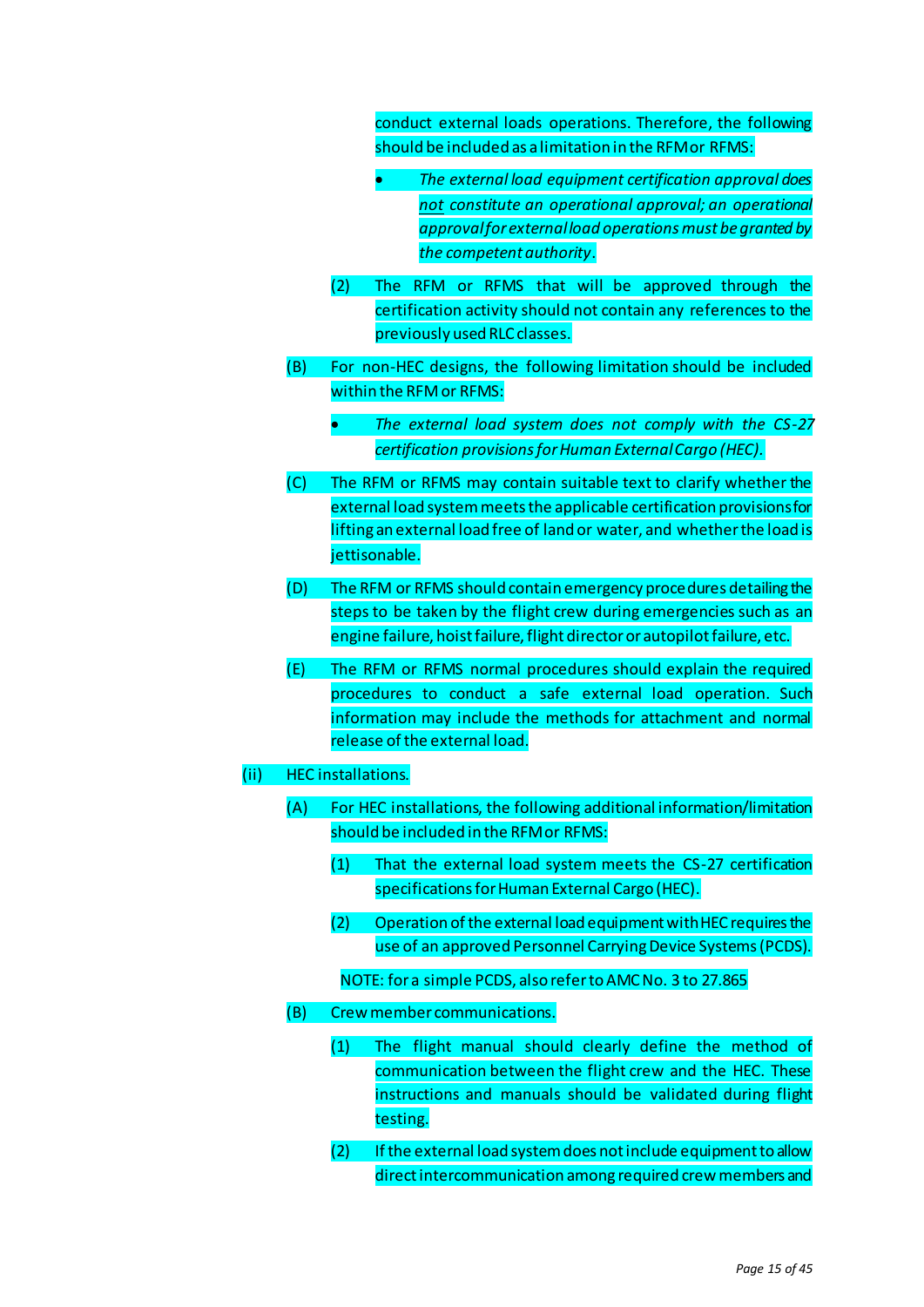conduct external loads operations. Therefore, the following should be included as a limitation in the RFM or RFMS:

- *The external load equipment certification approval does not constitute an operational approval; an operational approval for external load operations must be granted by the competent authority.*

(2) The RFM or RFMS that will be approved through the certification activity should not contain any references to the previously used RLC classes.

(B) For non-HEC designs, the following limitation should be included within the RFM or RFMS:

- *The external load system does not comply with the CS-27 certification provisions for Human External Cargo (HEC).*

(C) The RFM or RFMS may contain suitable text to clarify whether the external load system meets the applicable certification provisions for lifting an external load free of land or water, and whether the load is jettisonable.

(D) The RFM or RFMS should contain emergency procedures detailing the steps to be taken by the flight crew during emergencies such as an engine failure, hoist failure, flight director or autopilot failure, etc.

(E) The RFM or RFMS normal procedures should explain the required procedures to conduct a safe external load operation. Such information may include the methods for attachment and normal release of the external load.

(ii) HEC installations.

(A) For HEC installations, the following additional information/limitation should be included in the RFM or RFMS:

(1) That the external load system meets the CS-27 certification specifications for Human External Cargo (HEC).

(2) Operation of the external load equipment with HEC requires the use of an approved Personnel Carrying Device Systems (PCDS).

NOTE: for a simple PCDS, also refer to AMC No. 3 to 27.865

(B) Crew member communications.

(1) The flight manual should clearly define the method of communication between the flight crew and the HEC. These instructions and manuals should be validated during flight testing.

(2) If the external load system does not include equipment to allow direct intercommunication among required crew members and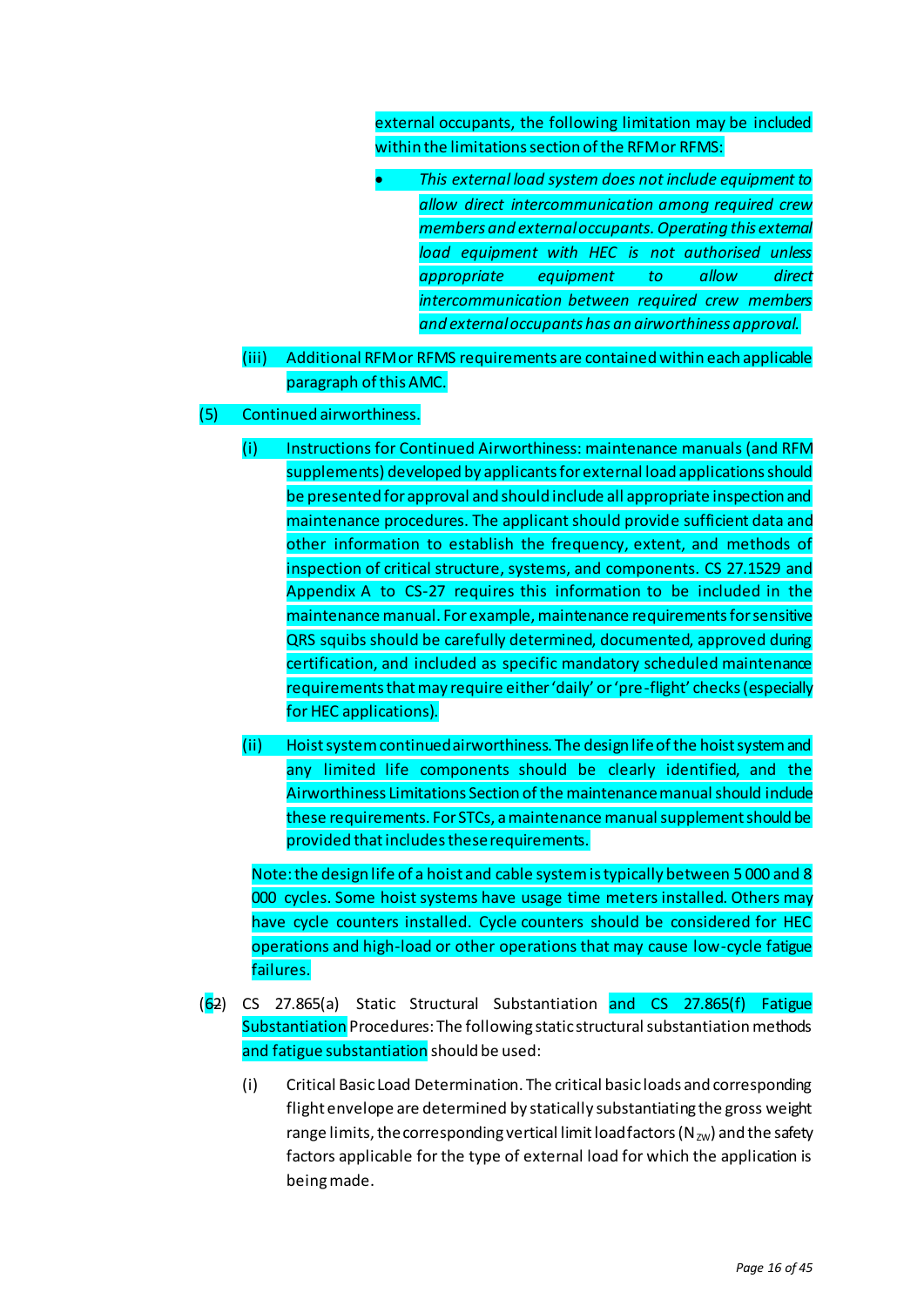external occupants, the following limitation may be included within the limitations section of the RFM or RFMS:

- *This external load system does not include equipment to allow direct intercommunication among required crew members and external occupants. Operating this external load equipment with HEC is not authorised unless appropriate equipment to allow direct intercommunication between required crew members and external occupants has an airworthiness approval.*

(iii) Additional RFM or RFMS requirements are contained within each applicable paragraph of this AMC.

(5) Continued airworthiness.

(i) Instructions for Continued Airworthiness: maintenance manuals (and RFM supplements) developed by applicants for external load applications should be presented for approval and should include all appropriate inspection and maintenance procedures. The applicant should provide sufficient data and other information to establish the frequency, extent, and methods of inspection of critical structure, systems, and components. CS 27.1529 and Appendix A to CS-27 requires this information to be included in the maintenance manual. For example, maintenance requirements for sensitive QRS squibs should be carefully determined, documented, approved during certification, and included as specific mandatory scheduled maintenance requirements that may require either 'daily' or 'pre-flight' checks (especially for HEC applications).

(ii) Hoist system continued airworthiness. The design life of the hoist system and any limited life components should be clearly identified, and the Airworthiness Limitations Section of the maintenance manual should include these requirements. For STCs, a maintenance manual supplement should be provided that includes these requirements.

Note: the design life of a hoist and cable system is typically between 5 000 and 8 000 cycles. Some hoist systems have usage time meters installed. Others may have cycle counters installed. Cycle counters should be considered for HEC operations and high-load or other operations that may cause low-cycle fatigue failures.

(6~~2~~) CS 27.865(a) Static Structural Substantiation and CS 27.865(f) Fatigue Substantiation Procedures: The following static structural substantiation methods and fatigue substantiation should be used:

(i) Critical Basic Load Determination. The critical basic loads and corresponding flight envelope are determined by statically substantiating the gross weight range limits, the corresponding vertical limit load factors ($N_{ZW}$) and the safety factors applicable for the type of external load for which the application is being made.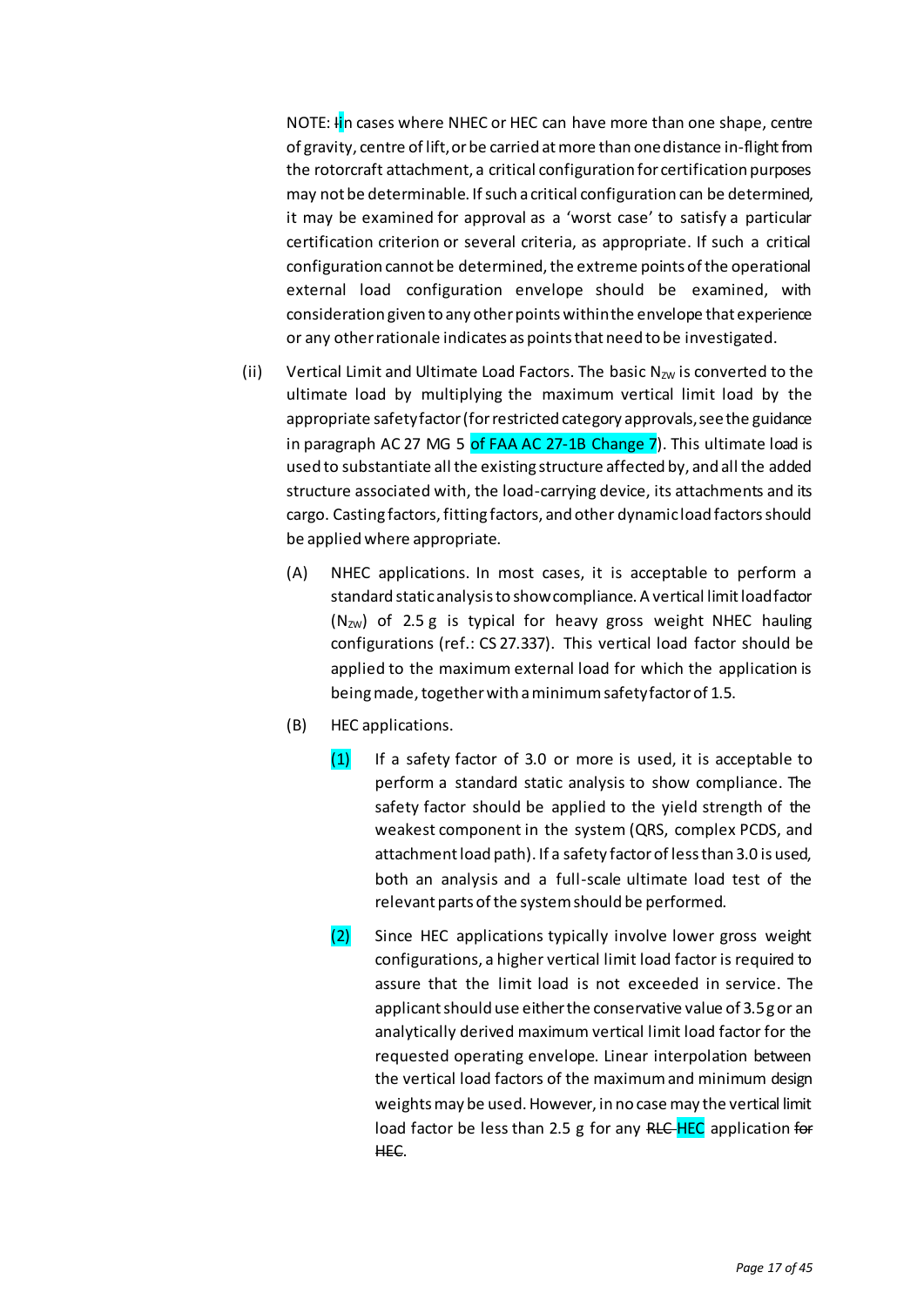NOTE: In cases where NHEC or HEC can have more than one shape, centre of gravity, centre of lift, or be carried at more than one distance in-flight from the rotorcraft attachment, a critical configuration for certification purposes may not be determinable. If such a critical configuration can be determined, it may be examined for approval as a 'worst case' to satisfy a particular certification criterion or several criteria, as appropriate. If such a critical configuration cannot be determined, the extreme points of the operational external load configuration envelope should be examined, with consideration given to any other points within the envelope that experience or any other rationale indicates as points that need to be investigated.

(ii) Vertical Limit and Ultimate Load Factors. The basic $N_{ZW}$ is converted to the ultimate load by multiplying the maximum vertical limit load by the appropriate safety factor (for restricted category approvals, see the guidance in paragraph AC 27 MG 5 of FAA AC 27-1B Change 7). This ultimate load is used to substantiate all the existing structure affected by, and all the added structure associated with, the load-carrying device, its attachments and its cargo. Casting factors, fitting factors, and other dynamic load factors should be applied where appropriate.

(A) NHEC applications. In most cases, it is acceptable to perform a standard static analysis to show compliance. A vertical limit load factor ($N_{ZW}$) of 2.5 g is typical for heavy gross weight NHEC hauling configurations (ref.: CS 27.337). This vertical load factor should be applied to the maximum external load for which the application is being made, together with a minimum safety factor of 1.5.

(B) HEC applications.

(1) If a safety factor of 3.0 or more is used, it is acceptable to perform a standard static analysis to show compliance. The safety factor should be applied to the yield strength of the weakest component in the system (QRS, complex PCDS, and attachment load path). If a safety factor of less than 3.0 is used, both an analysis and a full-scale ultimate load test of the relevant parts of the system should be performed.

(2) Since HEC applications typically involve lower gross weight configurations, a higher vertical limit load factor is required to assure that the limit load is not exceeded in service. The applicant should use either the conservative value of 3.5 g or an analytically derived maximum vertical limit load factor for the requested operating envelope. Linear interpolation between the vertical load factors of the maximum and minimum design weights may be used. However, in no case may the vertical limit load factor be less than 2.5 g for any HEC application.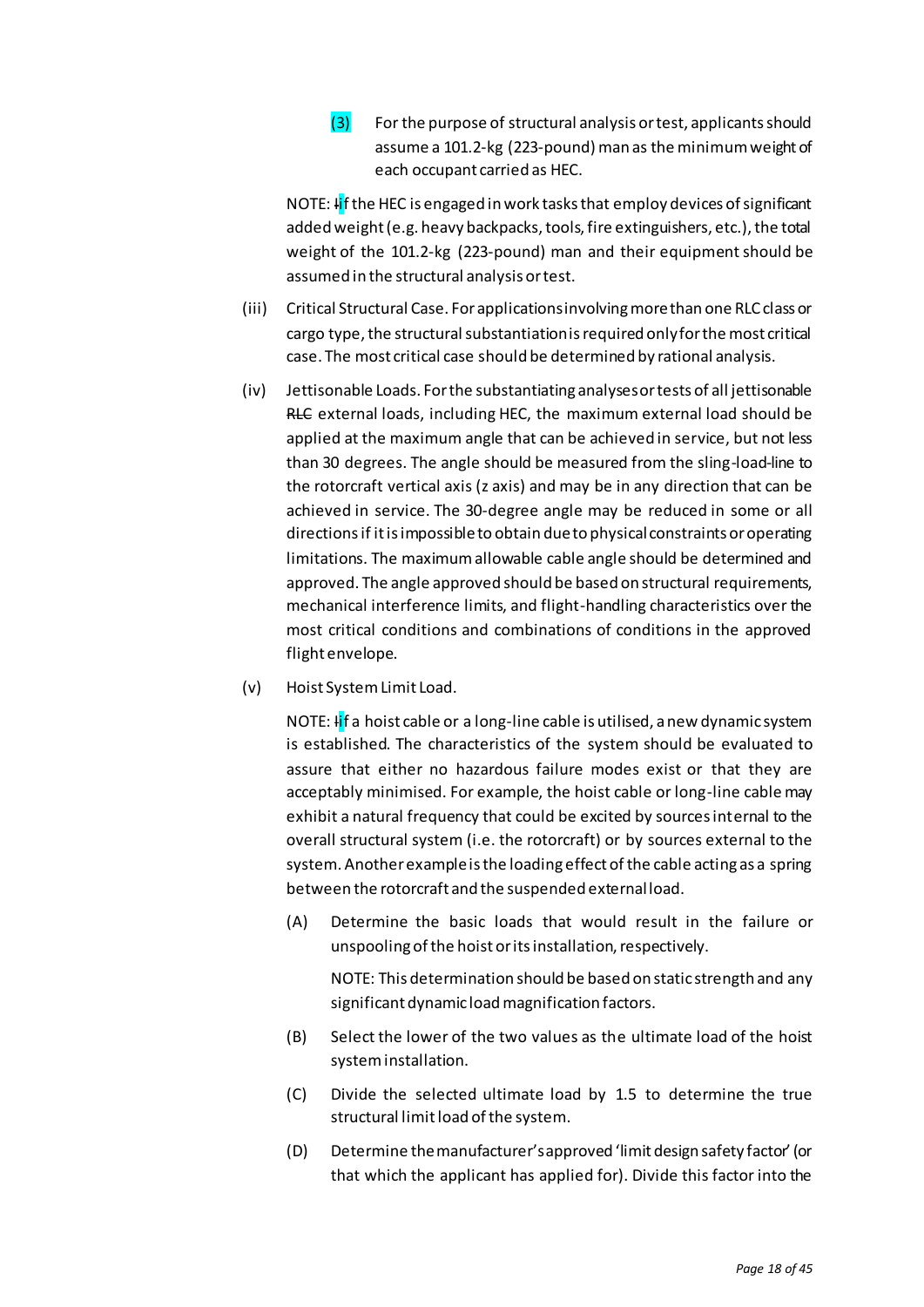(3) For the purpose of structural analysis or test, applicants should assume a 101.2-kg (223-pound) man as the minimum weight of each occupant carried as HEC.

NOTE: ~~I~~if the HEC is engaged in work tasks that employ devices of significant added weight (e.g. heavy backpacks, tools, fire extinguishers, etc.), the total weight of the 101.2-kg (223-pound) man and their equipment should be assumed in the structural analysis or test.

(iii) Critical Structural Case. For applications involving more than one RLC class or cargo type, the structural substantiation is required only for the most critical case. The most critical case should be determined by rational analysis.

(iv) Jettisonable Loads. For the substantiating analyses or tests of all jettisonable ~~RLC~~ external loads, including HEC, the maximum external load should be applied at the maximum angle that can be achieved in service, but not less than 30 degrees. The angle should be measured from the sling-load-line to the rotorcraft vertical axis (z axis) and may be in any direction that can be achieved in service. The 30-degree angle may be reduced in some or all directions if it is impossible to obtain due to physical constraints or operating limitations. The maximum allowable cable angle should be determined and approved. The angle approved should be based on structural requirements, mechanical interference limits, and flight-handling characteristics over the most critical conditions and combinations of conditions in the approved flight envelope.

(v) Hoist System Limit Load.

NOTE: ~~I~~if a hoist cable or a long-line cable is utilised, a new dynamic system is established. The characteristics of the system should be evaluated to assure that either no hazardous failure modes exist or that they are acceptably minimised. For example, the hoist cable or long-line cable may exhibit a natural frequency that could be excited by sources internal to the overall structural system (i.e. the rotorcraft) or by sources external to the system. Another example is the loading effect of the cable acting as a spring between the rotorcraft and the suspended external load.

(A) Determine the basic loads that would result in the failure or unspooling of the hoist or its installation, respectively.

NOTE: This determination should be based on static strength and any significant dynamic load magnification factors.

(B) Select the lower of the two values as the ultimate load of the hoist system installation.

(C) Divide the selected ultimate load by 1.5 to determine the true structural limit load of the system.

(D) Determine the manufacturer's approved 'limit design safety factor' (or that which the applicant has applied for). Divide this factor into the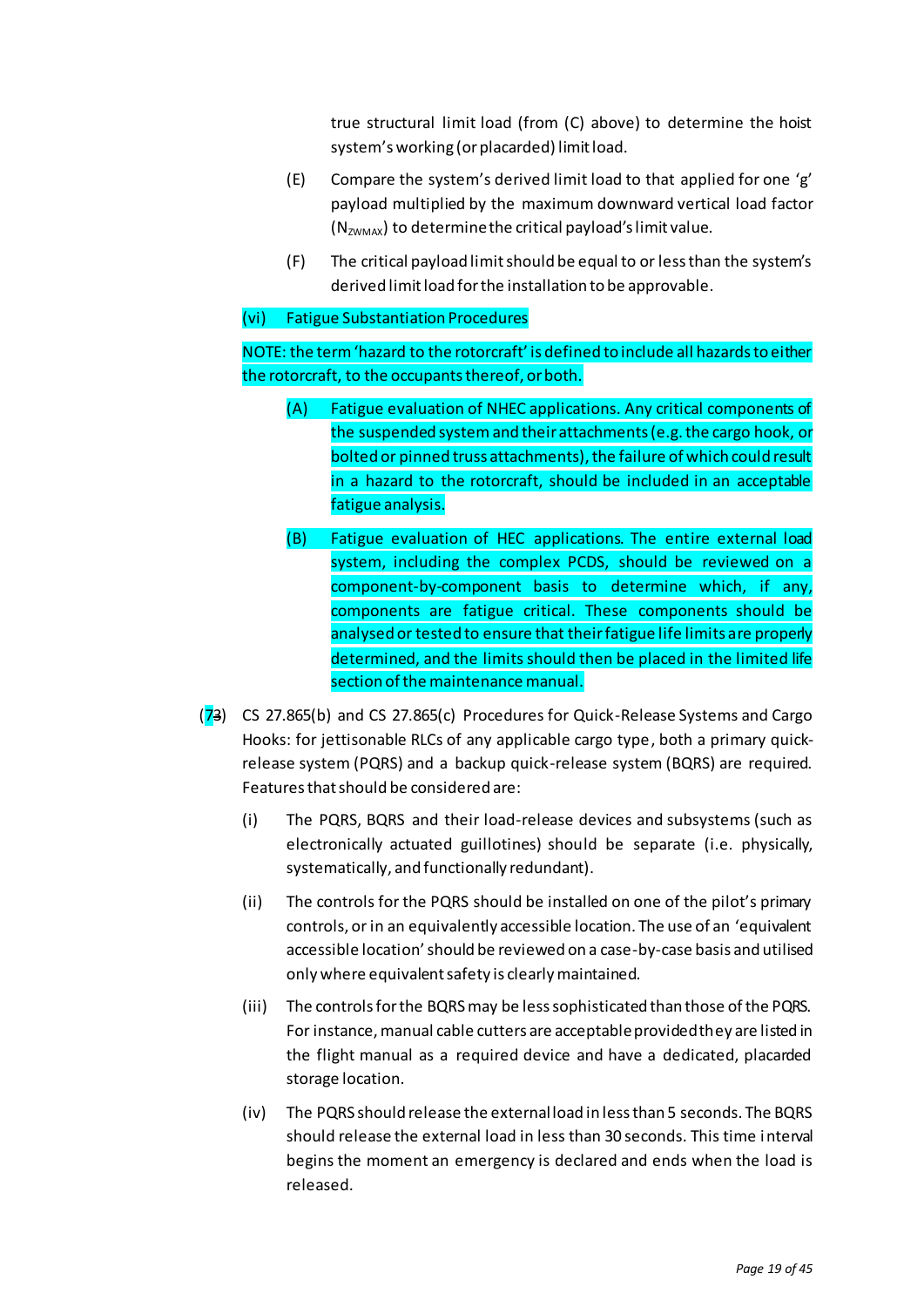true structural limit load (from (C) above) to determine the hoist system's working (or placarded) limit load.

(E) Compare the system's derived limit load to that applied for one 'g' payload multiplied by the maximum downward vertical load factor ($N_{ZWMAX}$) to determine the critical payload's limit value.

(F) The critical payload limit should be equal to or less than the system's derived limit load for the installation to be approvable.

(vi) Fatigue Substantiation Procedures

NOTE: the term 'hazard to the rotorcraft' is defined to include all hazards to either the rotorcraft, to the occupants thereof, or both.

(A) Fatigue evaluation of NHEC applications. Any critical components of the suspended system and their attachments (e.g. the cargo hook, or bolted or pinned truss attachments), the failure of which could result in a hazard to the rotorcraft, should be included in an acceptable fatigue analysis.

(B) Fatigue evaluation of HEC applications. The entire external load system, including the complex PCDS, should be reviewed on a component-by-component basis to determine which, if any, components are fatigue critical. These components should be analysed or tested to ensure that their fatigue life limits are properly determined, and the limits should then be placed in the limited life section of the maintenance manual.

(7~~3~~) CS 27.865(b) and CS 27.865(c) Procedures for Quick-Release Systems and Cargo Hooks: for jettisonable RLCs of any applicable cargo type, both a primary quick-release system (PQRS) and a backup quick-release system (BQRS) are required. Features that should be considered are:

(i) The PQRS, BQRS and their load-release devices and subsystems (such as electronically actuated guillotines) should be separate (i.e. physically, systematically, and functionally redundant).

(ii) The controls for the PQRS should be installed on one of the pilot's primary controls, or in an equivalently accessible location. The use of an 'equivalent accessible location' should be reviewed on a case-by-case basis and utilised only where equivalent safety is clearly maintained.

(iii) The controls for the BQRS may be less sophisticated than those of the PQRS. For instance, manual cable cutters are acceptable provided they are listed in the flight manual as a required device and have a dedicated, placarded storage location.

(iv) The PQRS should release the external load in less than 5 seconds. The BQRS should release the external load in less than 30 seconds. This time interval begins the moment an emergency is declared and ends when the load is released.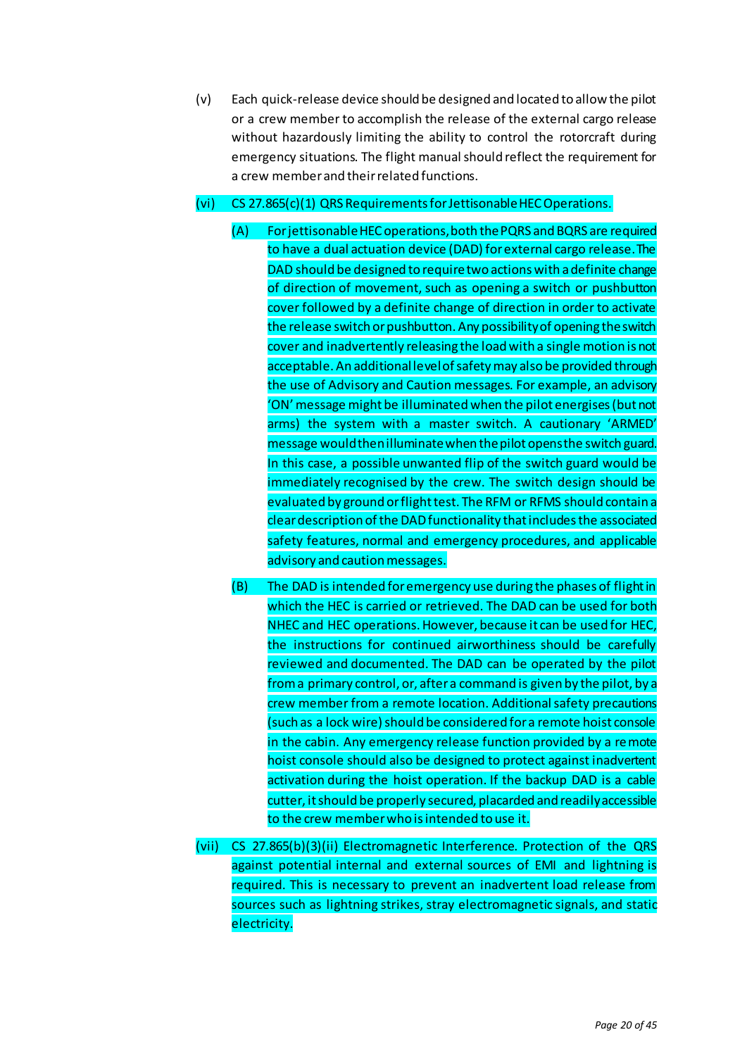(v) Each quick-release device should be designed and located to allow the pilot or a crew member to accomplish the release of the external cargo release without hazardously limiting the ability to control the rotorcraft during emergency situations. The flight manual should reflect the requirement for a crew member and their related functions.

(vi) CS 27.865(c)(1) QRS Requirements for Jettisonable HEC Operations.

(A) For jettisonable HEC operations, both the PQRS and BQRS are required to have a dual actuation device (DAD) for external cargo release. The DAD should be designed to require two actions with a definite change of direction of movement, such as opening a switch or pushbutton cover followed by a definite change of direction in order to activate the release switch or pushbutton. Any possibility of opening the switch cover and inadvertently releasing the load with a single motion is not acceptable. An additional level of safety may also be provided through the use of Advisory and Caution messages. For example, an advisory 'ON' message might be illuminated when the pilot energises (but not arms) the system with a master switch. A cautionary 'ARMED' message would then illuminate when the pilot opens the switch guard. In this case, a possible unwanted flip of the switch guard would be immediately recognised by the crew. The switch design should be evaluated by ground or flight test. The RFM or RFMS should contain a clear description of the DAD functionality that includes the associated safety features, normal and emergency procedures, and applicable advisory and caution messages.

(B) The DAD is intended for emergency use during the phases of flight in which the HEC is carried or retrieved. The DAD can be used for both NHEC and HEC operations. However, because it can be used for HEC, the instructions for continued airworthiness should be carefully reviewed and documented. The DAD can be operated by the pilot from a primary control, or, after a command is given by the pilot, by a crew member from a remote location. Additional safety precautions (such as a lock wire) should be considered for a remote hoist console in the cabin. Any emergency release function provided by a remote hoist console should also be designed to protect against inadvertent activation during the hoist operation. If the backup DAD is a cable cutter, it should be properly secured, placarded and readily accessible to the crew member who is intended to use it.

(vii) CS 27.865(b)(3)(ii) Electromagnetic Interference. Protection of the QRS against potential internal and external sources of EMI and lightning is required. This is necessary to prevent an inadvertent load release from sources such as lightning strikes, stray electromagnetic signals, and static electricity.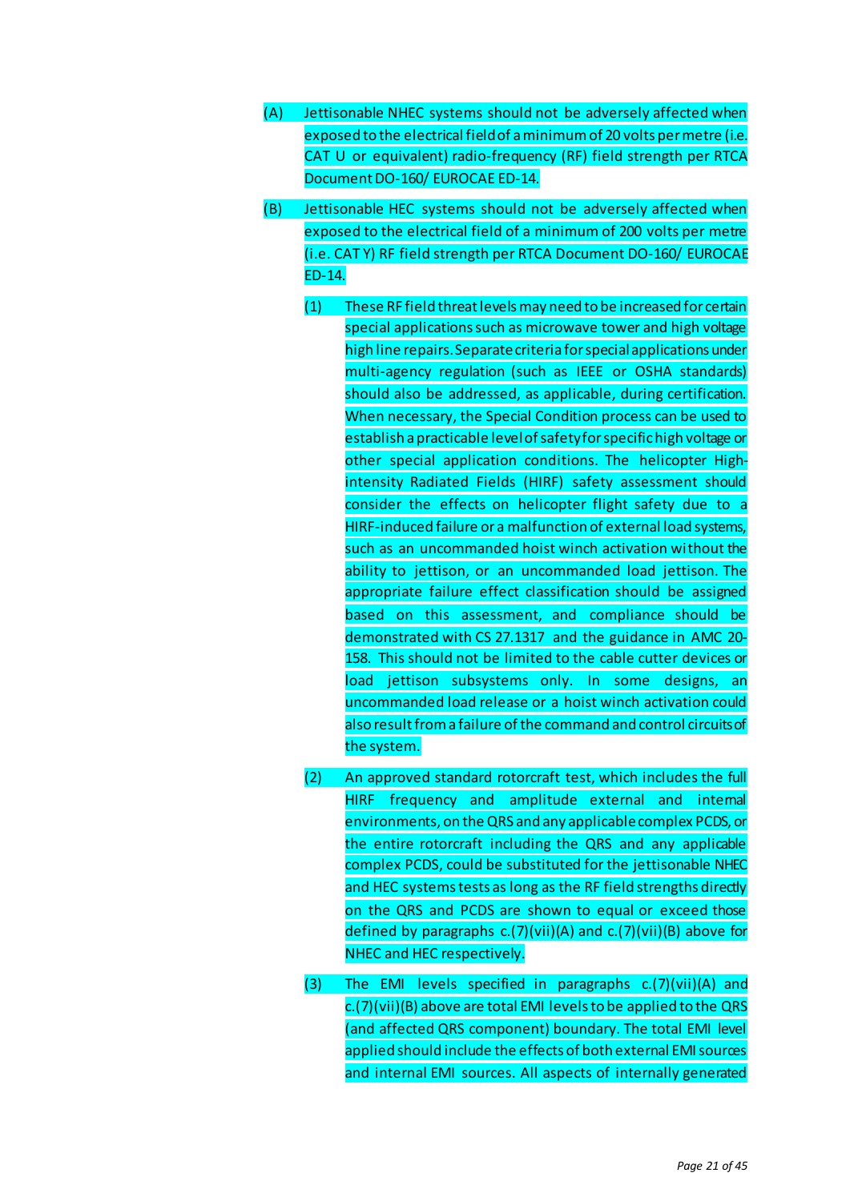(A) Jettisonable NHEC systems should not be adversely affected when exposed to the electrical field of a minimum of 20 volts per metre (i.e. CAT U or equivalent) radio-frequency (RF) field strength per RTCA Document DO-160/ EUROCAE ED-14.

(B) Jettisonable HEC systems should not be adversely affected when exposed to the electrical field of a minimum of 200 volts per metre (i.e. CAT Y) RF field strength per RTCA Document DO-160/ EUROCAE ED-14.

(1) These RF field threat levels may need to be increased for certain special applications such as microwave tower and high voltage high line repairs. Separate criteria for special applications under multi-agency regulation (such as IEEE or OSHA standards) should also be addressed, as applicable, during certification. When necessary, the Special Condition process can be used to establish a practicable level of safety for specific high voltage or other special application conditions. The helicopter High-intensity Radiated Fields (HIRF) safety assessment should consider the effects on helicopter flight safety due to a HIRF-induced failure or a malfunction of external load systems, such as an uncommanded hoist winch activation without the ability to jettison, or an uncommanded load jettison. The appropriate failure effect classification should be assigned based on this assessment, and compliance should be demonstrated with CS 27.1317 and the guidance in AMC 20-158. This should not be limited to the cable cutter devices or load jettison subsystems only. In some designs, an uncommanded load release or a hoist winch activation could also result from a failure of the command and control circuits of the system.

(2) An approved standard rotorcraft test, which includes the full HIRF frequency and amplitude external and internal environments, on the QRS and any applicable complex PCDS, or the entire rotorcraft including the QRS and any applicable complex PCDS, could be substituted for the jettisonable NHEC and HEC systems tests as long as the RF field strengths directly on the QRS and PCDS are shown to equal or exceed those defined by paragraphs c.(7)(vii)(A) and c.(7)(vii)(B) above for NHEC and HEC respectively.

(3) The EMI levels specified in paragraphs c.(7)(vii)(A) and c.(7)(vii)(B) above are total EMI levels to be applied to the QRS (and affected QRS component) boundary. The total EMI level applied should include the effects of both external EMI sources and internal EMI sources. All aspects of internally generated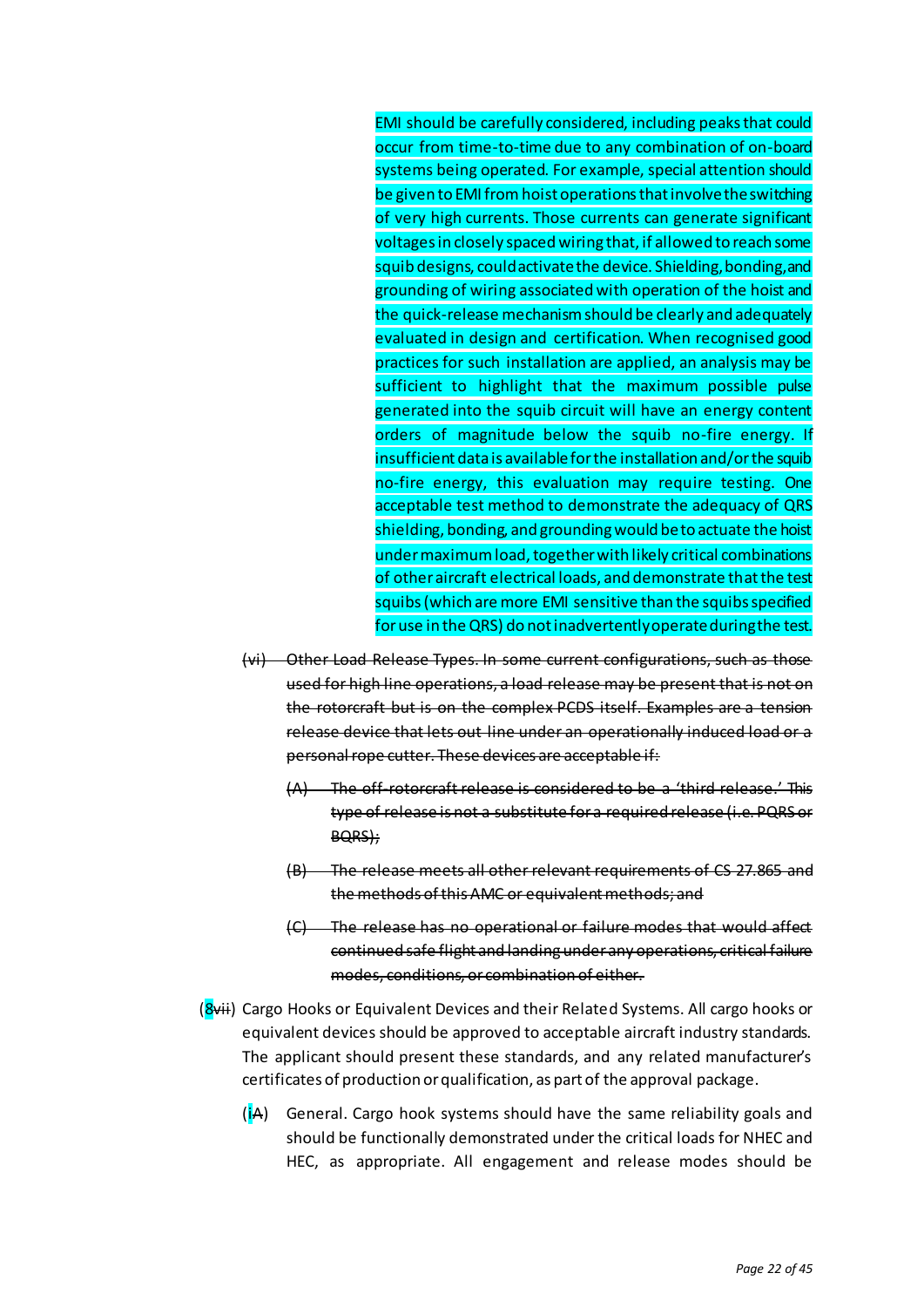EMI should be carefully considered, including peaks that could occur from time-to-time due to any combination of on-board systems being operated. For example, special attention should be given to EMI from hoist operations that involve the switching of very high currents. Those currents can generate significant voltages in closely spaced wiring that, if allowed to reach some squib designs, could activate the device. Shielding, bonding, and grounding of wiring associated with operation of the hoist and the quick-release mechanism should be clearly and adequately evaluated in design and certification. When recognised good practices for such installation are applied, an analysis may be sufficient to highlight that the maximum possible pulse generated into the squib circuit will have an energy content orders of magnitude below the squib no-fire energy. If insufficient data is available for the installation and/or the squib no-fire energy, this evaluation may require testing. One acceptable test method to demonstrate the adequacy of QRS shielding, bonding, and grounding would be to actuate the hoist under maximum load, together with likely critical combinations of other aircraft electrical loads, and demonstrate that the test squibs (which are more EMI sensitive than the squibs specified for use in the QRS) do not inadvertently operate during the test.

~~(vi) Other Load Release Types. In some current configurations, such as those used for high line operations, a load release may be present that is not on the rotorcraft but is on the complex PCDS itself. Examples are a tension release device that lets out line under an operationally induced load or a personal rope cutter. These devices are acceptable if:~~

~~(A) The off-rotorcraft release is considered to be a 'third release.' This type of release is not a substitute for a required release (i.e. PQRS or BQRS);~~

~~(B) The release meets all other relevant requirements of CS 27.865 and the methods of this AMC or equivalent methods; and~~

~~(C) The release has no operational or failure modes that would affect continued safe flight and landing under any operations, critical failure modes, conditions, or combination of either.~~

(8~~vii~~) Cargo Hooks or Equivalent Devices and their Related Systems. All cargo hooks or equivalent devices should be approved to acceptable aircraft industry standards. The applicant should present these standards, and any related manufacturer's certificates of production or qualification, as part of the approval package.

(i~~A~~) General. Cargo hook systems should have the same reliability goals and should be functionally demonstrated under the critical loads for NHEC and HEC, as appropriate. All engagement and release modes should be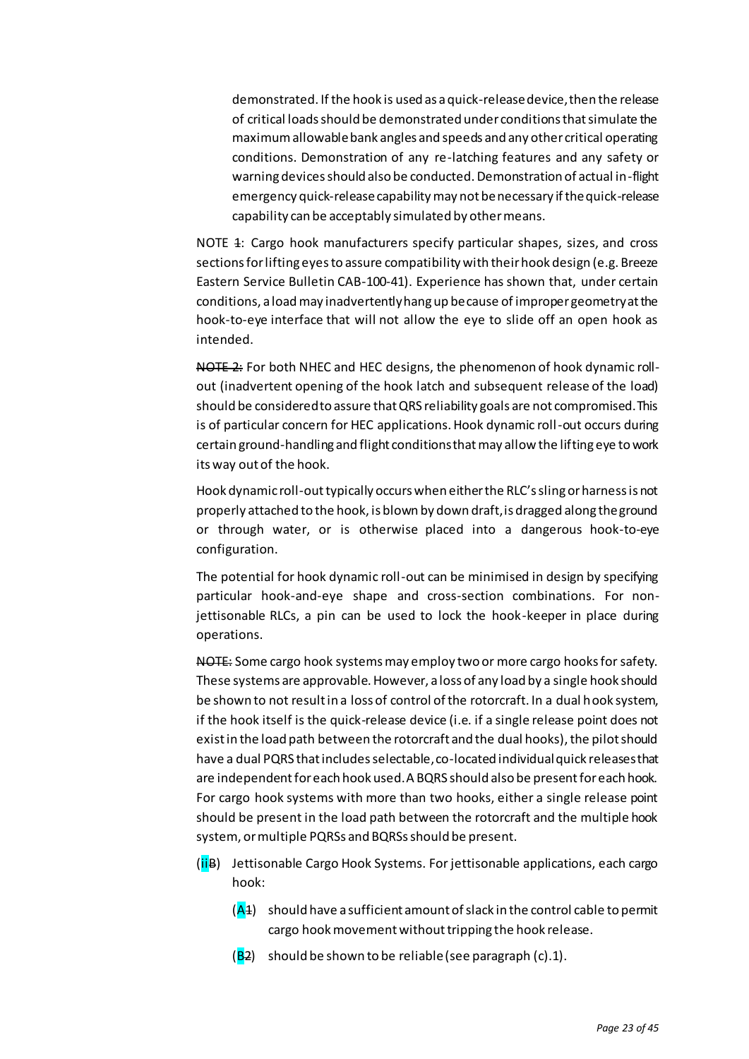demonstrated. If the hook is used as a quick-release device, then the release of critical loads should be demonstrated under conditions that simulate the maximum allowable bank angles and speeds and any other critical operating conditions. Demonstration of any re-latching features and any safety or warning devices should also be conducted. Demonstration of actual in-flight emergency quick-release capability may not be necessary if the quick-release capability can be acceptably simulated by other means.

NOTE ~~1~~: Cargo hook manufacturers specify particular shapes, sizes, and cross sections for lifting eyes to assure compatibility with their hook design (e.g. Breeze Eastern Service Bulletin CAB-100-41). Experience has shown that, under certain conditions, a load may inadvertently hang up because of improper geometry at the hook-to-eye interface that will not allow the eye to slide off an open hook as intended.

~~NOTE 2:~~ For both NHEC and HEC designs, the phenomenon of hook dynamic roll-out (inadvertent opening of the hook latch and subsequent release of the load) should be considered to assure that QRS reliability goals are not compromised. This is of particular concern for HEC applications. Hook dynamic roll-out occurs during certain ground-handling and flight conditions that may allow the lifting eye to work its way out of the hook.

Hook dynamic roll-out typically occurs when either the RLC's sling or harness is not properly attached to the hook, is blown by down draft, is dragged along the ground or through water, or is otherwise placed into a dangerous hook-to-eye configuration.

The potential for hook dynamic roll-out can be minimised in design by specifying particular hook-and-eye shape and cross-section combinations. For non-jettisonable RLCs, a pin can be used to lock the hook-keeper in place during operations.

~~NOTE:~~ Some cargo hook systems may employ two or more cargo hooks for safety. These systems are approvable. However, a loss of any load by a single hook should be shown to not result in a loss of control of the rotorcraft. In a dual hook system, if the hook itself is the quick-release device (i.e. if a single release point does not exist in the load path between the rotorcraft and the dual hooks), the pilot should have a dual PQRS that includes selectable, co-located individual quick releases that are independent for each hook used. A BQRS should also be present for each hook. For cargo hook systems with more than two hooks, either a single release point should be present in the load path between the rotorcraft and the multiple hook system, or multiple PQRSs and BQRSs should be present.

(ii~~B~~) Jettisonable Cargo Hook Systems. For jettisonable applications, each cargo hook:

- (A~~1~~) should have a sufficient amount of slack in the control cable to permit cargo hook movement without tripping the hook release.
- (B~~2~~) should be shown to be reliable (see paragraph (c).1).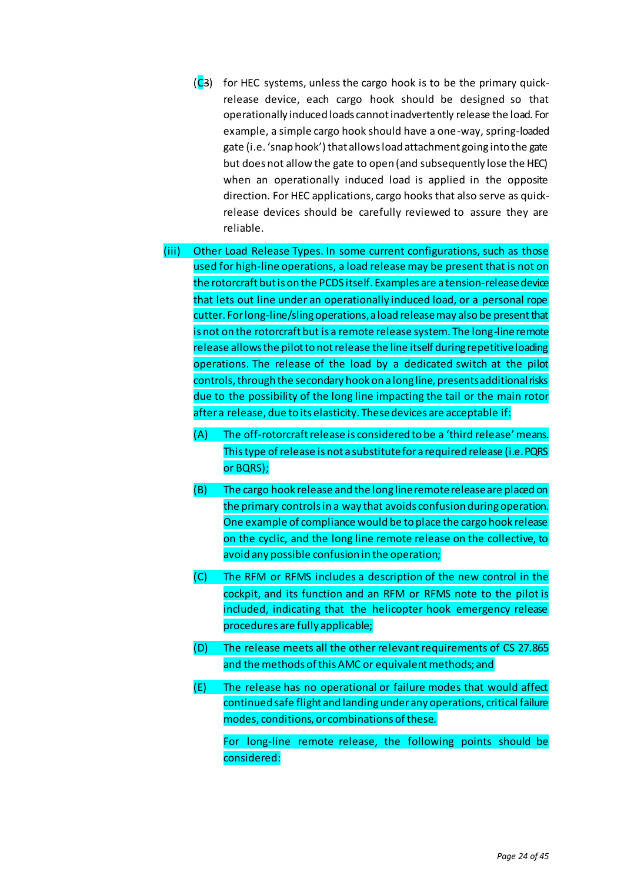(C3) for HEC systems, unless the cargo hook is to be the primary quick-release device, each cargo hook should be designed so that operationally induced loads cannot inadvertently release the load. For example, a simple cargo hook should have a one-way, spring-loaded gate (i.e. 'snap hook') that allows load attachment going into the gate but does not allow the gate to open (and subsequently lose the HEC) when an operationally induced load is applied in the opposite direction. For HEC applications, cargo hooks that also serve as quick-release devices should be carefully reviewed to assure they are reliable.

(iii) Other Load Release Types. In some current configurations, such as those used for high-line operations, a load release may be present that is not on the rotorcraft but is on the PCDS itself. Examples are a tension-release device that lets out line under an operationally induced load, or a personal rope cutter. For long-line/sling operations, a load release may also be present that is not on the rotorcraft but is a remote release system. The long-line remote release allows the pilot to not release the line itself during repetitive loading operations. The release of the load by a dedicated switch at the pilot controls, through the secondary hook on a long line, presents additional risks due to the possibility of the long line impacting the tail or the main rotor after a release, due to its elasticity. These devices are acceptable if:

(A) The off-rotorcraft release is considered to be a 'third release' means. This type of release is not a substitute for a required release (i.e. PQRS or BQRS);

(B) The cargo hook release and the long line remote release are placed on the primary controls in a way that avoids confusion during operation. One example of compliance would be to place the cargo hook release on the cyclic, and the long line remote release on the collective, to avoid any possible confusion in the operation;

(C) The RFM or RFMS includes a description of the new control in the cockpit, and its function and an RFM or RFMS note to the pilot is included, indicating that the helicopter hook emergency release procedures are fully applicable;

(D) The release meets all the other relevant requirements of CS 27.865 and the methods of this AMC or equivalent methods; and

(E) The release has no operational or failure modes that would affect continued safe flight and landing under any operations, critical failure modes, conditions, or combinations of these.

For long-line remote release, the following points should be considered: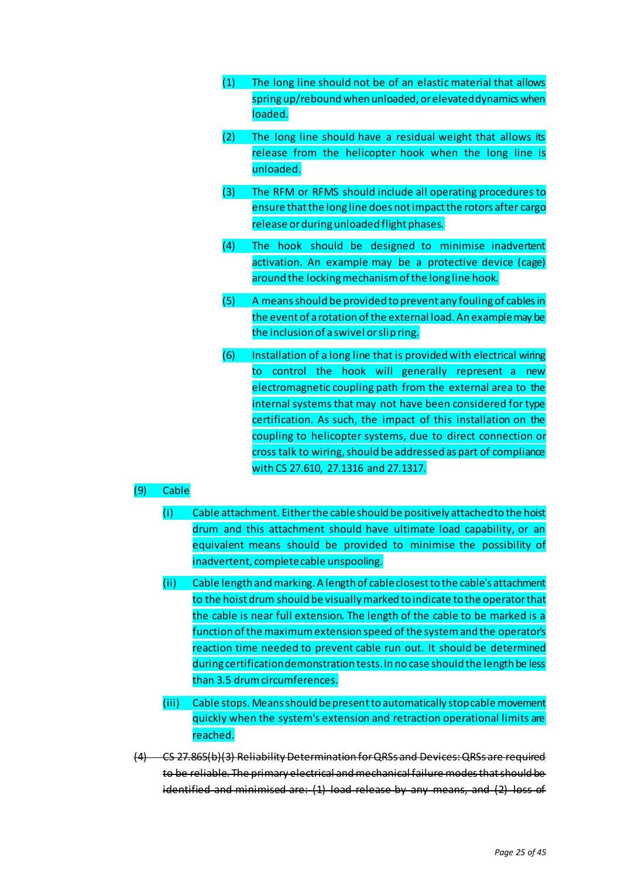(1) The long line should not be of an elastic material that allows spring up/rebound when unloaded, or elevated dynamics when loaded.

(2) The long line should have a residual weight that allows its release from the helicopter hook when the long line is unloaded.

(3) The RFM or RFMS should include all operating procedures to ensure that the long line does not impact the rotors after cargo release or during unloaded flight phases.

(4) The hook should be designed to minimise inadvertent activation. An example may be a protective device (cage) around the locking mechanism of the long line hook.

(5) A means should be provided to prevent any fouling of cables in the event of a rotation of the external load. An example may be the inclusion of a swivel or slip ring.

(6) Installation of a long line that is provided with electrical wiring to control the hook will generally represent a new electromagnetic coupling path from the external area to the internal systems that may not have been considered for type certification. As such, the impact of this installation on the coupling to helicopter systems, due to direct connection or cross talk to wiring, should be addressed as part of compliance with CS 27.610, 27.1316 and 27.1317.

(9) Cable

(i) Cable attachment. Either the cable should be positively attached to the hoist drum and this attachment should have ultimate load capability, or an equivalent means should be provided to minimise the possibility of inadvertent, complete cable unspooling.

(ii) Cable length and marking. A length of cable closest to the cable's attachment to the hoist drum should be visually marked to indicate to the operator that the cable is near full extension. The length of the cable to be marked is a function of the maximum extension speed of the system and the operator's reaction time needed to prevent cable run out. It should be determined during certification demonstration tests. In no case should the length be less than 3.5 drum circumferences.

(iii) Cable stops. Means should be present to automatically stop cable movement quickly when the system's extension and retraction operational limits are reached.

~~(4) CS 27.865(b)(3) Reliability Determination for QRSs and Devices: QRSs are required to be reliable. The primary electrical and mechanical failure modes that should be identified and minimised are: (1) load release by any means, and (2) loss of~~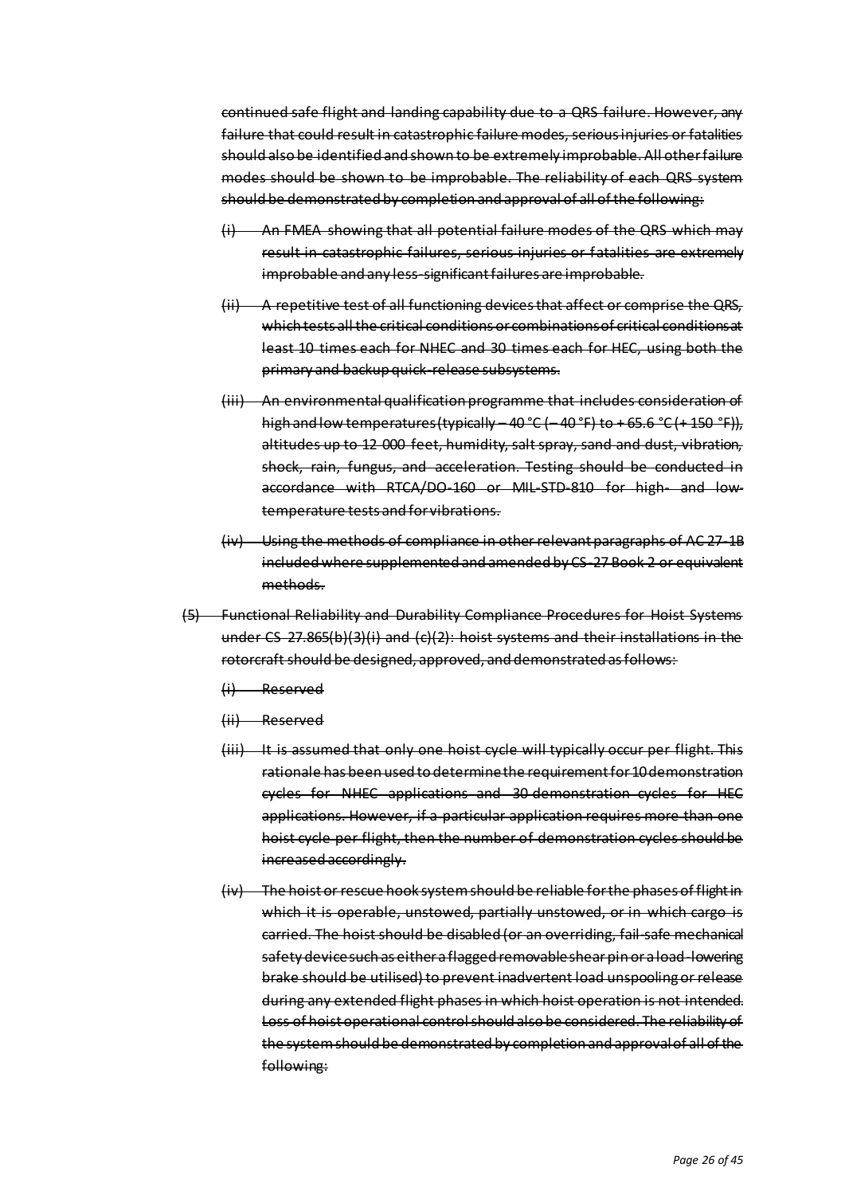~~continued safe flight and landing capability due to a QRS failure. However, any failure that could result in catastrophic failure modes, serious injuries or fatalities should also be identified and shown to be extremely improbable. All other failure modes should be shown to be improbable. The reliability of each QRS system should be demonstrated by completion and approval of all of the following:~~

- ~~(i) An FMEA showing that all potential failure modes of the QRS which may result in catastrophic failures, serious injuries or fatalities are extremely improbable and any less-significant failures are improbable.~~
- ~~(ii) A repetitive test of all functioning devices that affect or comprise the QRS, which tests all the critical conditions or combinations of critical conditions at least 10 times each for NHEC and 30 times each for HEC, using both the primary and backup quick-release subsystems.~~
- ~~(iii) An environmental qualification programme that includes consideration of high and low temperatures (typically – 40 °C (– 40 °F) to + 65.6 °C (+ 150 °F)), altitudes up to 12 000 feet, humidity, salt spray, sand and dust, vibration, shock, rain, fungus, and acceleration. Testing should be conducted in accordance with RTCA/DO-160 or MIL-STD-810 for high- and low-temperature tests and for vibrations.~~
- ~~(iv) Using the methods of compliance in other relevant paragraphs of AC 27-1B included where supplemented and amended by CS-27 Book 2 or equivalent methods.~~

~~(5) Functional Reliability and Durability Compliance Procedures for Hoist Systems under CS 27.865(b)(3)(i) and (c)(2): hoist systems and their installations in the rotorcraft should be designed, approved, and demonstrated as follows:~~

- ~~(i) Reserved~~
- ~~(ii) Reserved~~
- ~~(iii) It is assumed that only one hoist cycle will typically occur per flight. This rationale has been used to determine the requirement for 10 demonstration cycles for NHEC applications and 30 demonstration cycles for HEC applications. However, if a particular application requires more than one hoist cycle per flight, then the number of demonstration cycles should be increased accordingly.~~
- ~~(iv) The hoist or rescue hook system should be reliable for the phases of flight in which it is operable, unstowed, partially unstowed, or in which cargo is carried. The hoist should be disabled (or an overriding, fail-safe mechanical safety device such as either a flagged removable shear pin or a load-lowering brake should be utilised) to prevent inadvertent load unspooling or release during any extended flight phases in which hoist operation is not intended. Loss of hoist operational control should also be considered. The reliability of the system should be demonstrated by completion and approval of all of the following:~~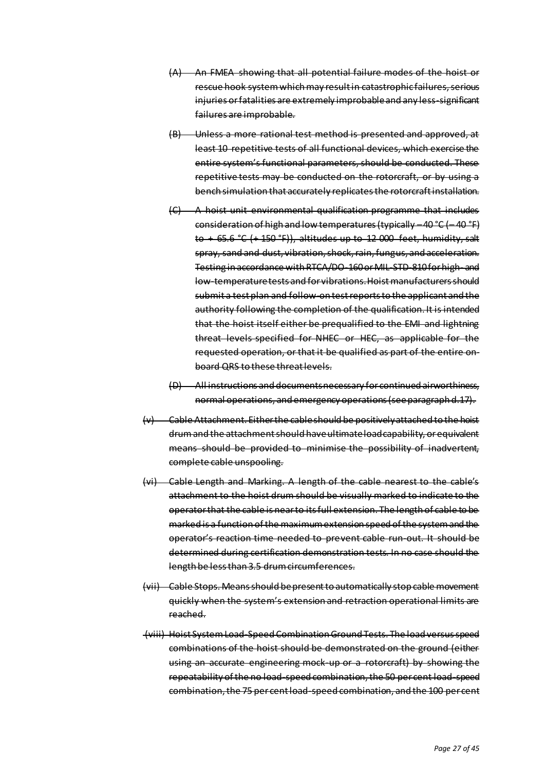~~(A) An FMEA showing that all potential failure modes of the hoist or rescue hook system which may result in catastrophic failures, serious injuries or fatalities are extremely improbable and any less-significant failures are improbable.~~

~~(B) Unless a more rational test method is presented and approved, at least 10 repetitive tests of all functional devices, which exercise the entire system's functional parameters, should be conducted. These repetitive tests may be conducted on the rotorcraft, or by using a bench simulation that accurately replicates the rotorcraft installation.~~

~~(C) A hoist unit environmental qualification programme that includes consideration of high and low temperatures (typically – 40 °C (– 40 °F) to + 65.6 °C (+ 150 °F)), altitudes up to 12 000 feet, humidity, salt spray, sand and dust, vibration, shock, rain, fungus, and acceleration. Testing in accordance with RTCA/DO-160 or MIL-STD-810 for high- and low-temperature tests and for vibrations. Hoist manufacturers should submit a test plan and follow-on test reports to the applicant and the authority following the completion of the qualification. It is intended that the hoist itself either be prequalified to the EMI and lightning threat levels specified for NHEC or HEC, as applicable for the requested operation, or that it be qualified as part of the entire on-board QRS to these threat levels.~~

~~(D) All instructions and documents necessary for continued airworthiness, normal operations, and emergency operations (see paragraph d.17).~~

~~(v) Cable Attachment. Either the cable should be positively attached to the hoist drum and the attachment should have ultimate load capability, or equivalent means should be provided to minimise the possibility of inadvertent, complete cable unspooling.~~

~~(vi) Cable Length and Marking. A length of the cable nearest to the cable's attachment to the hoist drum should be visually marked to indicate to the operator that the cable is near to its full extension. The length of cable to be marked is a function of the maximum extension speed of the system and the operator's reaction time needed to prevent cable run-out. It should be determined during certification demonstration tests. In no case should the length be less than 3.5 drum circumferences.~~

~~(vii) Cable Stops. Means should be present to automatically stop cable movement quickly when the system's extension and retraction operational limits are reached.~~

~~(viii) Hoist System Load-Speed Combination Ground Tests. The load versus speed combinations of the hoist should be demonstrated on the ground (either using an accurate engineering mock-up or a rotorcraft) by showing the repeatability of the no load-speed combination, the 50 per cent load-speed combination, the 75 per cent load-speed combination, and the 100 per cent~~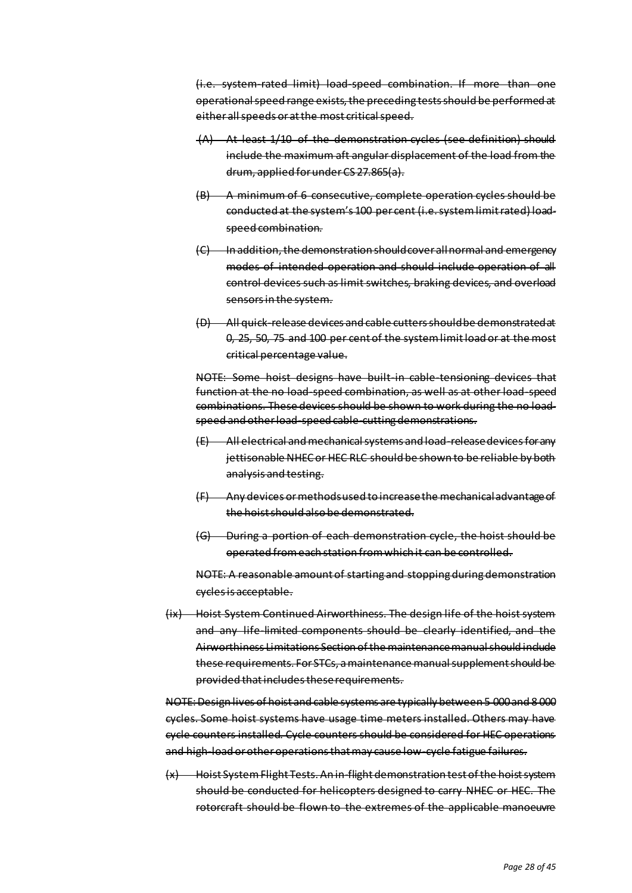(i.e. system-rated limit) load-speed combination. If more than one operational speed range exists, the preceding tests should be performed at either all speeds or at the most critical speed.

(A) At least 1/10 of the demonstration cycles (see definition) should include the maximum aft angular displacement of the load from the drum, applied for under CS 27.865(a).

(B) A minimum of 6 consecutive, complete operation cycles should be conducted at the system's 100 per cent (i.e. system limit rated) load-speed combination.

(C) In addition, the demonstration should cover all normal and emergency modes of intended operation and should include operation of all control devices such as limit switches, braking devices, and overload sensors in the system.

(D) All quick-release devices and cable cutters should be demonstrated at 0, 25, 50, 75 and 100 per cent of the system limit load or at the most critical percentage value.

NOTE: Some hoist designs have built-in cable-tensioning devices that function at the no load-speed combination, as well as at other load-speed combinations. These devices should be shown to work during the no load-speed and other load-speed cable-cutting demonstrations.

(E) All electrical and mechanical systems and load-release devices for any jettisonable NHEC or HEC RLC should be shown to be reliable by both analysis and testing.

(F) Any devices or methods used to increase the mechanical advantage of the hoist should also be demonstrated.

(G) During a portion of each demonstration cycle, the hoist should be operated from each station from which it can be controlled.

NOTE: A reasonable amount of starting and stopping during demonstration cycles is acceptable.

(ix) Hoist System Continued Airworthiness. The design life of the hoist system and any life-limited components should be clearly identified, and the Airworthiness Limitations Section of the maintenance manual should include these requirements. For STCs, a maintenance manual supplement should be provided that includes these requirements.

NOTE: Design lives of hoist and cable systems are typically between 5 000 and 8 000 cycles. Some hoist systems have usage time meters installed. Others may have cycle counters installed. Cycle counters should be considered for HEC operations and high-load or other operations that may cause low-cycle fatigue failures.

(x) Hoist System Flight Tests. An in-flight demonstration test of the hoist system should be conducted for helicopters designed to carry NHEC or HEC. The rotorcraft should be flown to the extremes of the applicable manoeuvre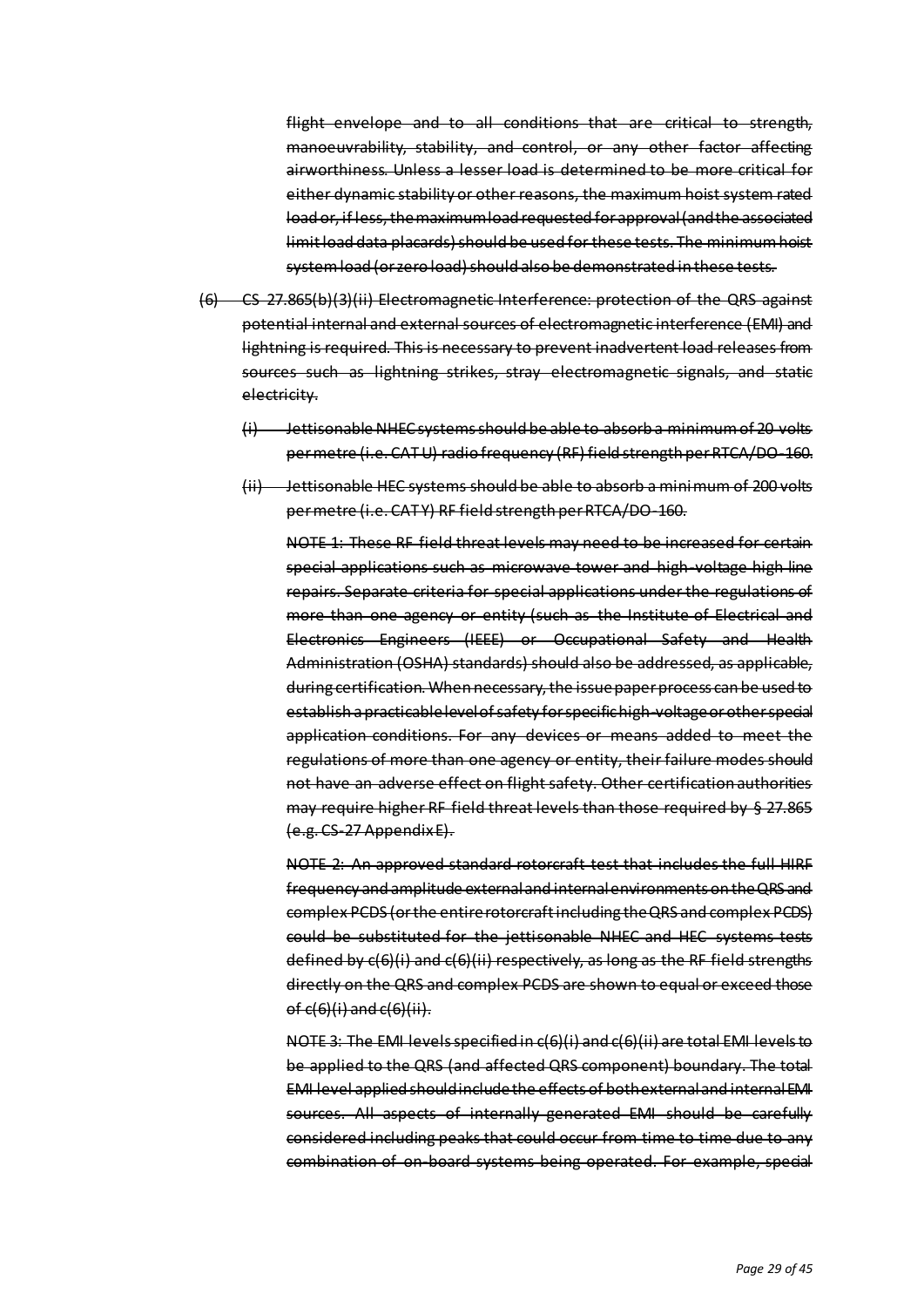~~flight envelope and to all conditions that are critical to strength, manoeuvrability, stability, and control, or any other factor affecting airworthiness. Unless a lesser load is determined to be more critical for either dynamic stability or other reasons, the maximum hoist system rated load or, if less, the maximum load requested for approval (and the associated limit load data placards) should be used for these tests. The minimum hoist system load (or zero load) should also be demonstrated in these tests.~~

~~(6) CS 27.865(b)(3)(ii) Electromagnetic Interference: protection of the QRS against potential internal and external sources of electromagnetic interference (EMI) and lightning is required. This is necessary to prevent inadvertent load releases from sources such as lightning strikes, stray electromagnetic signals, and static electricity.~~

~~(i) Jettisonable NHEC systems should be able to absorb a minimum of 20 volts per metre (i.e. CAT U) radio frequency (RF) field strength per RTCA/DO-160.~~

~~(ii) Jettisonable HEC systems should be able to absorb a minimum of 200 volts per metre (i.e. CAT Y) RF field strength per RTCA/DO-160.~~

~~NOTE 1: These RF field threat levels may need to be increased for certain special applications such as microwave tower and high-voltage high line repairs. Separate criteria for special applications under the regulations of more than one agency or entity (such as the Institute of Electrical and Electronics Engineers (IEEE) or Occupational Safety and Health Administration (OSHA) standards) should also be addressed, as applicable, during certification. When necessary, the issue paper process can be used to establish a practicable level of safety for specific high-voltage or other special application conditions. For any devices or means added to meet the regulations of more than one agency or entity, their failure modes should not have an adverse effect on flight safety. Other certification authorities may require higher RF field threat levels than those required by § 27.865 (e.g. CS-27 Appendix E).~~

~~NOTE 2: An approved standard rotorcraft test that includes the full HIRF frequency and amplitude external and internal environments on the QRS and complex PCDS (or the entire rotorcraft including the QRS and complex PCDS) could be substituted for the jettisonable NHEC and HEC systems tests defined by c(6)(i) and c(6)(ii) respectively, as long as the RF field strengths directly on the QRS and complex PCDS are shown to equal or exceed those of c(6)(i) and c(6)(ii).~~

~~NOTE 3: The EMI levels specified in c(6)(i) and c(6)(ii) are total EMI levels to be applied to the QRS (and affected QRS component) boundary. The total EMI level applied should include the effects of both external and internal EMI sources. All aspects of internally generated EMI should be carefully considered including peaks that could occur from time to time due to any combination of on-board systems being operated. For example, special~~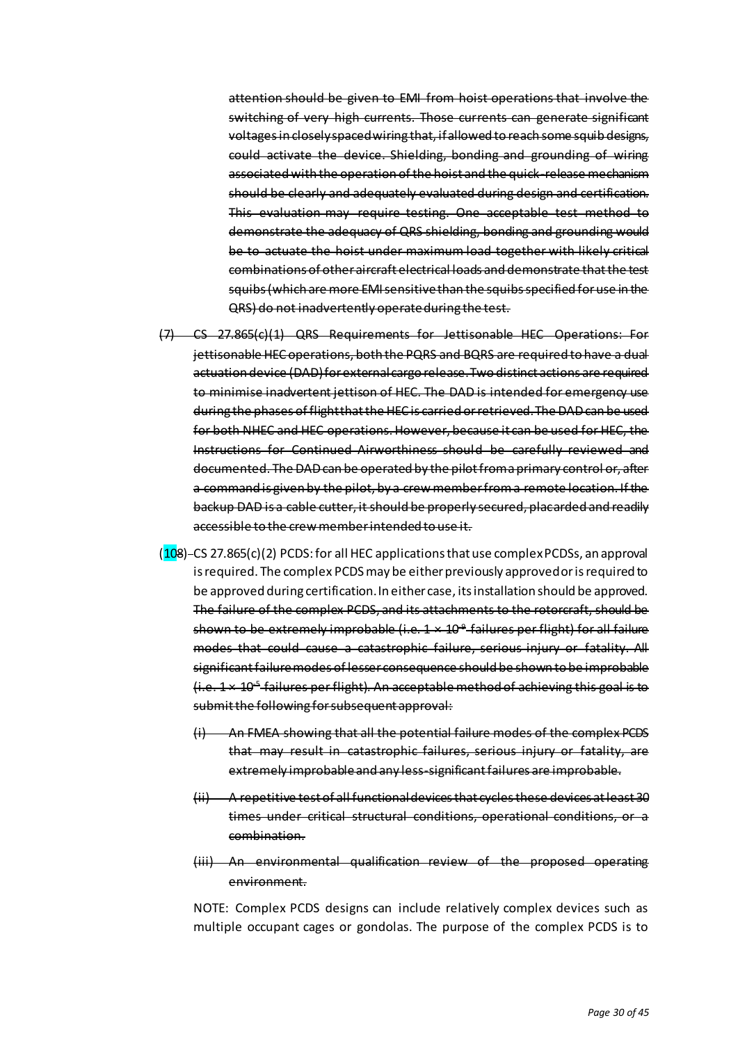attention should be given to EMI from hoist operations that involve the switching of very high currents. Those currents can generate significant voltages in closely spaced wiring that, if allowed to reach some squib designs, could activate the device. Shielding, bonding and grounding of wiring associated with the operation of the hoist and the quick-release mechanism should be clearly and adequately evaluated during design and certification. This evaluation may require testing. One acceptable test method to demonstrate the adequacy of QRS shielding, bonding and grounding would be to actuate the hoist under maximum load together with likely critical combinations of other aircraft electrical loads and demonstrate that the test squibs (which are more EMI sensitive than the squibs specified for use in the QRS) do not inadvertently operate during the test.

(7) CS 27.865(c)(1) QRS Requirements for Jettisonable HEC Operations: For jettisonable HEC operations, both the PQRS and BQRS are required to have a dual actuation device (DAD) for external cargo release. Two distinct actions are required to minimise inadvertent jettison of HEC. The DAD is intended for emergency use during the phases of flight that the HEC is carried or retrieved. The DAD can be used for both NHEC and HEC operations. However, because it can be used for HEC, the Instructions for Continued Airworthiness should be carefully reviewed and documented. The DAD can be operated by the pilot from a primary control or, after a command is given by the pilot, by a crew member from a remote location. If the backup DAD is a cable cutter, it should be properly secured, placarded and readily accessible to the crew member intended to use it.

(108) CS 27.865(c)(2) PCDS: for all HEC applications that use complex PCDSs, an approval is required. The complex PCDS may be either previously approved or is required to be approved during certification. In either case, its installation should be approved. The failure of the complex PCDS, and its attachments to the rotorcraft, should be shown to be extremely improbable (i.e. $1 \times 10^{-9}$ failures per flight) for all failure modes that could cause a catastrophic failure, serious injury or fatality. All significant failure modes of lesser consequence should be shown to be improbable (i.e. $1 \times 10^{-5}$ failures per flight). An acceptable method of achieving this goal is to submit the following for subsequent approval:

(i) An FMEA showing that all the potential failure modes of the complex PCDS that may result in catastrophic failures, serious injury or fatality, are extremely improbable and any less-significant failures are improbable.

(ii) A repetitive test of all functional devices that cycles these devices at least 30 times under critical structural conditions, operational conditions, or a combination.

(iii) An environmental qualification review of the proposed operating environment.

NOTE: Complex PCDS designs can include relatively complex devices such as multiple occupant cages or gondolas. The purpose of the complex PCDS is to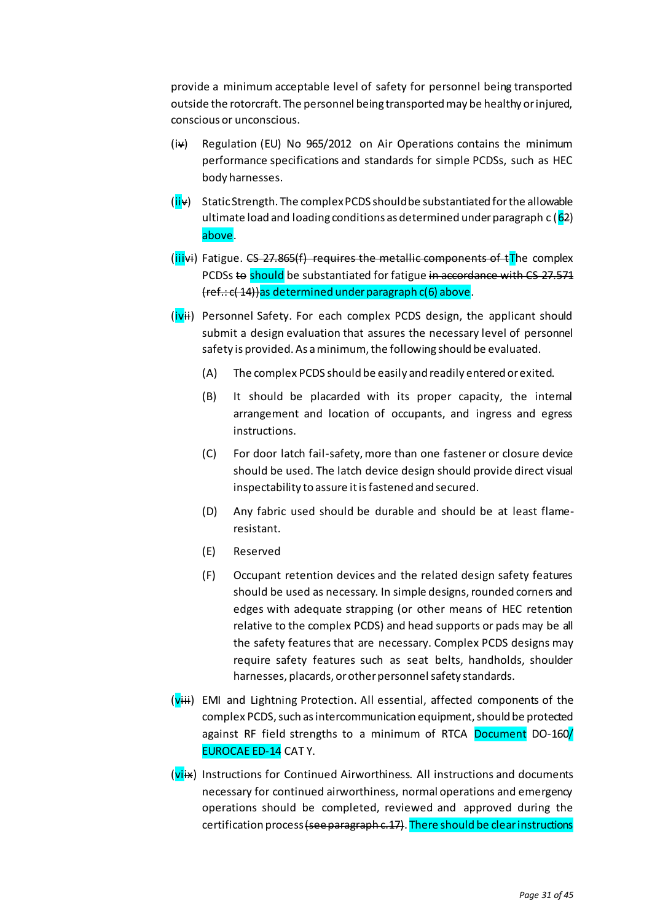provide a minimum acceptable level of safety for personnel being transported outside the rotorcraft. The personnel being transported may be healthy or injured, conscious or unconscious.

(i~~v~~) Regulation (EU) No 965/2012 on Air Operations contains the minimum performance specifications and standards for simple PCDSs, such as HEC body harnesses.

(ii~~v~~) Static Strength. The complex PCDS should be substantiated for the allowable ultimate load and loading conditions as determined under paragraph c (6~~2~~) above.

(iii~~vi~~) Fatigue. ~~CS 27.865(f) requires the metallic components of t~~The complex PCDSs ~~to~~ should be substantiated for fatigue ~~in accordance with CS 27.571 (ref.: c(14))~~as determined under paragraph c(6) above.

(iv~~ii~~) Personnel Safety. For each complex PCDS design, the applicant should submit a design evaluation that assures the necessary level of personnel safety is provided. As a minimum, the following should be evaluated.

- (A) The complex PCDS should be easily and readily entered or exited.
- (B) It should be placarded with its proper capacity, the internal arrangement and location of occupants, and ingress and egress instructions.
- (C) For door latch fail-safety, more than one fastener or closure device should be used. The latch device design should provide direct visual inspectability to assure it is fastened and secured.
- (D) Any fabric used should be durable and should be at least flame-resistant.
- (E) Reserved
- (F) Occupant retention devices and the related design safety features should be used as necessary. In simple designs, rounded corners and edges with adequate strapping (or other means of HEC retention relative to the complex PCDS) and head supports or pads may be all the safety features that are necessary. Complex PCDS designs may require safety features such as seat belts, handholds, shoulder harnesses, placards, or other personnel safety standards.

(v~~iii~~) EMI and Lightning Protection. All essential, affected components of the complex PCDS, such as intercommunication equipment, should be protected against RF field strengths to a minimum of RTCA Document DO-160/ EUROCAE ED-14 CAT Y.

(vi~~x~~) Instructions for Continued Airworthiness. All instructions and documents necessary for continued airworthiness, normal operations and emergency operations should be completed, reviewed and approved during the certification process ~~(see paragraph c.17)~~. There should be clear instructions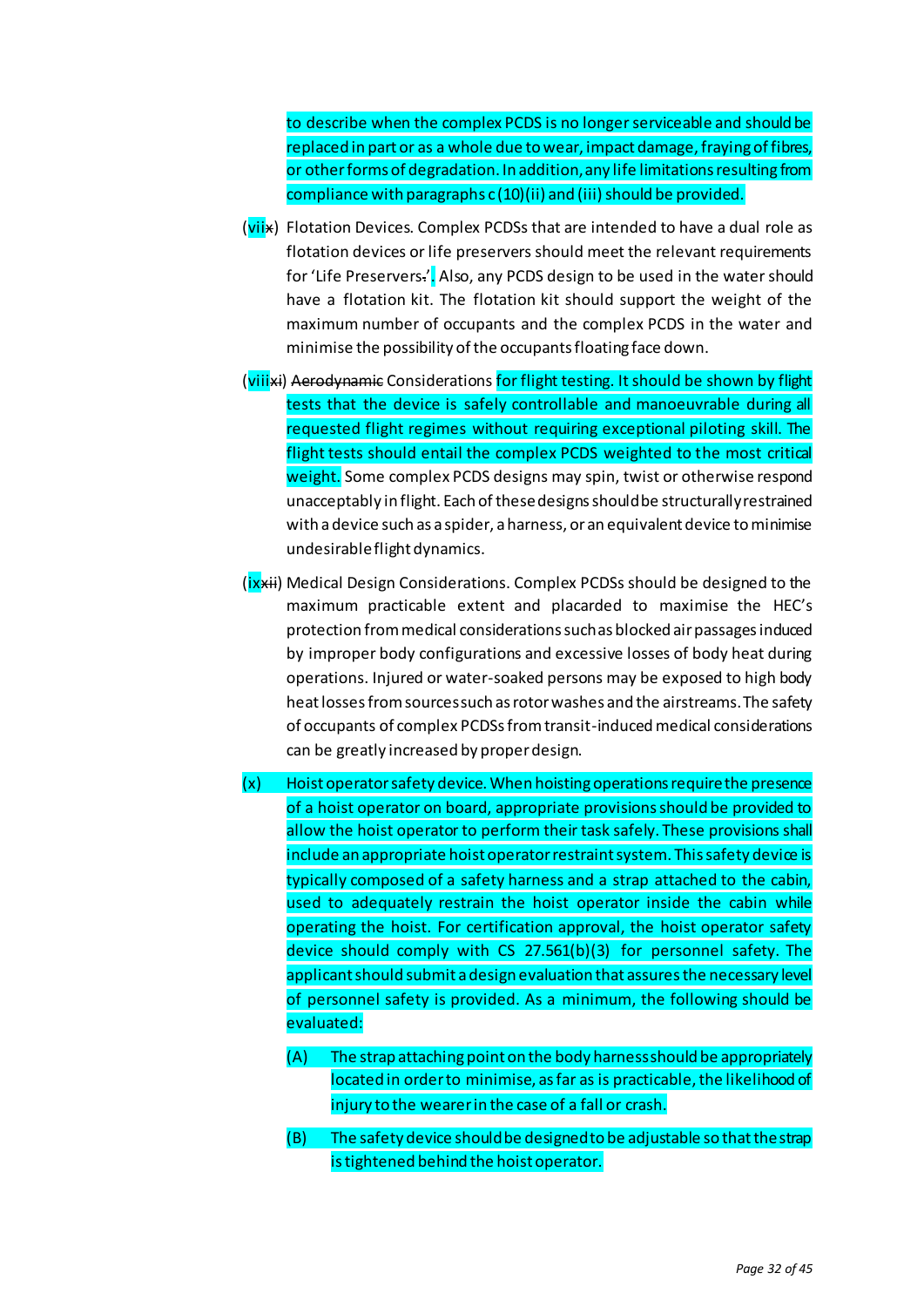to describe when the complex PCDS is no longer serviceable and should be replaced in part or as a whole due to wear, impact damage, fraying of fibres, or other forms of degradation. In addition, any life limitations resulting from compliance with paragraphs c (10)(ii) and (iii) should be provided.

(viix) Flotation Devices. Complex PCDSs that are intended to have a dual role as flotation devices or life preservers should meet the relevant requirements for 'Life Preservers.'. Also, any PCDS design to be used in the water should have a flotation kit. The flotation kit should support the weight of the maximum number of occupants and the complex PCDS in the water and minimise the possibility of the occupants floating face down.

(viiixi) Aerodynamic Considerations for flight testing. It should be shown by flight tests that the device is safely controllable and manoeuvrable during all requested flight regimes without requiring exceptional piloting skill. The flight tests should entail the complex PCDS weighted to the most critical weight. Some complex PCDS designs may spin, twist or otherwise respond unacceptably in flight. Each of these designs should be structurally restrained with a device such as a spider, a harness, or an equivalent device to minimise undesirable flight dynamics.

(ixxii) Medical Design Considerations. Complex PCDSs should be designed to the maximum practicable extent and placarded to maximise the HEC's protection from medical considerations such as blocked air passages induced by improper body configurations and excessive losses of body heat during operations. Injured or water-soaked persons may be exposed to high body heat losses from sources such as rotor washes and the airstreams. The safety of occupants of complex PCDSs from transit-induced medical considerations can be greatly increased by proper design.

(x) Hoist operator safety device. When hoisting operations require the presence of a hoist operator on board, appropriate provisions should be provided to allow the hoist operator to perform their task safely. These provisions shall include an appropriate hoist operator restraint system. This safety device is typically composed of a safety harness and a strap attached to the cabin, used to adequately restrain the hoist operator inside the cabin while operating the hoist. For certification approval, the hoist operator safety device should comply with CS 27.561(b)(3) for personnel safety. The applicant should submit a design evaluation that assures the necessary level of personnel safety is provided. As a minimum, the following should be evaluated:

(A) The strap attaching point on the body harness should be appropriately located in order to minimise, as far as is practicable, the likelihood of injury to the wearer in the case of a fall or crash.

(B) The safety device should be designed to be adjustable so that the strap is tightened behind the hoist operator.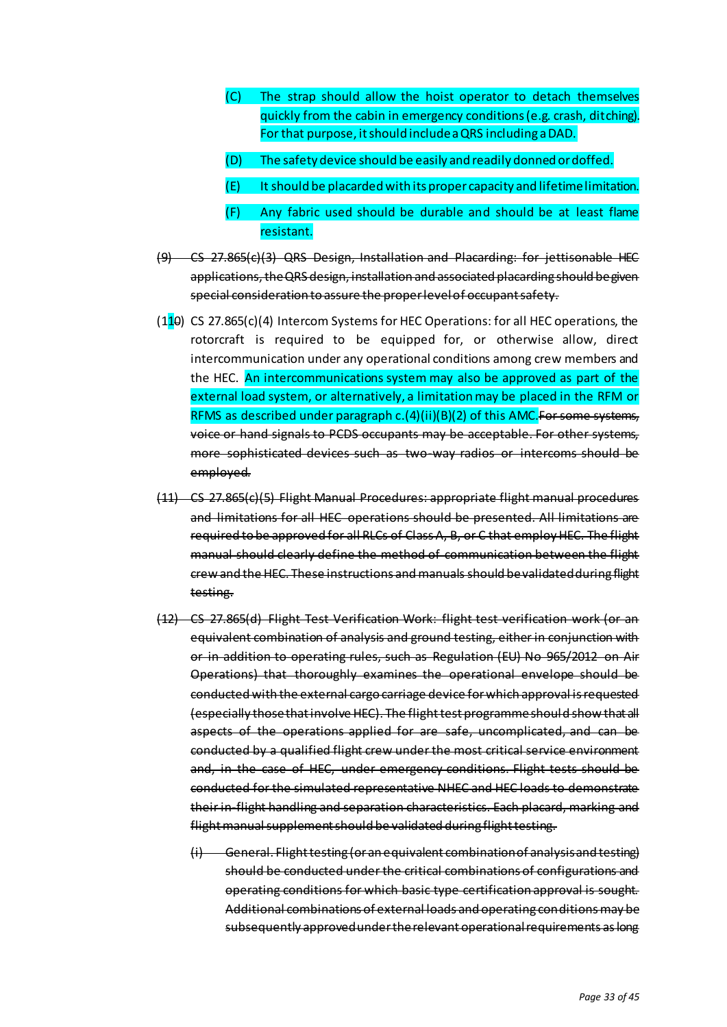(C) The strap should allow the hoist operator to detach themselves quickly from the cabin in emergency conditions (e.g. crash, ditching). For that purpose, it should include a QRS including a DAD.

(D) The safety device should be easily and readily donned or doffed.

(E) It should be placarded with its proper capacity and lifetime limitation.

(F) Any fabric used should be durable and should be at least flame resistant.

~~(9) CS 27.865(c)(3) QRS Design, Installation and Placarding: for jettisonable HEC applications, the QRS design, installation and associated placarding should be given special consideration to assure the proper level of occupant safety.~~

(1~~1~~0) CS 27.865(c)(4) Intercom Systems for HEC Operations: for all HEC operations, the rotorcraft is required to be equipped for, or otherwise allow, direct intercommunication under any operational conditions among crew members and the HEC. An intercommunications system may also be approved as part of the external load system, or alternatively, a limitation may be placed in the RFM or RFMS as described under paragraph c.(4)(ii)(B)(2) of this AMC. ~~For some systems, voice or hand signals to PCDS occupants may be acceptable. For other systems, more sophisticated devices such as two-way radios or intercoms should be employed.~~

~~(11) CS 27.865(c)(5) Flight Manual Procedures: appropriate flight manual procedures and limitations for all HEC operations should be presented. All limitations are required to be approved for all RLCs of Class A, B, or C that employ HEC. The flight manual should clearly define the method of communication between the flight crew and the HEC. These instructions and manuals should be validated during flight testing.~~

~~(12) CS 27.865(d) Flight Test Verification Work: flight test verification work (or an equivalent combination of analysis and ground testing, either in conjunction with or in addition to operating rules, such as Regulation (EU) No 965/2012 on Air Operations) that thoroughly examines the operational envelope should be conducted with the external cargo carriage device for which approval is requested (especially those that involve HEC). The flight test programme should show that all aspects of the operations applied for are safe, uncomplicated, and can be conducted by a qualified flight crew under the most critical service environment and, in the case of HEC, under emergency conditions. Flight tests should be conducted for the simulated representative NHEC and HEC loads to demonstrate their in-flight handling and separation characteristics. Each placard, marking and flight manual supplement should be validated during flight testing.~~

~~(i) General. Flight testing (or an equivalent combination of analysis and testing) should be conducted under the critical combinations of configurations and operating conditions for which basic type certification approval is sought. Additional combinations of external loads and operating conditions may be subsequently approved under the relevant operational requirements as long~~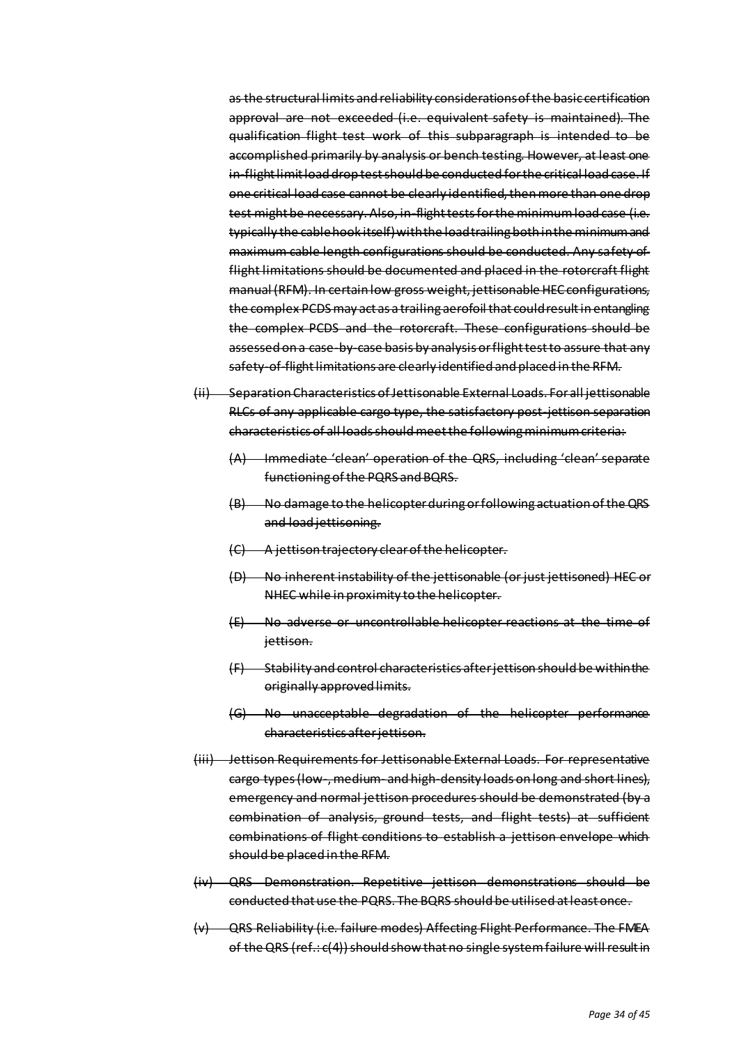~~as the structural limits and reliability considerations of the basic certification approval are not exceeded (i.e. equivalent safety is maintained). The qualification flight test work of this subparagraph is intended to be accomplished primarily by analysis or bench testing. However, at least one in-flight limit load drop test should be conducted for the critical load case. If one critical load case cannot be clearly identified, then more than one drop test might be necessary. Also, in-flight tests for the minimum load case (i.e. typically the cable hook itself) with the load trailing both in the minimum and maximum cable length configurations should be conducted. Any safety-of-flight limitations should be documented and placed in the rotorcraft flight manual (RFM). In certain low gross weight, jettisonable HEC configurations, the complex PCDS may act as a trailing aerofoil that could result in entangling the complex PCDS and the rotorcraft. These configurations should be assessed on a case-by-case basis by analysis or flight test to assure that any safety-of-flight limitations are clearly identified and placed in the RFM.~~

~~(ii) Separation Characteristics of Jettisonable External Loads. For all jettisonable RLCs of any applicable cargo type, the satisfactory post-jettison separation characteristics of all loads should meet the following minimum criteria:~~

~~(A) Immediate 'clean' operation of the QRS, including 'clean' separate functioning of the PQRS and BQRS.~~

~~(B) No damage to the helicopter during or following actuation of the QRS and load jettisoning.~~

~~(C) A jettison trajectory clear of the helicopter.~~

~~(D) No inherent instability of the jettisonable (or just jettisoned) HEC or NHEC while in proximity to the helicopter.~~

~~(E) No adverse or uncontrollable helicopter reactions at the time of jettison.~~

~~(F) Stability and control characteristics after jettison should be within the originally approved limits.~~

~~(G) No unacceptable degradation of the helicopter performance characteristics after jettison.~~

~~(iii) Jettison Requirements for Jettisonable External Loads. For representative cargo types (low-, medium- and high-density loads on long and short lines), emergency and normal jettison procedures should be demonstrated (by a combination of analysis, ground tests, and flight tests) at sufficient combinations of flight conditions to establish a jettison envelope which should be placed in the RFM.~~

~~(iv) QRS Demonstration. Repetitive jettison demonstrations should be conducted that use the PQRS. The BQRS should be utilised at least once.~~

~~(v) QRS Reliability (i.e. failure modes) Affecting Flight Performance. The FMEA of the QRS (ref.: c(4)) should show that no single system failure will result in~~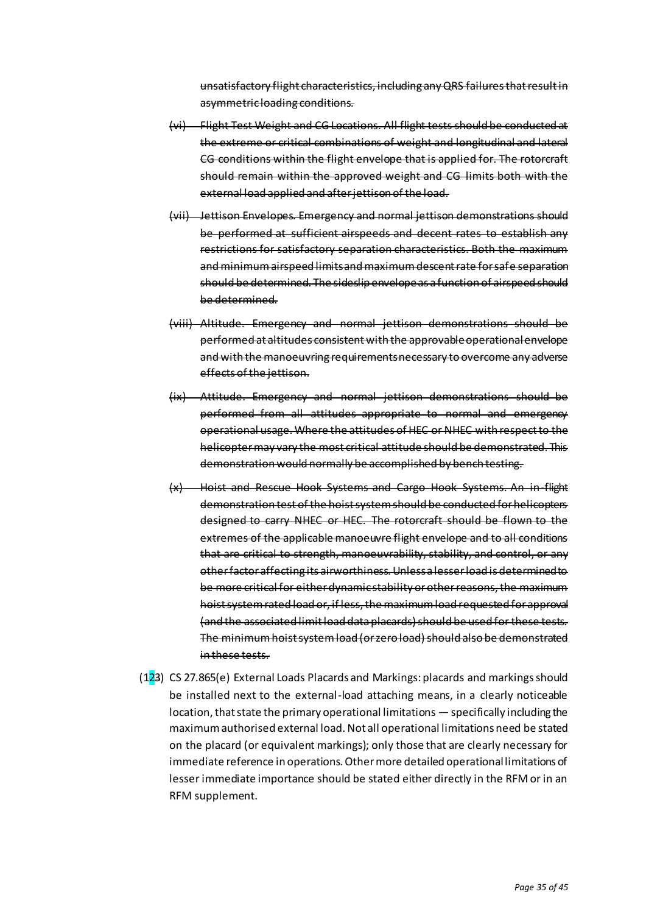~~unsatisfactory flight characteristics, including any QRS failures that result in asymmetric loading conditions.~~

~~(vi) Flight Test Weight and CG Locations. All flight tests should be conducted at the extreme or critical combinations of weight and longitudinal and lateral CG conditions within the flight envelope that is applied for. The rotorcraft should remain within the approved weight and CG limits both with the external load applied and after jettison of the load.~~

~~(vii) Jettison Envelopes. Emergency and normal jettison demonstrations should be performed at sufficient airspeeds and decent rates to establish any restrictions for satisfactory separation characteristics. Both the maximum and minimum airspeed limits and maximum descent rate for safe separation should be determined. The sideslip envelope as a function of airspeed should be determined.~~

~~(viii) Altitude. Emergency and normal jettison demonstrations should be performed at altitudes consistent with the approvable operational envelope and with the manoeuvring requirements necessary to overcome any adverse effects of the jettison.~~

~~(ix) Attitude. Emergency and normal jettison demonstrations should be performed from all attitudes appropriate to normal and emergency operational usage. Where the attitudes of HEC or NHEC with respect to the helicopter may vary the most critical attitude should be demonstrated. This demonstration would normally be accomplished by bench testing.~~

~~(x) Hoist and Rescue Hook Systems and Cargo Hook Systems. An in-flight demonstration test of the hoist system should be conducted for helicopters designed to carry NHEC or HEC. The rotorcraft should be flown to the extremes of the applicable manoeuvre flight envelope and to all conditions that are critical to strength, manoeuvrability, stability, and control, or any other factor affecting its airworthiness. Unless a lesser load is determined to be more critical for either dynamic stability or other reasons, the maximum hoist system rated load or, if less, the maximum load requested for approval (and the associated limit load data placards) should be used for these tests. The minimum hoist system load (or zero load) should also be demonstrated in these tests.~~

(12~~3~~) CS 27.865(e) External Loads Placards and Markings: placards and markings should be installed next to the external-load attaching means, in a clearly noticeable location, that state the primary operational limitations — specifically including the maximum authorised external load. Not all operational limitations need be stated on the placard (or equivalent markings); only those that are clearly necessary for immediate reference in operations. Other more detailed operational limitations of lesser immediate importance should be stated either directly in the RFM or in an RFM supplement.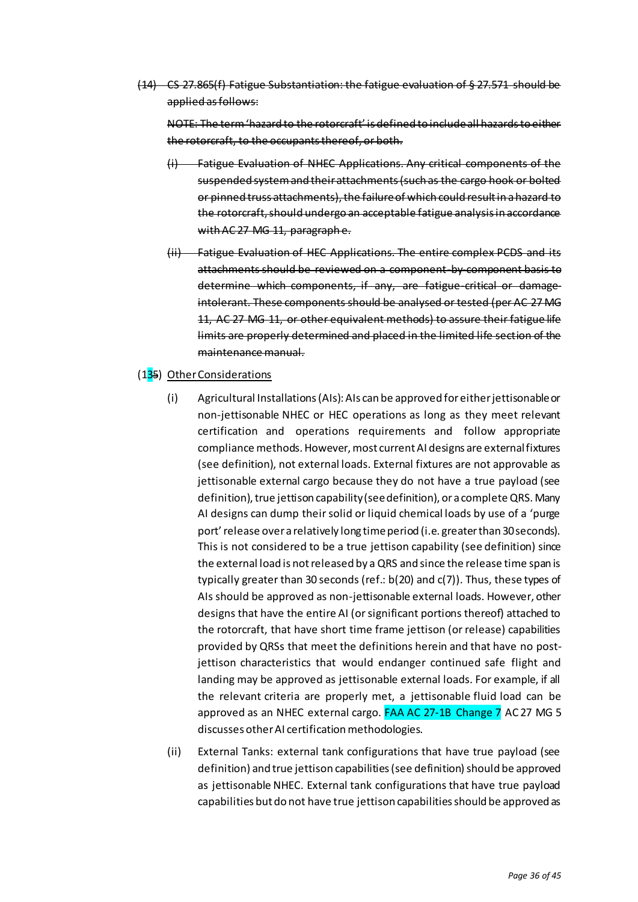~~(14) CS 27.865(f) Fatigue Substantiation: the fatigue evaluation of § 27.571 should be applied as follows:~~

~~NOTE: The term 'hazard to the rotorcraft' is defined to include all hazards to either the rotorcraft, to the occupants thereof, or both.~~

~~(i) Fatigue Evaluation of NHEC Applications. Any critical components of the suspended system and their attachments (such as the cargo hook or bolted or pinned truss attachments), the failure of which could result in a hazard to the rotorcraft, should undergo an acceptable fatigue analysis in accordance with AC 27 MG 11, paragraph e.~~

~~(ii) Fatigue Evaluation of HEC Applications. The entire complex PCDS and its attachments should be reviewed on a component-by-component basis to determine which components, if any, are fatigue-critical or damage-intolerant. These components should be analysed or tested (per AC 27 MG 11, AC 27 MG 11, or other equivalent methods) to assure their fatigue life limits are properly determined and placed in the limited life section of the maintenance manual.~~

(13~~5~~) <u>Other Considerations</u>

(i) Agricultural Installations (AIs): AIs can be approved for either jettisonable or non-jettisonable NHEC or HEC operations as long as they meet relevant certification and operations requirements and follow appropriate compliance methods. However, most current AI designs are external fixtures (see definition), not external loads. External fixtures are not approvable as jettisonable external cargo because they do not have a true payload (see definition), true jettison capability (see definition), or a complete QRS. Many AI designs can dump their solid or liquid chemical loads by use of a 'purge port' release over a relatively long time period (i.e. greater than 30 seconds). This is not considered to be a true jettison capability (see definition) since the external load is not released by a QRS and since the release time span is typically greater than 30 seconds (ref.: b(20) and c(7)). Thus, these types of AIs should be approved as non-jettisonable external loads. However, other designs that have the entire AI (or significant portions thereof) attached to the rotorcraft, that have short time frame jettison (or release) capabilities provided by QRSs that meet the definitions herein and that have no post-jettison characteristics that would endanger continued safe flight and landing may be approved as jettisonable external loads. For example, if all the relevant criteria are properly met, a jettisonable fluid load can be approved as an NHEC external cargo. FAA AC 27-1B Change 7 AC 27 MG 5 discusses other AI certification methodologies.

(ii) External Tanks: external tank configurations that have true payload (see definition) and true jettison capabilities (see definition) should be approved as jettisonable NHEC. External tank configurations that have true payload capabilities but do not have true jettison capabilities should be approved as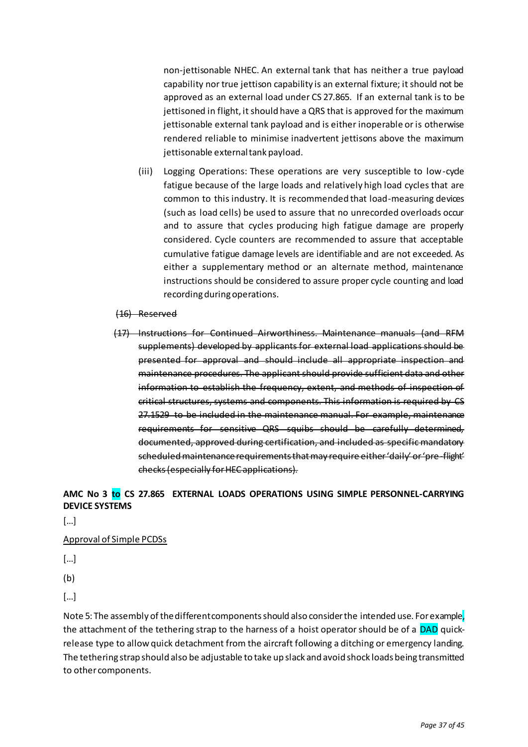non-jettisonable NHEC. An external tank that has neither a true payload capability nor true jettison capability is an external fixture; it should not be approved as an external load under CS 27.865. If an external tank is to be jettisoned in flight, it should have a QRS that is approved for the maximum jettisonable external tank payload and is either inoperable or is otherwise rendered reliable to minimise inadvertent jettisons above the maximum jettisonable external tank payload.

(iii) Logging Operations: These operations are very susceptible to low-cycle fatigue because of the large loads and relatively high load cycles that are common to this industry. It is recommended that load-measuring devices (such as load cells) be used to assure that no unrecorded overloads occur and to assure that cycles producing high fatigue damage are properly considered. Cycle counters are recommended to assure that acceptable cumulative fatigue damage levels are identifiable and are not exceeded. As either a supplementary method or an alternate method, maintenance instructions should be considered to assure proper cycle counting and load recording during operations.

~~(16) Reserved~~

~~(17) Instructions for Continued Airworthiness. Maintenance manuals (and RFM supplements) developed by applicants for external load applications should be presented for approval and should include all appropriate inspection and maintenance procedures. The applicant should provide sufficient data and other information to establish the frequency, extent, and methods of inspection of critical structures, systems and components. This information is required by CS 27.1529 to be included in the maintenance manual. For example, maintenance requirements for sensitive QRS squibs should be carefully determined, documented, approved during certification, and included as specific mandatory scheduled maintenance requirements that may require either 'daily' or 'pre-flight' checks (especially for HEC applications).~~

**AMC No 3 to CS 27.865 EXTERNAL LOADS OPERATIONS USING SIMPLE PERSONNEL-CARRYING DEVICE SYSTEMS**

[…]

Approval of Simple PCDSs

[…]

(b)

[…]

Note 5: The assembly of the different components should also consider the intended use. For example, the attachment of the tethering strap to the harness of a hoist operator should be of a DAD quick-release type to allow quick detachment from the aircraft following a ditching or emergency landing. The tethering strap should also be adjustable to take up slack and avoid shock loads being transmitted to other components.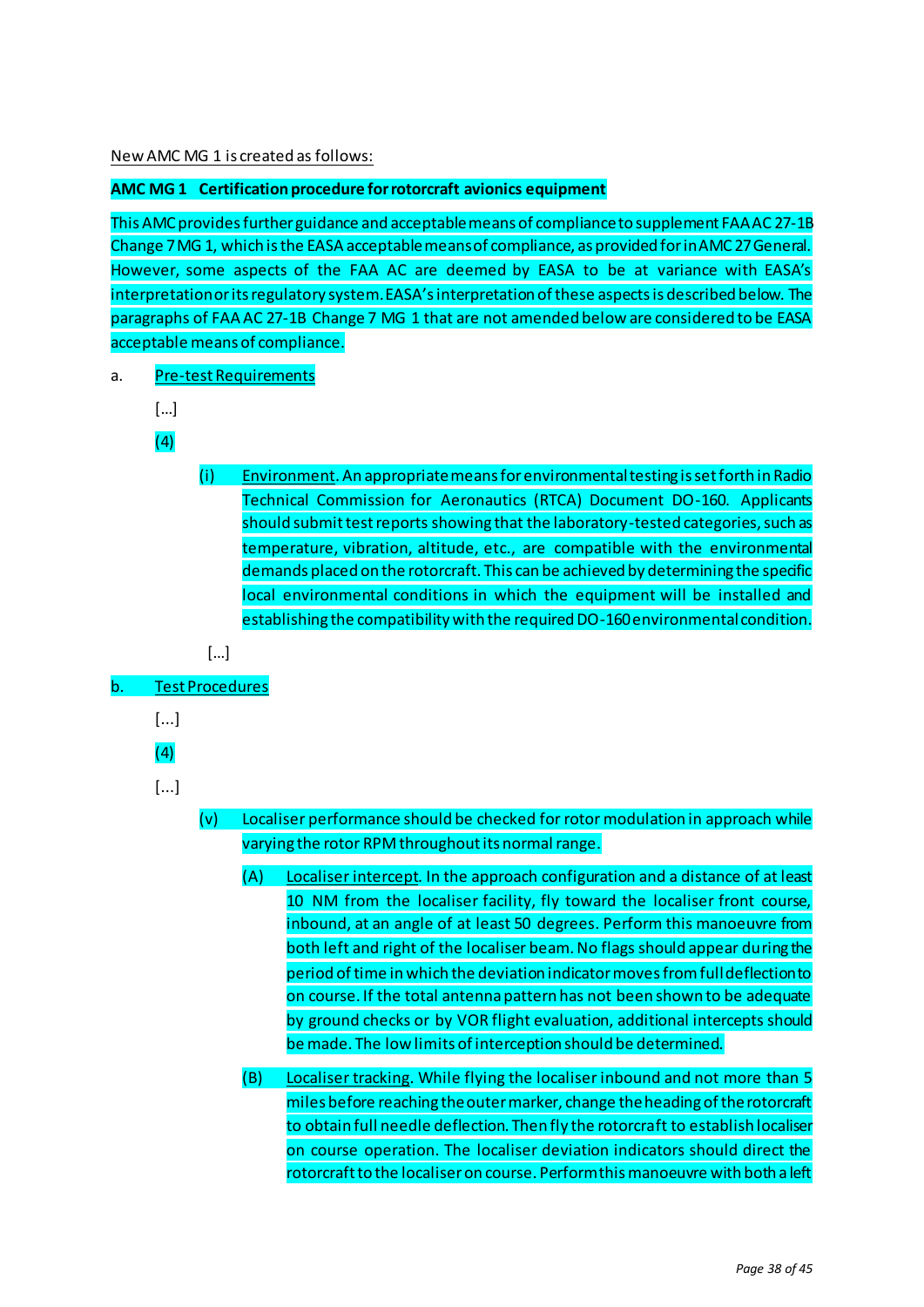New AMC MG 1 is created as follows:

**AMC MG 1 Certification procedure for rotorcraft avionics equipment**

This AMC provides further guidance and acceptable means of compliance to supplement FAA AC 27-1B Change 7 MG 1, which is the EASA acceptable means of compliance, as provided for in AMC 27 General. However, some aspects of the FAA AC are deemed by EASA to be at variance with EASA's interpretation or its regulatory system. EASA's interpretation of these aspects is described below. The paragraphs of FAA AC 27-1B Change 7 MG 1 that are not amended below are considered to be EASA acceptable means of compliance.

a. Pre-test Requirements

[...]

(4)

(i) Environment. An appropriate means for environmental testing is set forth in Radio Technical Commission for Aeronautics (RTCA) Document DO-160. Applicants should submit test reports showing that the laboratory-tested categories, such as temperature, vibration, altitude, etc., are compatible with the environmental demands placed on the rotorcraft. This can be achieved by determining the specific local environmental conditions in which the equipment will be installed and establishing the compatibility with the required DO-160 environmental condition.

[...]

b. Test Procedures

[...]

(4)

[...]

(v) Localiser performance should be checked for rotor modulation in approach while varying the rotor RPM throughout its normal range.

(A) Localiser intercept. In the approach configuration and a distance of at least 10 NM from the localiser facility, fly toward the localiser front course, inbound, at an angle of at least 50 degrees. Perform this manoeuvre from both left and right of the localiser beam. No flags should appear during the period of time in which the deviation indicator moves from full deflection to on course. If the total antenna pattern has not been shown to be adequate by ground checks or by VOR flight evaluation, additional intercepts should be made. The low limits of interception should be determined.

(B) Localiser tracking. While flying the localiser inbound and not more than 5 miles before reaching the outer marker, change the heading of the rotorcraft to obtain full needle deflection. Then fly the rotorcraft to establish localiser on course operation. The localiser deviation indicators should direct the rotorcraft to the localiser on course. Perform this manoeuvre with both a left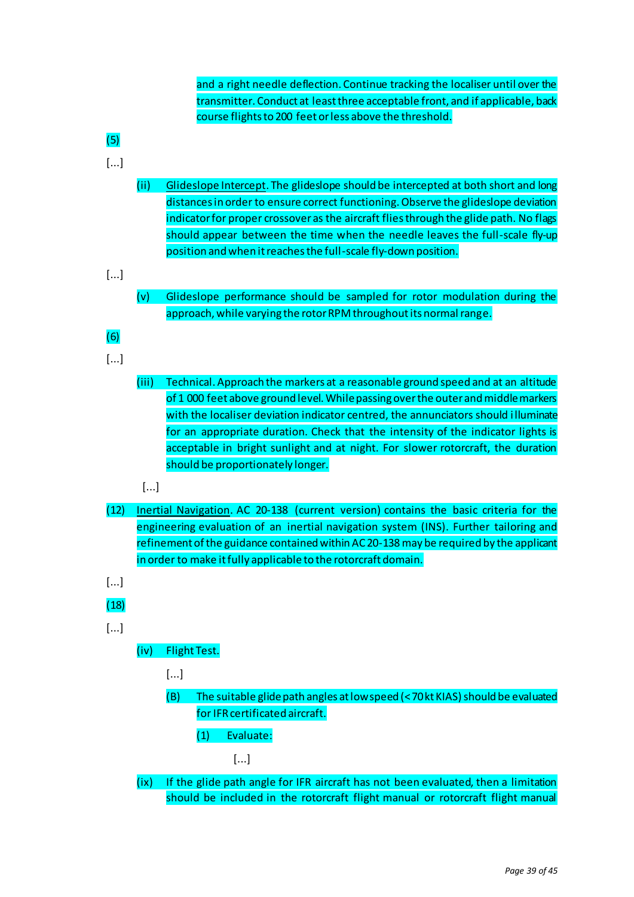and a right needle deflection. Continue tracking the localiser until over the transmitter. Conduct at least three acceptable front, and if applicable, back course flights to 200 feet or less above the threshold.

(5)

[...]

(ii) Glideslope Intercept. The glideslope should be intercepted at both short and long distances in order to ensure correct functioning. Observe the glideslope deviation indicator for proper crossover as the aircraft flies through the glide path. No flags should appear between the time when the needle leaves the full-scale fly-up position and when it reaches the full-scale fly-down position.

[...]

(v) Glideslope performance should be sampled for rotor modulation during the approach, while varying the rotor RPM throughout its normal range.

(6)

[...]

(iii) Technical. Approach the markers at a reasonable ground speed and at an altitude of 1 000 feet above ground level. While passing over the outer and middle markers with the localiser deviation indicator centred, the annunciators should illuminate for an appropriate duration. Check that the intensity of the indicator lights is acceptable in bright sunlight and at night. For slower rotorcraft, the duration should be proportionately longer.

[...]

(12) Inertial Navigation. AC 20-138 (current version) contains the basic criteria for the engineering evaluation of an inertial navigation system (INS). Further tailoring and refinement of the guidance contained within AC 20-138 may be required by the applicant in order to make it fully applicable to the rotorcraft domain.

[...]

(18)

[...]

(iv) Flight Test.

[...]

(B) The suitable glide path angles at low speed (< 70 kt KIAS) should be evaluated for IFR certificated aircraft.

(1) Evaluate:

[...]

(ix) If the glide path angle for IFR aircraft has not been evaluated, then a limitation should be included in the rotorcraft flight manual or rotorcraft flight manual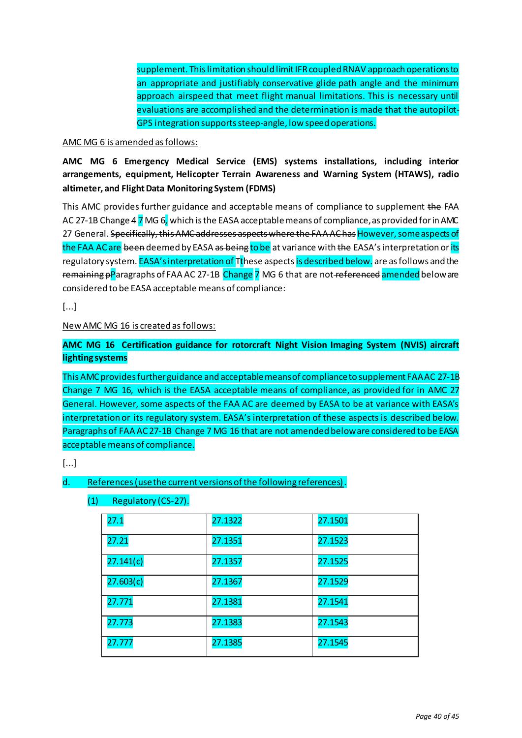supplement. This limitation should limit IFR coupled RNAV approach operations to an appropriate and justifiably conservative glide path angle and the minimum approach airspeed that meet flight manual limitations. This is necessary until evaluations are accomplished and the determination is made that the autopilot-GPS integration supports steep-angle, low speed operations.

AMC MG 6 is amended as follows:

**AMC MG 6 Emergency Medical Service (EMS) systems installations, including interior arrangements, equipment, Helicopter Terrain Awareness and Warning System (HTAWS), radio altimeter, and Flight Data Monitoring System (FDMS)**

This AMC provides further guidance and acceptable means of compliance to supplement ~~the~~ FAA AC 27-1B Change ~~4~~ 7 MG 6, which is the EASA acceptable means of compliance, as provided for in AMC 27 General. ~~Specifically, this AMC addresses aspects where the FAA AC has~~ However, some aspects of the FAA AC are ~~been~~ deemed by EASA ~~as being~~ to be at variance with ~~the~~ EASA's interpretation or its regulatory system. EASA's interpretation of ~~T~~these aspects is described below. ~~are as follows and the remaining p~~Paragraphs of FAA AC 27-1B Change 7 MG 6 that are not ~~referenced~~ amended below are considered to be EASA acceptable means of compliance:

[...]

New AMC MG 16 is created as follows:

**AMC MG 16 Certification guidance for rotorcraft Night Vision Imaging System (NVIS) aircraft lighting systems**

This AMC provides further guidance and acceptable means of compliance to supplement FAA AC 27-1B Change 7 MG 16, which is the EASA acceptable means of compliance, as provided for in AMC 27 General. However, some aspects of the FAA AC are deemed by EASA to be at variance with EASA's interpretation or its regulatory system. EASA's interpretation of these aspects is described below. Paragraphs of FAA AC 27-1B Change 7 MG 16 that are not amended below are considered to be EASA acceptable means of compliance.

[...]

d. References (use the current versions of the following references).

(1) Regulatory (CS-27).

| | | |
|---|---|---|
| 27.1 | 27.1322 | 27.1501 |
| 27.21 | 27.1351 | 27.1523 |
| 27.141(c) | 27.1357 | 27.1525 |
| 27.603(c) | 27.1367 | 27.1529 |
| 27.771 | 27.1381 | 27.1541 |
| 27.773 | 27.1383 | 27.1543 |
| 27.777 | 27.1385 | 27.1545 |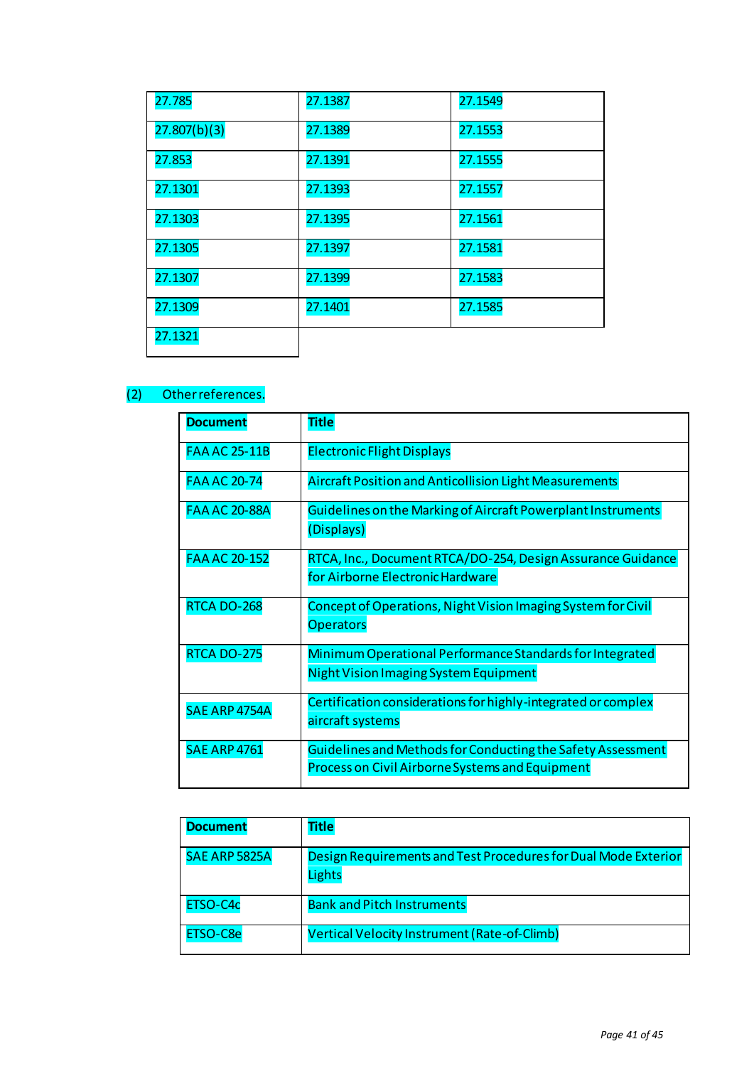| | | |
|---|---|---|
| 27.785 | 27.1387 | 27.1549 |
| 27.807(b)(3) | 27.1389 | 27.1553 |
| 27.853 | 27.1391 | 27.1555 |
| 27.1301 | 27.1393 | 27.1557 |
| 27.1303 | 27.1395 | 27.1561 |
| 27.1305 | 27.1397 | 27.1581 |
| 27.1307 | 27.1399 | 27.1583 |
| 27.1309 | 27.1401 | 27.1585 |
| 27.1321 | | |

(2) Other references.

| **Document** | **Title** |
|---|---|
| FAA AC 25-11B | Electronic Flight Displays |
| FAA AC 20-74 | Aircraft Position and Anticollision Light Measurements |
| FAA AC 20-88A | Guidelines on the Marking of Aircraft Powerplant Instruments (Displays) |
| FAA AC 20-152 | RTCA, Inc., Document RTCA/DO-254, Design Assurance Guidance for Airborne Electronic Hardware |
| RTCA DO-268 | Concept of Operations, Night Vision Imaging System for Civil Operators |
| RTCA DO-275 | Minimum Operational Performance Standards for Integrated Night Vision Imaging System Equipment |
| SAE ARP 4754A | Certification considerations for highly-integrated or complex aircraft systems |
| SAE ARP 4761 | Guidelines and Methods for Conducting the Safety Assessment Process on Civil Airborne Systems and Equipment |
| SAE ARP 5825A | Design Requirements and Test Procedures for Dual Mode Exterior Lights |
| ETSO-C4c | Bank and Pitch Instruments |
| ETSO-C8e | Vertical Velocity Instrument (Rate-of-Climb) |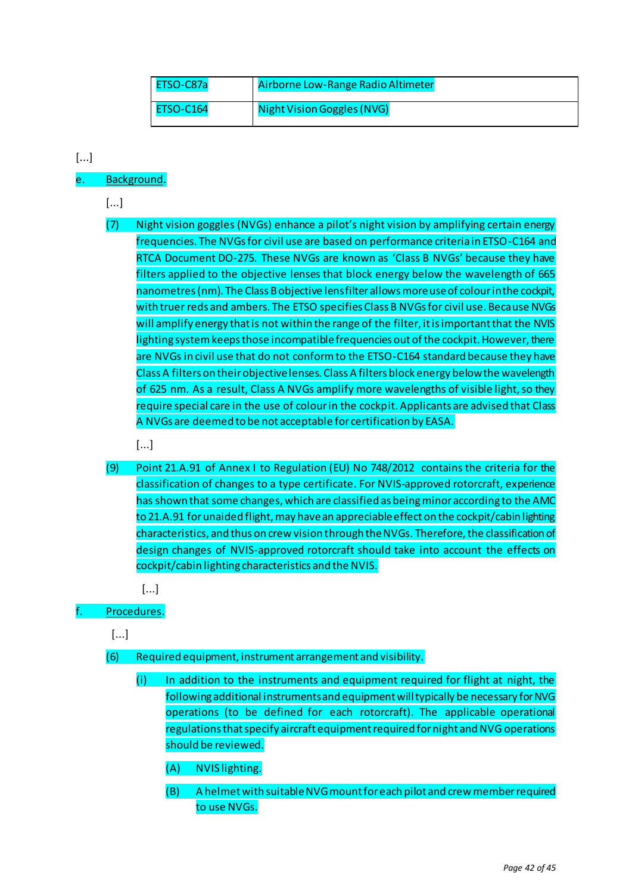| | |
|---|---|
| ETSO-C87a | Airborne Low-Range Radio Altimeter |
| ETSO-C164 | Night Vision Goggles (NVG) |

[...]

e. Background.

[...]

(7) Night vision goggles (NVGs) enhance a pilot's night vision by amplifying certain energy frequencies. The NVGs for civil use are based on performance criteria in ETSO-C164 and RTCA Document DO-275. These NVGs are known as 'Class B NVGs' because they have filters applied to the objective lenses that block energy below the wavelength of 665 nanometres (nm). The Class B objective lens filter allows more use of colour in the cockpit, with truer reds and ambers. The ETSO specifies Class B NVGs for civil use. Because NVGs will amplify energy that is not within the range of the filter, it is important that the NVIS lighting system keeps those incompatible frequencies out of the cockpit. However, there are NVGs in civil use that do not conform to the ETSO-C164 standard because they have Class A filters on their objective lenses. Class A filters block energy below the wavelength of 625 nm. As a result, Class A NVGs amplify more wavelengths of visible light, so they require special care in the use of colour in the cockpit. Applicants are advised that Class A NVGs are deemed to be not acceptable for certification by EASA.

[...]

(9) Point 21.A.91 of Annex I to Regulation (EU) No 748/2012 contains the criteria for the classification of changes to a type certificate. For NVIS-approved rotorcraft, experience has shown that some changes, which are classified as being minor according to the AMC to 21.A.91 for unaided flight, may have an appreciable effect on the cockpit/cabin lighting characteristics, and thus on crew vision through the NVGs. Therefore, the classification of design changes of NVIS-approved rotorcraft should take into account the effects on cockpit/cabin lighting characteristics and the NVIS.

[...]

f. Procedures.

[...]

(6) Required equipment, instrument arrangement and visibility.

(i) In addition to the instruments and equipment required for flight at night, the following additional instruments and equipment will typically be necessary for NVG operations (to be defined for each rotorcraft). The applicable operational regulations that specify aircraft equipment required for night and NVG operations should be reviewed.

(A) NVIS lighting.

(B) A helmet with suitable NVG mount for each pilot and crew member required to use NVGs.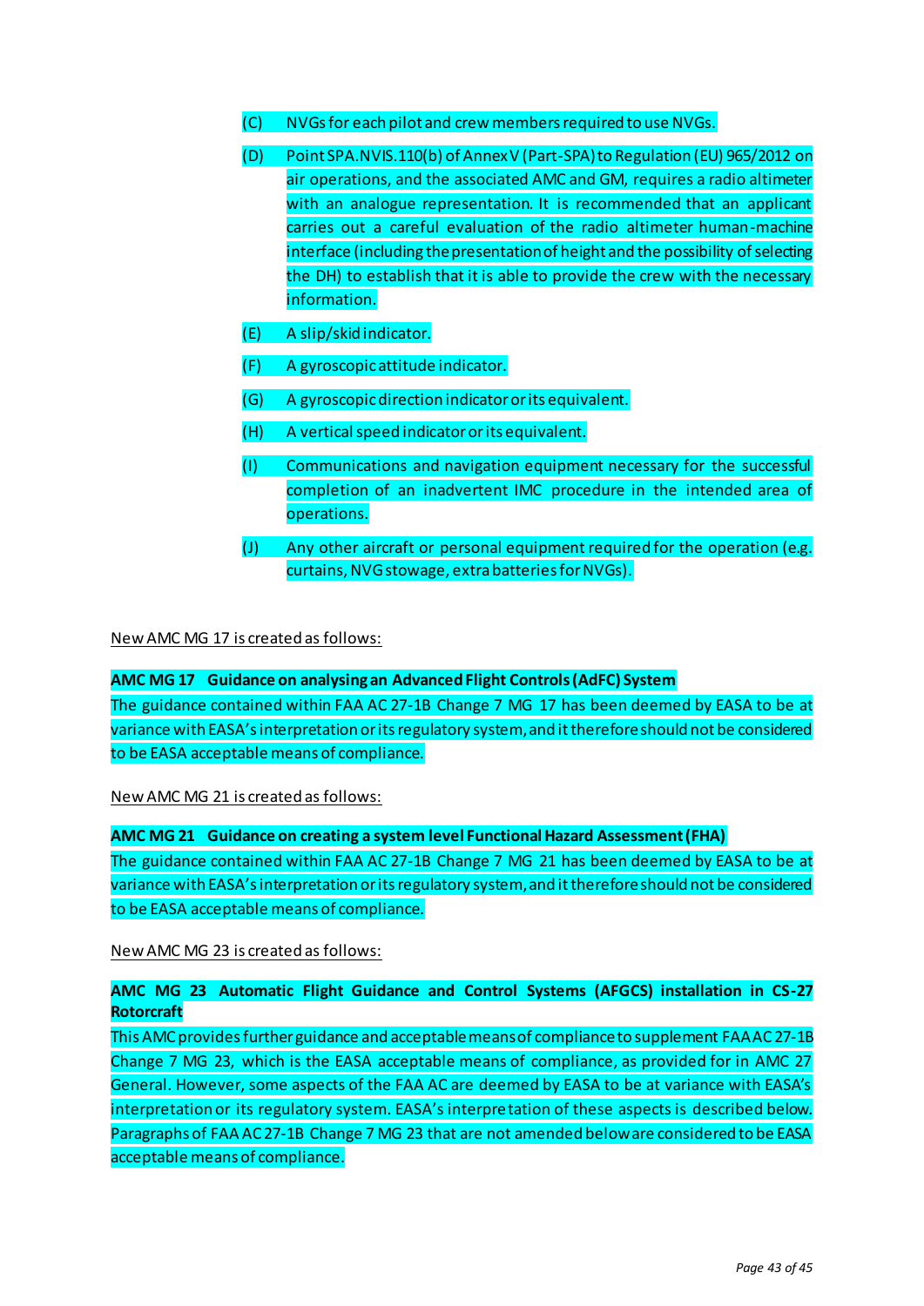(C) NVGs for each pilot and crew members required to use NVGs.

(D) Point SPA.NVIS.110(b) of Annex V (Part-SPA) to Regulation (EU) 965/2012 on air operations, and the associated AMC and GM, requires a radio altimeter with an analogue representation. It is recommended that an applicant carries out a careful evaluation of the radio altimeter human-machine interface (including the presentation of height and the possibility of selecting the DH) to establish that it is able to provide the crew with the necessary information.

(E) A slip/skid indicator.

(F) A gyroscopic attitude indicator.

(G) A gyroscopic direction indicator or its equivalent.

(H) A vertical speed indicator or its equivalent.

(I) Communications and navigation equipment necessary for the successful completion of an inadvertent IMC procedure in the intended area of operations.

(J) Any other aircraft or personal equipment required for the operation (e.g. curtains, NVG stowage, extra batteries for NVGs).

New AMC MG 17 is created as follows:

**AMC MG 17 Guidance on analysing an Advanced Flight Controls (AdFC) System**

The guidance contained within FAA AC 27-1B Change 7 MG 17 has been deemed by EASA to be at variance with EASA's interpretation or its regulatory system, and it therefore should not be considered to be EASA acceptable means of compliance.

New AMC MG 21 is created as follows:

**AMC MG 21 Guidance on creating a system level Functional Hazard Assessment (FHA)**

The guidance contained within FAA AC 27-1B Change 7 MG 21 has been deemed by EASA to be at variance with EASA's interpretation or its regulatory system, and it therefore should not be considered to be EASA acceptable means of compliance.

New AMC MG 23 is created as follows:

**AMC MG 23 Automatic Flight Guidance and Control Systems (AFGCS) installation in CS-27 Rotorcraft**

This AMC provides further guidance and acceptable means of compliance to supplement FAA AC 27-1B Change 7 MG 23, which is the EASA acceptable means of compliance, as provided for in AMC 27 General. However, some aspects of the FAA AC are deemed by EASA to be at variance with EASA's interpretation or its regulatory system. EASA's interpretation of these aspects is described below. Paragraphs of FAA AC 27-1B Change 7 MG 23 that are not amended below are considered to be EASA acceptable means of compliance.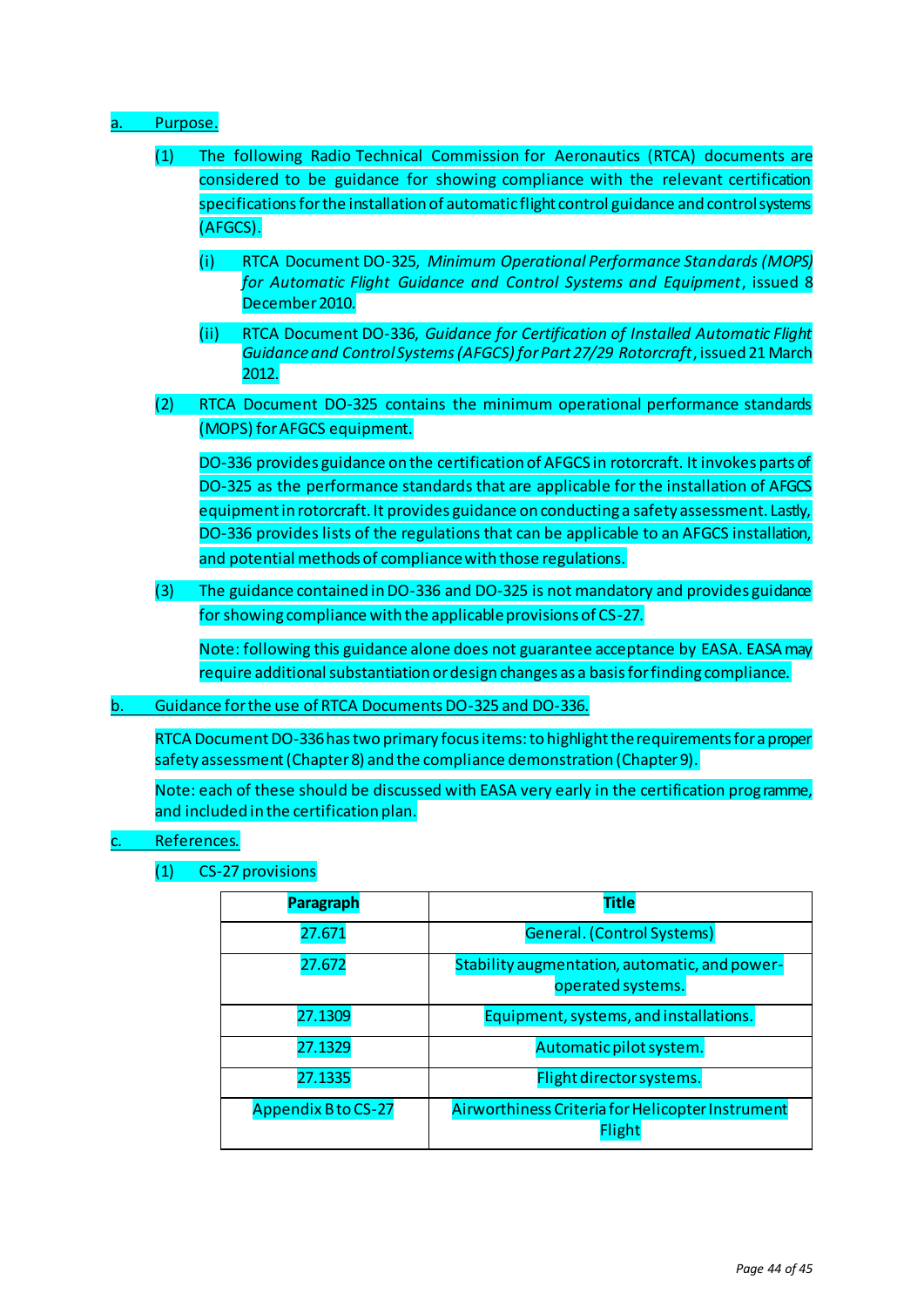a. Purpose.

(1) The following Radio Technical Commission for Aeronautics (RTCA) documents are considered to be guidance for showing compliance with the relevant certification specifications for the installation of automatic flight control guidance and control systems (AFGCS).

(i) RTCA Document DO-325, *Minimum Operational Performance Standards (MOPS) for Automatic Flight Guidance and Control Systems and Equipment*, issued 8 December 2010.

(ii) RTCA Document DO-336, *Guidance for Certification of Installed Automatic Flight Guidance and Control Systems (AFGCS) for Part 27/29 Rotorcraft*, issued 21 March 2012.

(2) RTCA Document DO-325 contains the minimum operational performance standards (MOPS) for AFGCS equipment.

DO-336 provides guidance on the certification of AFGCS in rotorcraft. It invokes parts of DO-325 as the performance standards that are applicable for the installation of AFGCS equipment in rotorcraft. It provides guidance on conducting a safety assessment. Lastly, DO-336 provides lists of the regulations that can be applicable to an AFGCS installation, and potential methods of compliance with those regulations.

(3) The guidance contained in DO-336 and DO-325 is not mandatory and provides guidance for showing compliance with the applicable provisions of CS-27.

Note: following this guidance alone does not guarantee acceptance by EASA. EASA may require additional substantiation or design changes as a basis for finding compliance.

b. Guidance for the use of RTCA Documents DO-325 and DO-336.

RTCA Document DO-336 has two primary focus items: to highlight the requirements for a proper safety assessment (Chapter 8) and the compliance demonstration (Chapter 9).

Note: each of these should be discussed with EASA very early in the certification programme, and included in the certification plan.

c. References.

(1) CS-27 provisions

| Paragraph | Title |
|---|---|
| 27.671 | General. (Control Systems) |
| 27.672 | Stability augmentation, automatic, and power-operated systems. |
| 27.1309 | Equipment, systems, and installations. |
| 27.1329 | Automatic pilot system. |
| 27.1335 | Flight director systems. |
| Appendix B to CS-27 | Airworthiness Criteria for Helicopter Instrument Flight |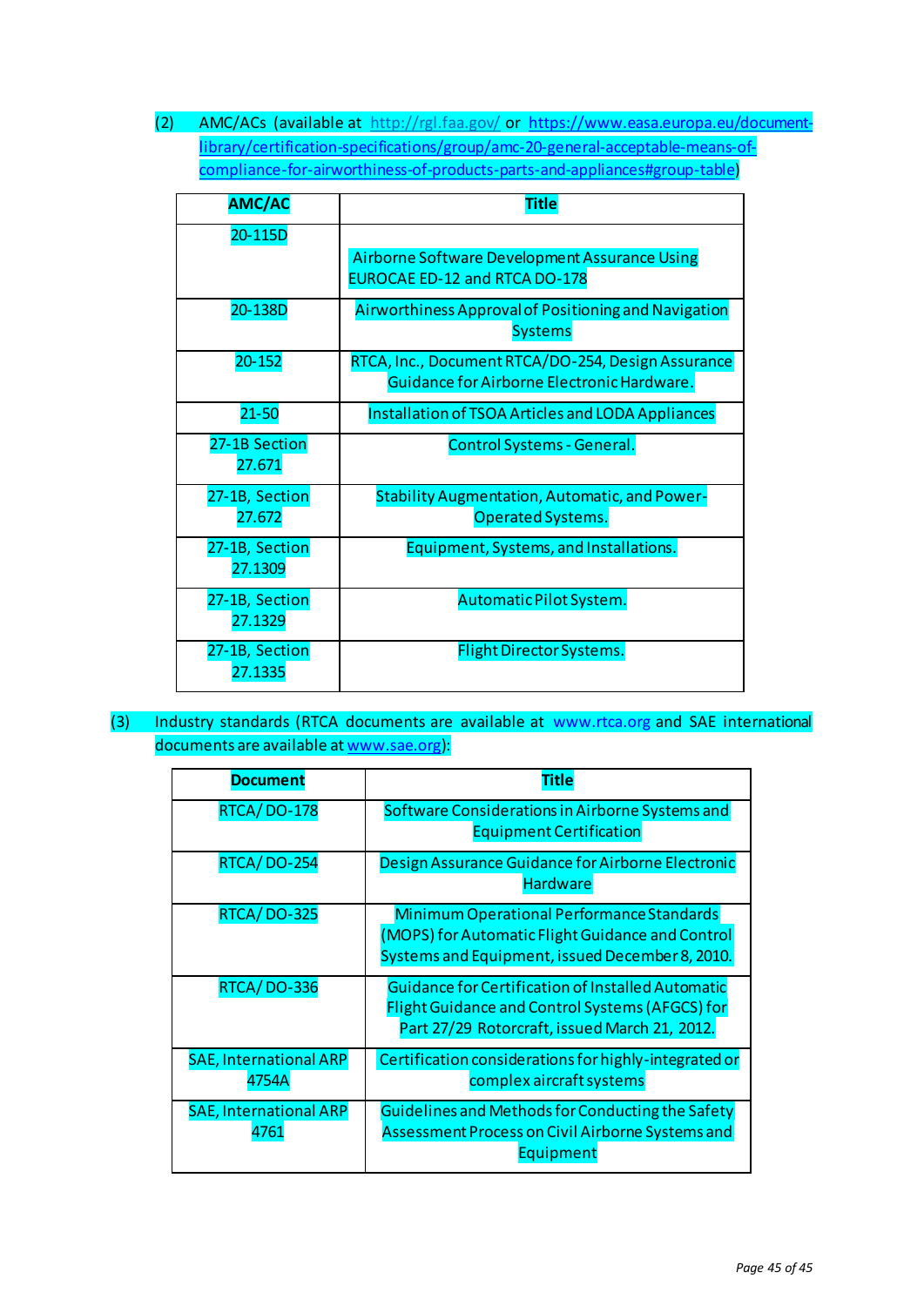(2) AMC/ACs (available at http://rgl.faa.gov/ or https://www.easa.europa.eu/document-library/certification-specifications/group/amc-20-general-acceptable-means-of-compliance-for-airworthiness-of-products-parts-and-appliances#group-table)

| **AMC/AC** | **Title** |
| --- | --- |
| 20-115D | Airborne Software Development Assurance Using EUROCAE ED-12 and RTCA DO-178 |
| 20-138D | Airworthiness Approval of Positioning and Navigation Systems |
| 20-152 | RTCA, Inc., Document RTCA/DO-254, Design Assurance Guidance for Airborne Electronic Hardware. |
| 21-50 | Installation of TSOA Articles and LODA Appliances |
| 27-1B Section 27.671 | Control Systems - General. |
| 27-1B, Section 27.672 | Stability Augmentation, Automatic, and Power-Operated Systems. |
| 27-1B, Section 27.1309 | Equipment, Systems, and Installations. |
| 27-1B, Section 27.1329 | Automatic Pilot System. |
| 27-1B, Section 27.1335 | Flight Director Systems. |

(3) Industry standards (RTCA documents are available at www.rtca.org and SAE international documents are available at www.sae.org):

| **Document** | **Title** |
| --- | --- |
| RTCA/ DO-178 | Software Considerations in Airborne Systems and Equipment Certification |
| RTCA/ DO-254 | Design Assurance Guidance for Airborne Electronic Hardware |
| RTCA/ DO-325 | Minimum Operational Performance Standards (MOPS) for Automatic Flight Guidance and Control Systems and Equipment, issued December 8, 2010. |
| RTCA/ DO-336 | Guidance for Certification of Installed Automatic Flight Guidance and Control Systems (AFGCS) for Part 27/29 Rotorcraft, issued March 21, 2012. |
| SAE, International ARP 4754A | Certification considerations for highly-integrated or complex aircraft systems |
| SAE, International ARP 4761 | Guidelines and Methods for Conducting the Safety Assessment Process on Civil Airborne Systems and Equipment |